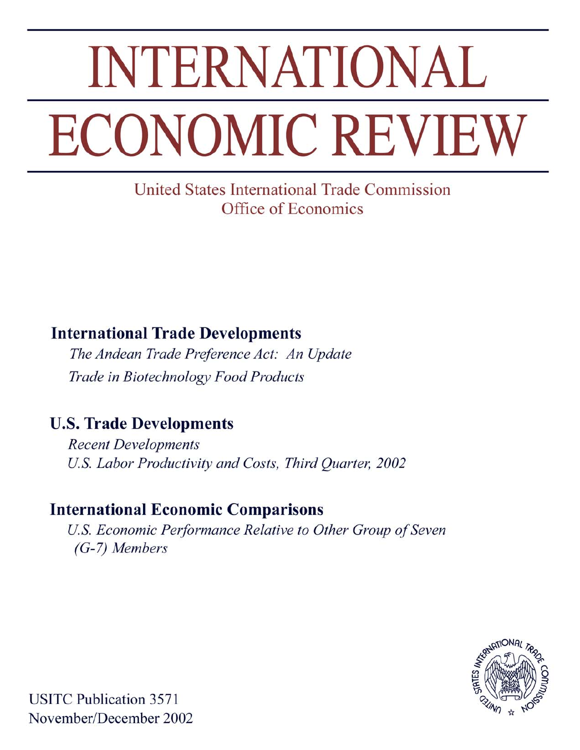# INTERNATIONAL ECONOMIC REVIEW

United States International Trade Commission
Office of Economics

## International Trade Developments

*The Andean Trade Preference Act: An Update*

*Trade in Biotechnology Food Products*

## U.S. Trade Developments

*Recent Developments*

*U.S. Labor Productivity and Costs, Third Quarter, 2002*

## International Economic Comparisons

*U.S. Economic Performance Relative to Other Group of Seven (G-7) Members*

USITC Publication 3571
November/December 2002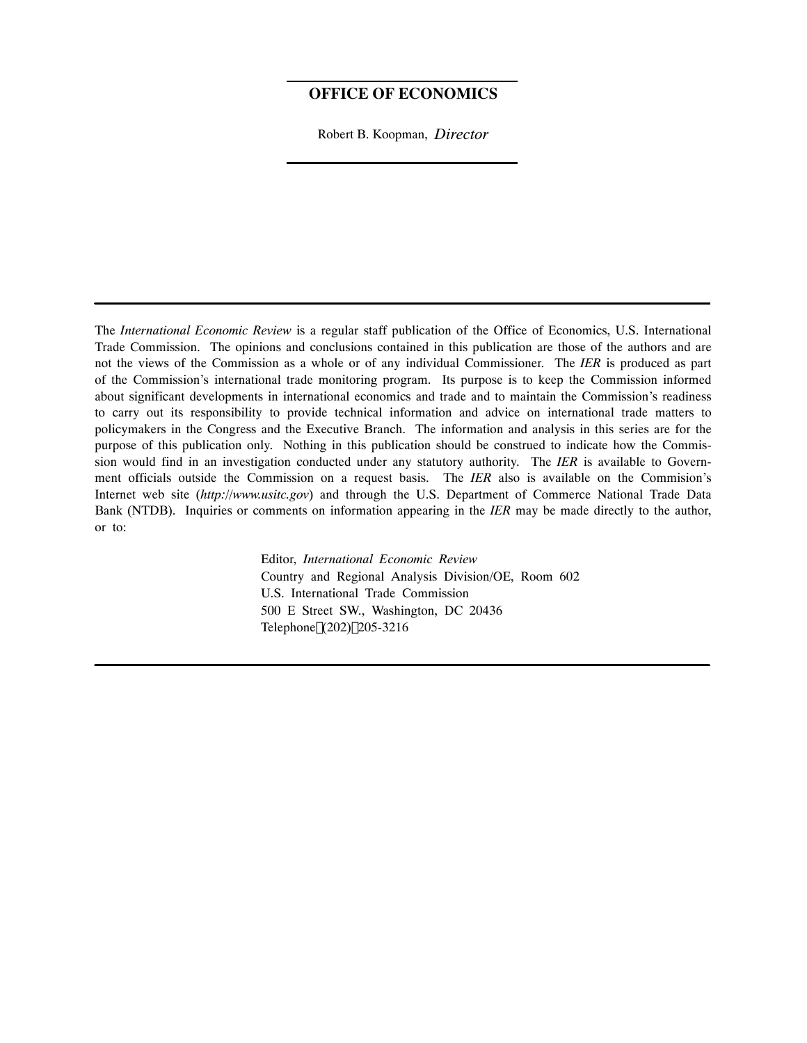**OFFICE OF ECONOMICS**

Robert B. Koopman, *Director*

---

The *International Economic Review* is a regular staff publication of the Office of Economics, U.S. International Trade Commission. The opinions and conclusions contained in this publication are those of the authors and are not the views of the Commission as a whole or of any individual Commissioner. The *IER* is produced as part of the Commission's international trade monitoring program. Its purpose is to keep the Commission informed about significant developments in international economics and trade and to maintain the Commission's readiness to carry out its responsibility to provide technical information and advice on international trade matters to policymakers in the Congress and the Executive Branch. The information and analysis in this series are for the purpose of this publication only. Nothing in this publication should be construed to indicate how the Commission would find in an investigation conducted under any statutory authority. The *IER* is available to Government officials outside the Commission on a request basis. The *IER* also is available on the Commision's Internet web site (*http://www.usitc.gov*) and through the U.S. Department of Commerce National Trade Data Bank (NTDB). Inquiries or comments on information appearing in the *IER* may be made directly to the author, or to:

Editor, *International Economic Review*
Country and Regional Analysis Division/OE, Room 602
U.S. International Trade Commission
500 E Street SW., Washington, DC 20436
Telephone (202) 205-3216

---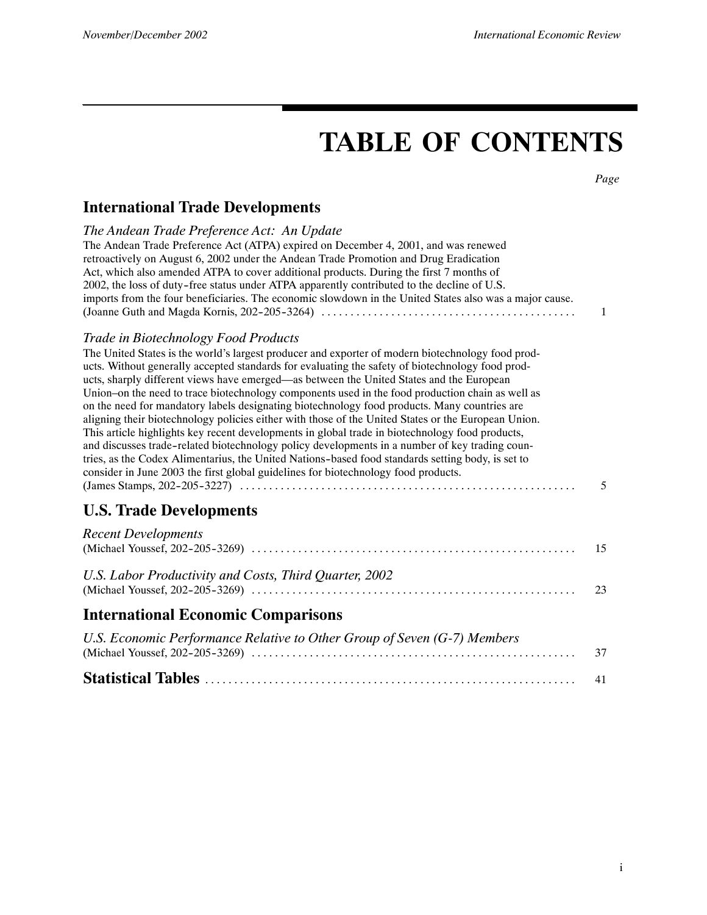# TABLE OF CONTENTS

*Page*

## International Trade Developments

*The Andean Trade Preference Act: An Update*

The Andean Trade Preference Act (ATPA) expired on December 4, 2001, and was renewed retroactively on August 6, 2002 under the Andean Trade Promotion and Drug Eradication Act, which also amended ATPA to cover additional products. During the first 7 months of 2002, the loss of duty-free status under ATPA apparently contributed to the decline of U.S. imports from the four beneficiaries. The economic slowdown in the United States also was a major cause. (Joanne Guth and Magda Kornis, 202-205-3264) . . . . . . . . . . . . . . . . . . . . . . . . . . . . . . . . . . . . . . . . . . . 1

*Trade in Biotechnology Food Products*

The United States is the world's largest producer and exporter of modern biotechnology food products. Without generally accepted standards for evaluating the safety of biotechnology food products, sharply different views have emerged—as between the United States and the European Union–on the need to trace biotechnology components used in the food production chain as well as on the need for mandatory labels designating biotechnology food products. Many countries are aligning their biotechnology policies either with those of the United States or the European Union. This article highlights key recent developments in global trade in biotechnology food products, and discusses trade-related biotechnology policy developments in a number of key trading countries, as the Codex Alimentarius, the United Nations-based food standards setting body, is set to consider in June 2003 the first global guidelines for biotechnology food products. (James Stamps, 202-205-3227) . . . . . . . . . . . . . . . . . . . . . . . . . . . . . . . . . . . . . . . . . . . . . . . . . . . . . . . . 5

## U.S. Trade Developments

*Recent Developments*
(Michael Youssef, 202-205-3269) . . . . . . . . . . . . . . . . . . . . . . . . . . . . . . . . . . . . . . . . . . . . . . . . . . . . . . . 15

*U.S. Labor Productivity and Costs, Third Quarter, 2002*
(Michael Youssef, 202-205-3269) . . . . . . . . . . . . . . . . . . . . . . . . . . . . . . . . . . . . . . . . . . . . . . . . . . . . . . . 23

## International Economic Comparisons

*U.S. Economic Performance Relative to Other Group of Seven (G-7) Members*
(Michael Youssef, 202-205-3269) . . . . . . . . . . . . . . . . . . . . . . . . . . . . . . . . . . . . . . . . . . . . . . . . . . . . . . . 37

## Statistical Tables . . . . . . . . . . . . . . . . . . . . . . . . . . . . . . . . . . . . . . . . . . . . . . . . . . . . . . . . . . . . . . . 41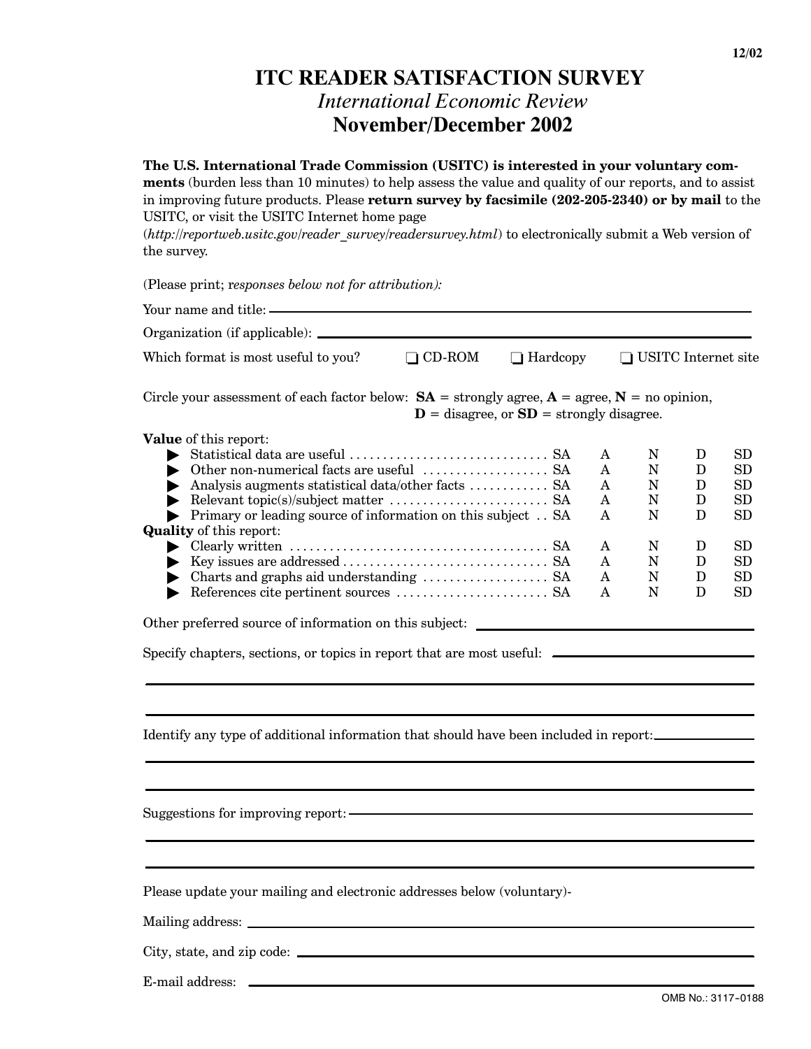12/02

# ITC READER SATISFACTION SURVEY

## *International Economic Review*

## November/December 2002

**The U.S. International Trade Commission (USITC) is interested in your voluntary comments** (burden less than 10 minutes) to help assess the value and quality of our reports, and to assist in improving future products. Please **return survey by facsimile (202-205-2340) or by mail** to the USITC, or visit the USITC Internet home page (*http://reportweb.usitc.gov/reader_survey/readersurvey.html*) to electronically submit a Web version of the survey.

(Please print; r*esponses below not for attribution):*

Your name and title: ______________________________

Organization (if applicable): ______________________________

Which format is most useful to you? ❑ CD-ROM ❑ Hardcopy ❑ USITC Internet site

Circle your assessment of each factor below: **SA** = strongly agree, **A** = agree, **N** = no opinion, **D** = disagree, or **SD** = strongly disagree.

| | | | | | |
|---|---|---|---|---|---|
| **Value** of this report: | | | | | |
| ▶ Statistical data are useful | SA | A | N | D | SD |
| ▶ Other non-numerical facts are useful | SA | A | N | D | SD |
| ▶ Analysis augments statistical data/other facts | SA | A | N | D | SD |
| ▶ Relevant topic(s)/subject matter | SA | A | N | D | SD |
| ▶ Primary or leading source of information on this subject | SA | A | N | D | SD |
| **Quality** of this report: | | | | | |
| ▶ Clearly written | SA | A | N | D | SD |
| ▶ Key issues are addressed | SA | A | N | D | SD |
| ▶ Charts and graphs aid understanding | SA | A | N | D | SD |
| ▶ References cite pertinent sources | SA | A | N | D | SD |

Other preferred source of information on this subject: ______________________________

Specify chapters, sections, or topics in report that are most useful: ______________________________

______________________________

______________________________

Identify any type of additional information that should have been included in report: ______________________________

______________________________

______________________________

Suggestions for improving report: ______________________________

______________________________

______________________________

Please update your mailing and electronic addresses below (voluntary)-

Mailing address: ______________________________

City, state, and zip code: ______________________________

E-mail address: ______________________________

OMB No.: 3117-0188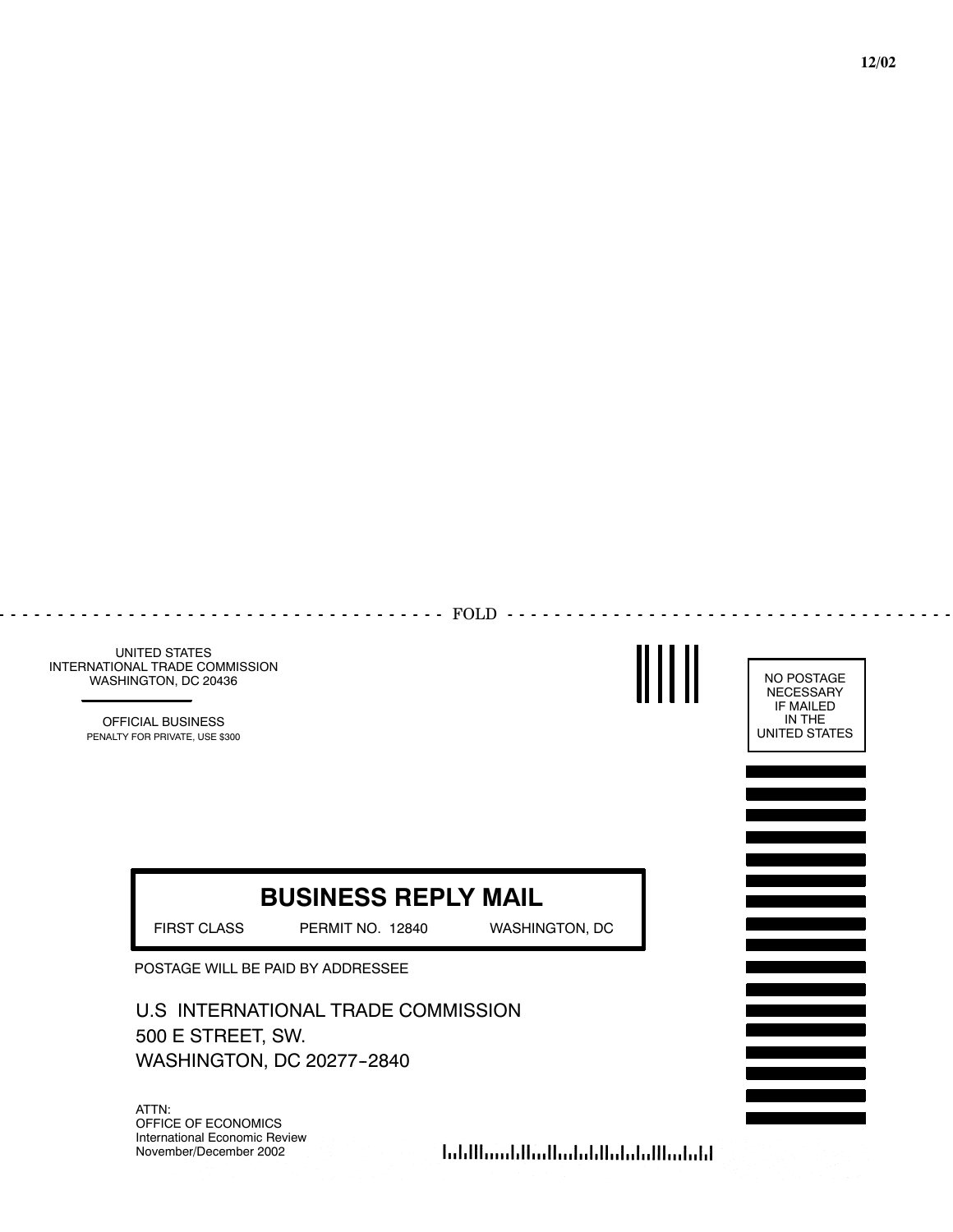12/02

FOLD

UNITED STATES
INTERNATIONAL TRADE COMMISSION
WASHINGTON, DC 20436

OFFICIAL BUSINESS
PENALTY FOR PRIVATE, USE $300

NO POSTAGE
NECESSARY
IF MAILED
IN THE
UNITED STATES

# BUSINESS REPLY MAIL

FIRST CLASS PERMIT NO. 12840 WASHINGTON, DC

POSTAGE WILL BE PAID BY ADDRESSEE

U.S INTERNATIONAL TRADE COMMISSION
500 E STREET, SW.
WASHINGTON, DC 20277-2840

ATTN:
OFFICE OF ECONOMICS
International Economic Review
November/December 2002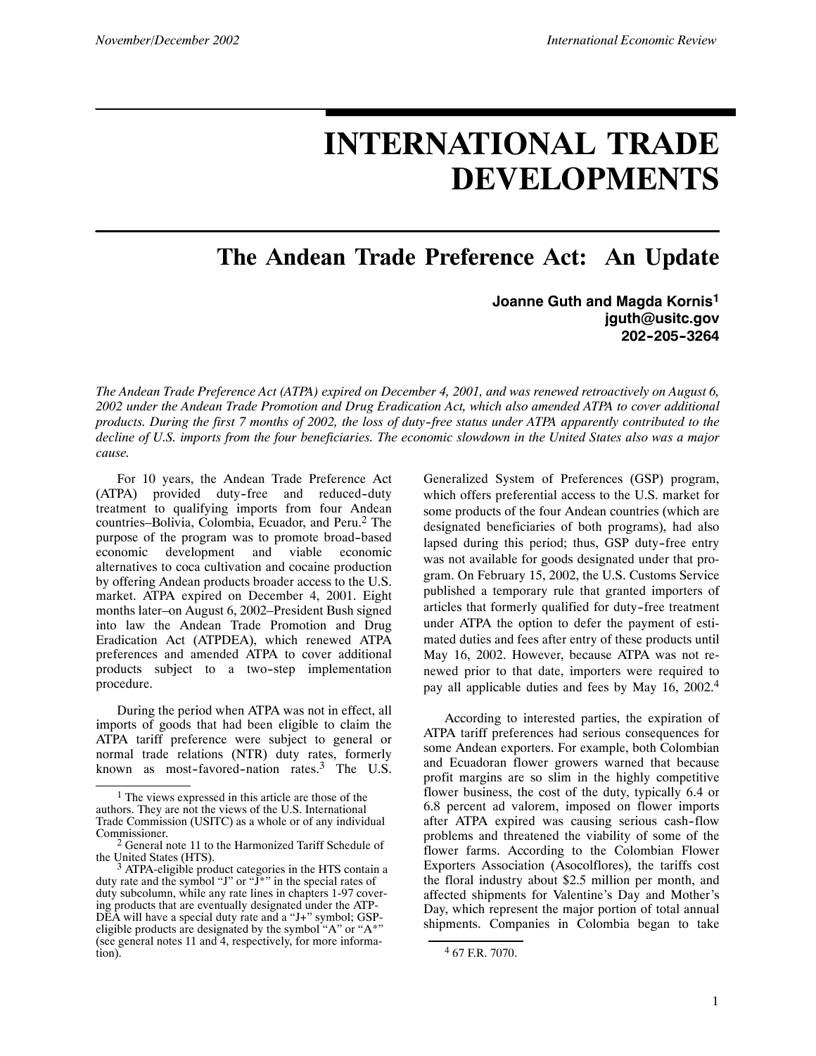# INTERNATIONAL TRADE DEVELOPMENTS

## The Andean Trade Preference Act: An Update

**Joanne Guth and Magda Kornis[1]**
**jguth@usitc.gov**
**202-205-3264**

*The Andean Trade Preference Act (ATPA) expired on December 4, 2001, and was renewed retroactively on August 6, 2002 under the Andean Trade Promotion and Drug Eradication Act, which also amended ATPA to cover additional products. During the first 7 months of 2002, the loss of duty-free status under ATPA apparently contributed to the decline of U.S. imports from the four beneficiaries. The economic slowdown in the United States also was a major cause.*

For 10 years, the Andean Trade Preference Act (ATPA) provided duty-free and reduced-duty treatment to qualifying imports from four Andean countries–Bolivia, Colombia, Ecuador, and Peru.[2] The purpose of the program was to promote broad-based economic development and viable economic alternatives to coca cultivation and cocaine production by offering Andean products broader access to the U.S. market. ATPA expired on December 4, 2001. Eight months later–on August 6, 2002–President Bush signed into law the Andean Trade Promotion and Drug Eradication Act (ATPDEA), which renewed ATPA preferences and amended ATPA to cover additional products subject to a two-step implementation procedure.

During the period when ATPA was not in effect, all imports of goods that had been eligible to claim the ATPA tariff preference were subject to general or normal trade relations (NTR) duty rates, formerly known as most-favored-nation rates.[3] The U.S. Generalized System of Preferences (GSP) program, which offers preferential access to the U.S. market for some products of the four Andean countries (which are designated beneficiaries of both programs), had also lapsed during this period; thus, GSP duty-free entry was not available for goods designated under that program. On February 15, 2002, the U.S. Customs Service published a temporary rule that granted importers of articles that formerly qualified for duty-free treatment under ATPA the option to defer the payment of estimated duties and fees after entry of these products until May 16, 2002. However, because ATPA was not renewed prior to that date, importers were required to pay all applicable duties and fees by May 16, 2002.[4]

According to interested parties, the expiration of ATPA tariff preferences had serious consequences for some Andean exporters. For example, both Colombian and Ecuadoran flower growers warned that because profit margins are so slim in the highly competitive flower business, the cost of the duty, typically 6.4 or 6.8 percent ad valorem, imposed on flower imports after ATPA expired was causing serious cash-flow problems and threatened the viability of some of the flower farms. According to the Colombian Flower Exporters Association (Asocolflores), the tariffs cost the floral industry about $2.5 million per month, and affected shipments for Valentine's Day and Mother's Day, which represent the major portion of total annual shipments. Companies in Colombia began to take

---

[1] The views expressed in this article are those of the authors. They are not the views of the U.S. International Trade Commission (USITC) as a whole or of any individual Commissioner.

[2] General note 11 to the Harmonized Tariff Schedule of the United States (HTS).

[3] ATPA-eligible product categories in the HTS contain a duty rate and the symbol "J" or "J*" in the special rates of duty subcolumn, while any rate lines in chapters 1-97 covering products that are eventually designated under the ATPDEA will have a special duty rate and a "J+" symbol; GSP-eligible products are designated by the symbol "A" or "A*" (see general notes 11 and 4, respectively, for more information).

[4] 67 F.R. 7070.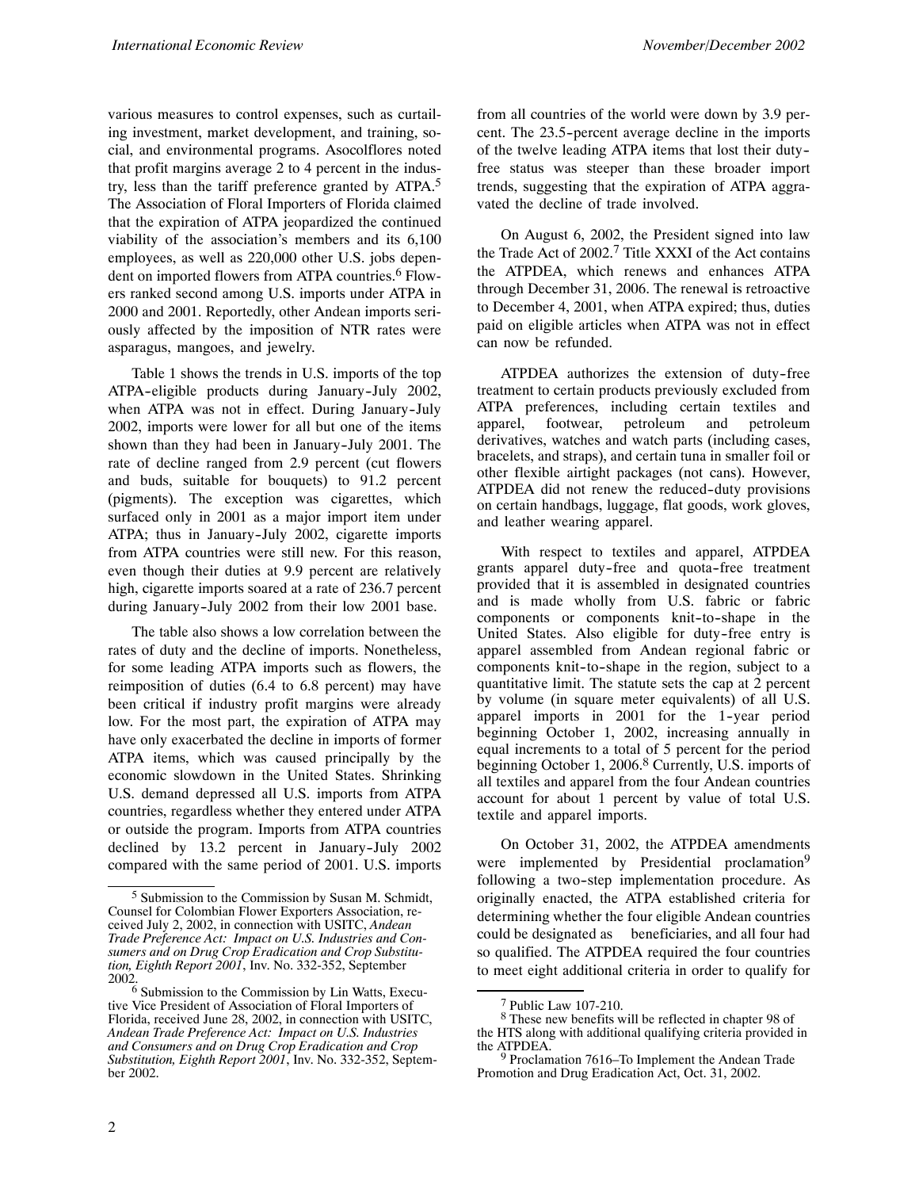various measures to control expenses, such as curtailing investment, market development, and training, social, and environmental programs. Asocolflores noted that profit margins average 2 to 4 percent in the industry, less than the tariff preference granted by ATPA.[5] The Association of Floral Importers of Florida claimed that the expiration of ATPA jeopardized the continued viability of the association's members and its 6,100 employees, as well as 220,000 other U.S. jobs dependent on imported flowers from ATPA countries.[6] Flowers ranked second among U.S. imports under ATPA in 2000 and 2001. Reportedly, other Andean imports seriously affected by the imposition of NTR rates were asparagus, mangoes, and jewelry.

Table 1 shows the trends in U.S. imports of the top ATPA-eligible products during January-July 2002, when ATPA was not in effect. During January-July 2002, imports were lower for all but one of the items shown than they had been in January-July 2001. The rate of decline ranged from 2.9 percent (cut flowers and buds, suitable for bouquets) to 91.2 percent (pigments). The exception was cigarettes, which surfaced only in 2001 as a major import item under ATPA; thus in January-July 2002, cigarette imports from ATPA countries were still new. For this reason, even though their duties at 9.9 percent are relatively high, cigarette imports soared at a rate of 236.7 percent during January-July 2002 from their low 2001 base.

The table also shows a low correlation between the rates of duty and the decline of imports. Nonetheless, for some leading ATPA imports such as flowers, the reimposition of duties (6.4 to 6.8 percent) may have been critical if industry profit margins were already low. For the most part, the expiration of ATPA may have only exacerbated the decline in imports of former ATPA items, which was caused principally by the economic slowdown in the United States. Shrinking U.S. demand depressed all U.S. imports from ATPA countries, regardless whether they entered under ATPA or outside the program. Imports from ATPA countries declined by 13.2 percent in January-July 2002 compared with the same period of 2001. U.S. imports from all countries of the world were down by 3.9 percent. The 23.5-percent average decline in the imports of the twelve leading ATPA items that lost their duty-free status was steeper than these broader import trends, suggesting that the expiration of ATPA aggravated the decline of trade involved.

On August 6, 2002, the President signed into law the Trade Act of 2002.[7] Title XXXI of the Act contains the ATPDEA, which renews and enhances ATPA through December 31, 2006. The renewal is retroactive to December 4, 2001, when ATPA expired; thus, duties paid on eligible articles when ATPA was not in effect can now be refunded.

ATPDEA authorizes the extension of duty-free treatment to certain products previously excluded from ATPA preferences, including certain textiles and apparel, footwear, petroleum and petroleum derivatives, watches and watch parts (including cases, bracelets, and straps), and certain tuna in smaller foil or other flexible airtight packages (not cans). However, ATPDEA did not renew the reduced-duty provisions on certain handbags, luggage, flat goods, work gloves, and leather wearing apparel.

With respect to textiles and apparel, ATPDEA grants apparel duty-free and quota-free treatment provided that it is assembled in designated countries and is made wholly from U.S. fabric or fabric components or components knit-to-shape in the United States. Also eligible for duty-free entry is apparel assembled from Andean regional fabric or components knit-to-shape in the region, subject to a quantitative limit. The statute sets the cap at 2 percent by volume (in square meter equivalents) of all U.S. apparel imports in 2001 for the 1-year period beginning October 1, 2002, increasing annually in equal increments to a total of 5 percent for the period beginning October 1, 2006.[8] Currently, U.S. imports of all textiles and apparel from the four Andean countries account for about 1 percent by value of total U.S. textile and apparel imports.

On October 31, 2002, the ATPDEA amendments were implemented by Presidential proclamation[9] following a two-step implementation procedure. As originally enacted, the ATPA established criteria for determining whether the four eligible Andean countries could be designated as beneficiaries, and all four had so qualified. The ATPDEA required the four countries to meet eight additional criteria in order to qualify for

---

[5] Submission to the Commission by Susan M. Schmidt, Counsel for Colombian Flower Exporters Association, received July 2, 2002, in connection with USITC, *Andean Trade Preference Act: Impact on U.S. Industries and Consumers and on Drug Crop Eradication and Crop Substitution, Eighth Report 2001*, Inv. No. 332-352, September 2002.

[6] Submission to the Commission by Lin Watts, Executive Vice President of Association of Floral Importers of Florida, received June 28, 2002, in connection with USITC, *Andean Trade Preference Act: Impact on U.S. Industries and Consumers and on Drug Crop Eradication and Crop Substitution, Eighth Report 2001*, Inv. No. 332-352, September 2002.

[7] Public Law 107-210.

[8] These new benefits will be reflected in chapter 98 of the HTS along with additional qualifying criteria provided in the ATPDEA.

[9] Proclamation 7616–To Implement the Andean Trade Promotion and Drug Eradication Act, Oct. 31, 2002.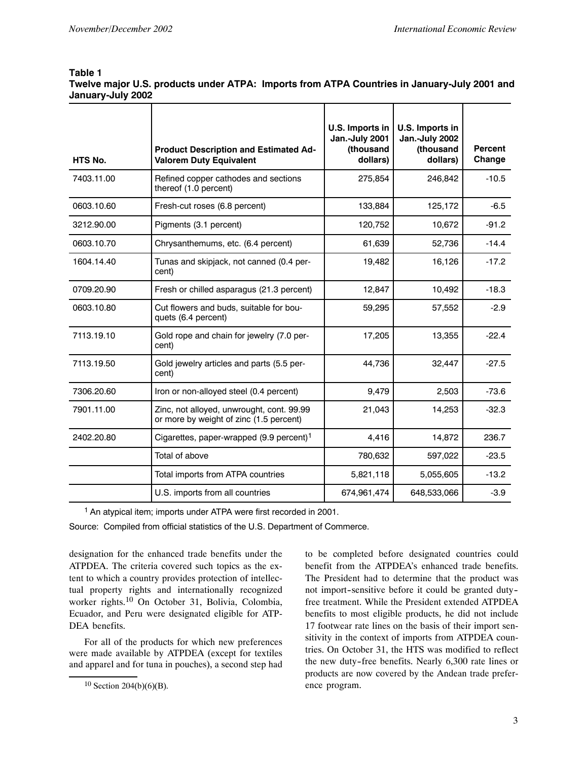**Table 1**
**Twelve major U.S. products under ATPA: Imports from ATPA Countries in January-July 2001 and January-July 2002**

| HTS No. | Product Description and Estimated Ad-Valorem Duty Equivalent | U.S. Imports in Jan.-July 2001 (thousand dollars) | U.S. Imports in Jan.-July 2002 (thousand dollars) | Percent Change |
|---|---|---|---|---|
| 7403.11.00 | Refined copper cathodes and sections thereof (1.0 percent) | 275,854 | 246,842 | -10.5 |
| 0603.10.60 | Fresh-cut roses (6.8 percent) | 133,884 | 125,172 | -6.5 |
| 3212.90.00 | Pigments (3.1 percent) | 120,752 | 10,672 | -91.2 |
| 0603.10.70 | Chrysanthemums, etc. (6.4 percent) | 61,639 | 52,736 | -14.4 |
| 1604.14.40 | Tunas and skipjack, not canned (0.4 percent) | 19,482 | 16,126 | -17.2 |
| 0709.20.90 | Fresh or chilled asparagus (21.3 percent) | 12,847 | 10,492 | -18.3 |
| 0603.10.80 | Cut flowers and buds, suitable for bouquets (6.4 percent) | 59,295 | 57,552 | -2.9 |
| 7113.19.10 | Gold rope and chain for jewelry (7.0 percent) | 17,205 | 13,355 | -22.4 |
| 7113.19.50 | Gold jewelry articles and parts (5.5 percent) | 44,736 | 32,447 | -27.5 |
| 7306.20.60 | Iron or non-alloyed steel (0.4 percent) | 9,479 | 2,503 | -73.6 |
| 7901.11.00 | Zinc, not alloyed, unwrought, cont. 99.99 or more by weight of zinc (1.5 percent) | 21,043 | 14,253 | -32.3 |
| 2402.20.80 | Cigarettes, paper-wrapped (9.9 percent)[1] | 4,416 | 14,872 | 236.7 |
| | Total of above | 780,632 | 597,022 | -23.5 |
| | Total imports from ATPA countries | 5,821,118 | 5,055,605 | -13.2 |
| | U.S. imports from all countries | 674,961,474 | 648,533,066 | -3.9 |

[1] An atypical item; imports under ATPA were first recorded in 2001.

Source: Compiled from official statistics of the U.S. Department of Commerce.

designation for the enhanced trade benefits under the ATPDEA. The criteria covered such topics as the extent to which a country provides protection of intellectual property rights and internationally recognized worker rights.[10] On October 31, Bolivia, Colombia, Ecuador, and Peru were designated eligible for ATPDEA benefits.

For all of the products for which new preferences were made available by ATPDEA (except for textiles and apparel and for tuna in pouches), a second step had to be completed before designated countries could benefit from the ATPDEA's enhanced trade benefits. The President had to determine that the product was not import-sensitive before it could be granted duty-free treatment. While the President extended ATPDEA benefits to most eligible products, he did not include 17 footwear rate lines on the basis of their import sensitivity in the context of imports from ATPDEA countries. On October 31, the HTS was modified to reflect the new duty-free benefits. Nearly 6,300 rate lines or products are now covered by the Andean trade preference program.

[10] Section 204(b)(6)(B).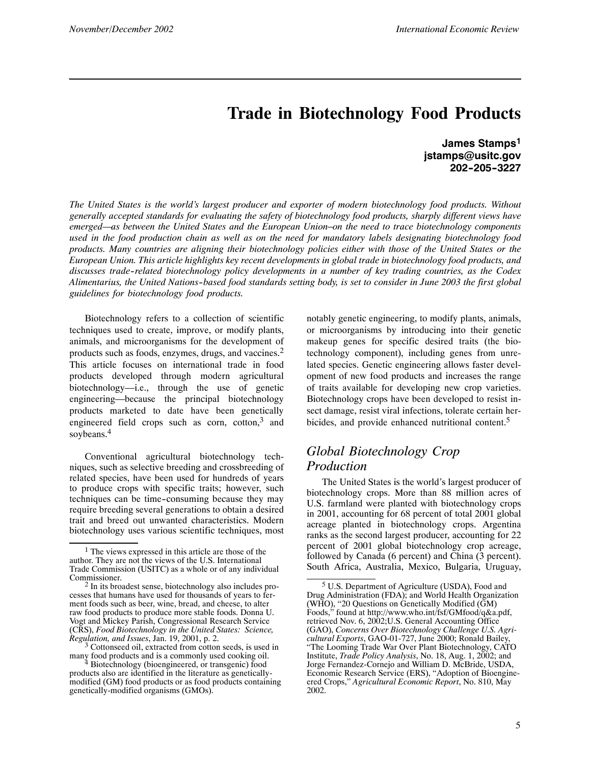# Trade in Biotechnology Food Products

**James Stamps[1]**
**jstamps@usitc.gov**
**202-205-3227**

*The United States is the world's largest producer and exporter of modern biotechnology food products. Without generally accepted standards for evaluating the safety of biotechnology food products, sharply different views have emerged—as between the United States and the European Union–on the need to trace biotechnology components used in the food production chain as well as on the need for mandatory labels designating biotechnology food products. Many countries are aligning their biotechnology policies either with those of the United States or the European Union. This article highlights key recent developments in global trade in biotechnology food products, and discusses trade-related biotechnology policy developments in a number of key trading countries, as the Codex Alimentarius, the United Nations-based food standards setting body, is set to consider in June 2003 the first global guidelines for biotechnology food products.*

Biotechnology refers to a collection of scientific techniques used to create, improve, or modify plants, animals, and microorganisms for the development of products such as foods, enzymes, drugs, and vaccines.[2] This article focuses on international trade in food products developed through modern agricultural biotechnology—i.e., through the use of genetic engineering—because the principal biotechnology products marketed to date have been genetically engineered field crops such as corn, cotton,[3] and soybeans.[4]

Conventional agricultural biotechnology techniques, such as selective breeding and crossbreeding of related species, have been used for hundreds of years to produce crops with specific traits; however, such techniques can be time-consuming because they may require breeding several generations to obtain a desired trait and breed out unwanted characteristics. Modern biotechnology uses various scientific techniques, most notably genetic engineering, to modify plants, animals, or microorganisms by introducing into their genetic makeup genes for specific desired traits (the biotechnology component), including genes from unrelated species. Genetic engineering allows faster development of new food products and increases the range of traits available for developing new crop varieties. Biotechnology crops have been developed to resist insect damage, resist viral infections, tolerate certain herbicides, and provide enhanced nutritional content.[5]

## Global Biotechnology Crop Production

The United States is the world's largest producer of biotechnology crops. More than 88 million acres of U.S. farmland were planted with biotechnology crops in 2001, accounting for 68 percent of total 2001 global acreage planted in biotechnology crops. Argentina ranks as the second largest producer, accounting for 22 percent of 2001 global biotechnology crop acreage, followed by Canada (6 percent) and China (3 percent). South Africa, Australia, Mexico, Bulgaria, Uruguay,

---

[1] The views expressed in this article are those of the author. They are not the views of the U.S. International Trade Commission (USITC) as a whole or of any individual Commissioner.

[2] In its broadest sense, biotechnology also includes processes that humans have used for thousands of years to ferment foods such as beer, wine, bread, and cheese, to alter raw food products to produce more stable foods. Donna U. Vogt and Mickey Parish, Congressional Research Service (CRS), *Food Biotechnology in the United States: Science, Regulation, and Issues*, Jan. 19, 2001, p. 2.

[3] Cottonseed oil, extracted from cotton seeds, is used in many food products and is a commonly used cooking oil.

[4] Biotechnology (bioengineered, or transgenic) food products also are identified in the literature as genetically-modified (GM) food products or as food products containing genetically-modified organisms (GMOs).

[5] U.S. Department of Agriculture (USDA), Food and Drug Administration (FDA); and World Health Organization (WHO), "20 Questions on Genetically Modified (GM) Foods," found at http://www.who.int/fsf/GMfood/q&a.pdf, retrieved Nov. 6, 2002;U.S. General Accounting Office (GAO), *Concerns Over Biotechnology Challenge U.S. Agricultural Exports*, GAO-01-727, June 2000; Ronald Bailey, "The Looming Trade War Over Plant Biotechnology, CATO Institute, *Trade Policy Analysis*, No. 18, Aug. 1, 2002; and Jorge Fernandez-Cornejo and William D. McBride, USDA, Economic Research Service (ERS), "Adoption of Bioengineered Crops," *Agricultural Economic Report*, No. 810, May 2002.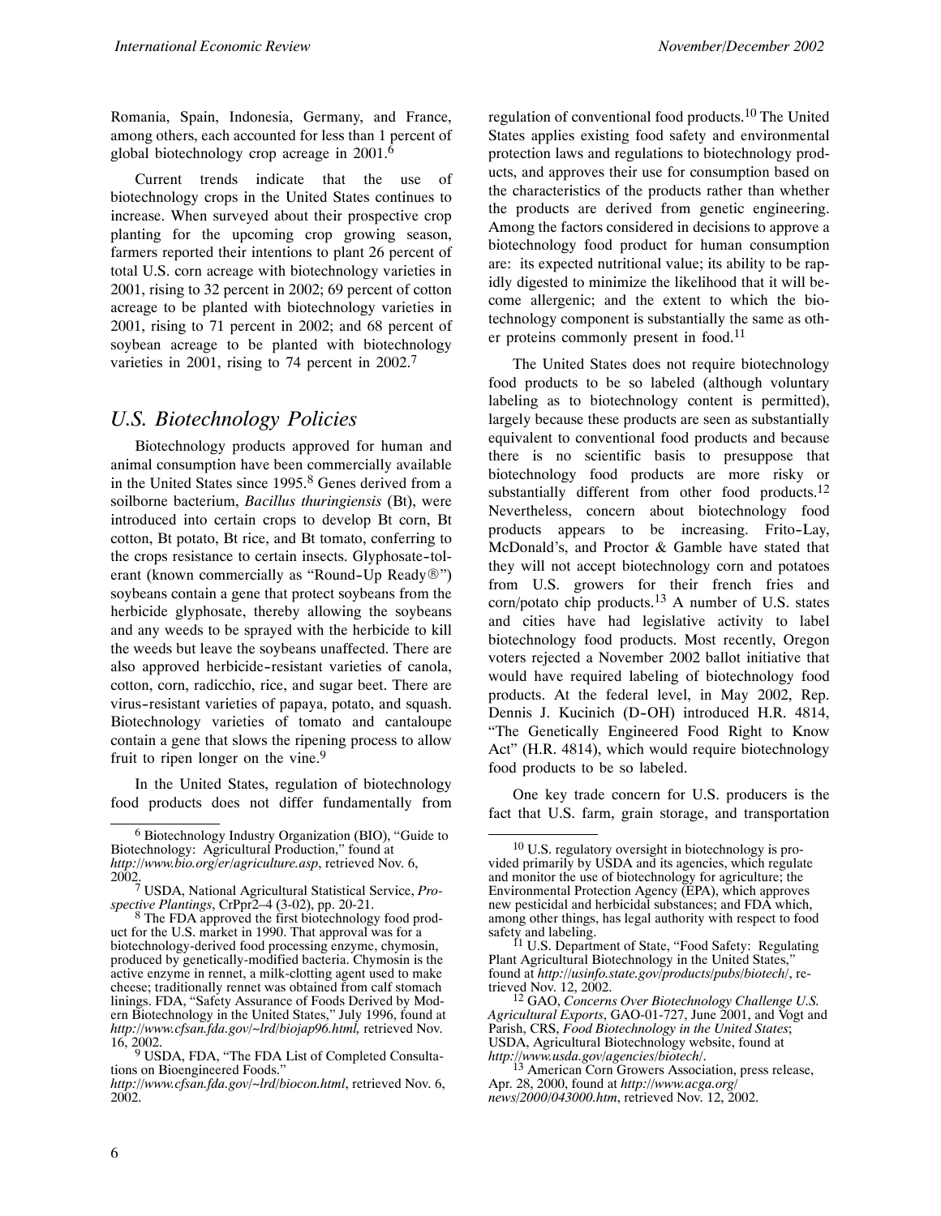Romania, Spain, Indonesia, Germany, and France, among others, each accounted for less than 1 percent of global biotechnology crop acreage in 2001.[6]

Current trends indicate that the use of biotechnology crops in the United States continues to increase. When surveyed about their prospective crop planting for the upcoming crop growing season, farmers reported their intentions to plant 26 percent of total U.S. corn acreage with biotechnology varieties in 2001, rising to 32 percent in 2002; 69 percent of cotton acreage to be planted with biotechnology varieties in 2001, rising to 71 percent in 2002; and 68 percent of soybean acreage to be planted with biotechnology varieties in 2001, rising to 74 percent in 2002.[7]

## *U.S. Biotechnology Policies*

Biotechnology products approved for human and animal consumption have been commercially available in the United States since 1995.[8] Genes derived from a soilborne bacterium, *Bacillus thuringiensis* (Bt), were introduced into certain crops to develop Bt corn, Bt cotton, Bt potato, Bt rice, and Bt tomato, conferring to the crops resistance to certain insects. Glyphosate-tolerant (known commercially as "Round-Up Ready®") soybeans contain a gene that protect soybeans from the herbicide glyphosate, thereby allowing the soybeans and any weeds to be sprayed with the herbicide to kill the weeds but leave the soybeans unaffected. There are also approved herbicide-resistant varieties of canola, cotton, corn, radicchio, rice, and sugar beet. There are virus-resistant varieties of papaya, potato, and squash. Biotechnology varieties of tomato and cantaloupe contain a gene that slows the ripening process to allow fruit to ripen longer on the vine.[9]

In the United States, regulation of biotechnology food products does not differ fundamentally from regulation of conventional food products.[10] The United States applies existing food safety and environmental protection laws and regulations to biotechnology products, and approves their use for consumption based on the characteristics of the products rather than whether the products are derived from genetic engineering. Among the factors considered in decisions to approve a biotechnology food product for human consumption are: its expected nutritional value; its ability to be rapidly digested to minimize the likelihood that it will become allergenic; and the extent to which the biotechnology component is substantially the same as other proteins commonly present in food.[11]

The United States does not require biotechnology food products to be so labeled (although voluntary labeling as to biotechnology content is permitted), largely because these products are seen as substantially equivalent to conventional food products and because there is no scientific basis to presuppose that biotechnology food products are more risky or substantially different from other food products.[12] Nevertheless, concern about biotechnology food products appears to be increasing. Frito-Lay, McDonald's, and Proctor & Gamble have stated that they will not accept biotechnology corn and potatoes from U.S. growers for their french fries and corn/potato chip products.[13] A number of U.S. states and cities have had legislative activity to label biotechnology food products. Most recently, Oregon voters rejected a November 2002 ballot initiative that would have required labeling of biotechnology food products. At the federal level, in May 2002, Rep. Dennis J. Kucinich (D-OH) introduced H.R. 4814, "The Genetically Engineered Food Right to Know Act" (H.R. 4814), which would require biotechnology food products to be so labeled.

One key trade concern for U.S. producers is the fact that U.S. farm, grain storage, and transportation

---

[6] Biotechnology Industry Organization (BIO), "Guide to Biotechnology: Agricultural Production," found at *http://www.bio.org/er/agriculture.asp*, retrieved Nov. 6, 2002.

[7] USDA, National Agricultural Statistical Service, *Prospective Plantings*, CrPpr2–4 (3-02), pp. 20-21.

[8] The FDA approved the first biotechnology food product for the U.S. market in 1990. That approval was for a biotechnology-derived food processing enzyme, chymosin, produced by genetically-modified bacteria. Chymosin is the active enzyme in rennet, a milk-clotting agent used to make cheese; traditionally rennet was obtained from calf stomach linings. FDA, "Safety Assurance of Foods Derived by Modern Biotechnology in the United States," July 1996, found at *http://www.cfsan.fda.gov/~lrd/biojap96.html,* retrieved Nov. 16, 2002.

[9] USDA, FDA, "The FDA List of Completed Consultations on Bioengineered Foods." *http://www.cfsan.fda.gov/~lrd/biocon.html*, retrieved Nov. 6, 2002.

[10] U.S. regulatory oversight in biotechnology is provided primarily by USDA and its agencies, which regulate and monitor the use of biotechnology for agriculture; the Environmental Protection Agency (EPA), which approves new pesticidal and herbicidal substances; and FDA which, among other things, has legal authority with respect to food safety and labeling.

[11] U.S. Department of State, "Food Safety: Regulating Plant Agricultural Biotechnology in the United States," found at *http://usinfo.state.gov/products/pubs/biotech/*, retrieved Nov. 12, 2002.

[12] GAO, *Concerns Over Biotechnology Challenge U.S. Agricultural Exports*, GAO-01-727, June 2001, and Vogt and Parish, CRS, *Food Biotechnology in the United States*; USDA, Agricultural Biotechnology website, found at *http://www.usda.gov/agencies/biotech/*.

[13] American Corn Growers Association, press release, Apr. 28, 2000, found at *http://www.acga.org/news/2000/043000.htm*, retrieved Nov. 12, 2002.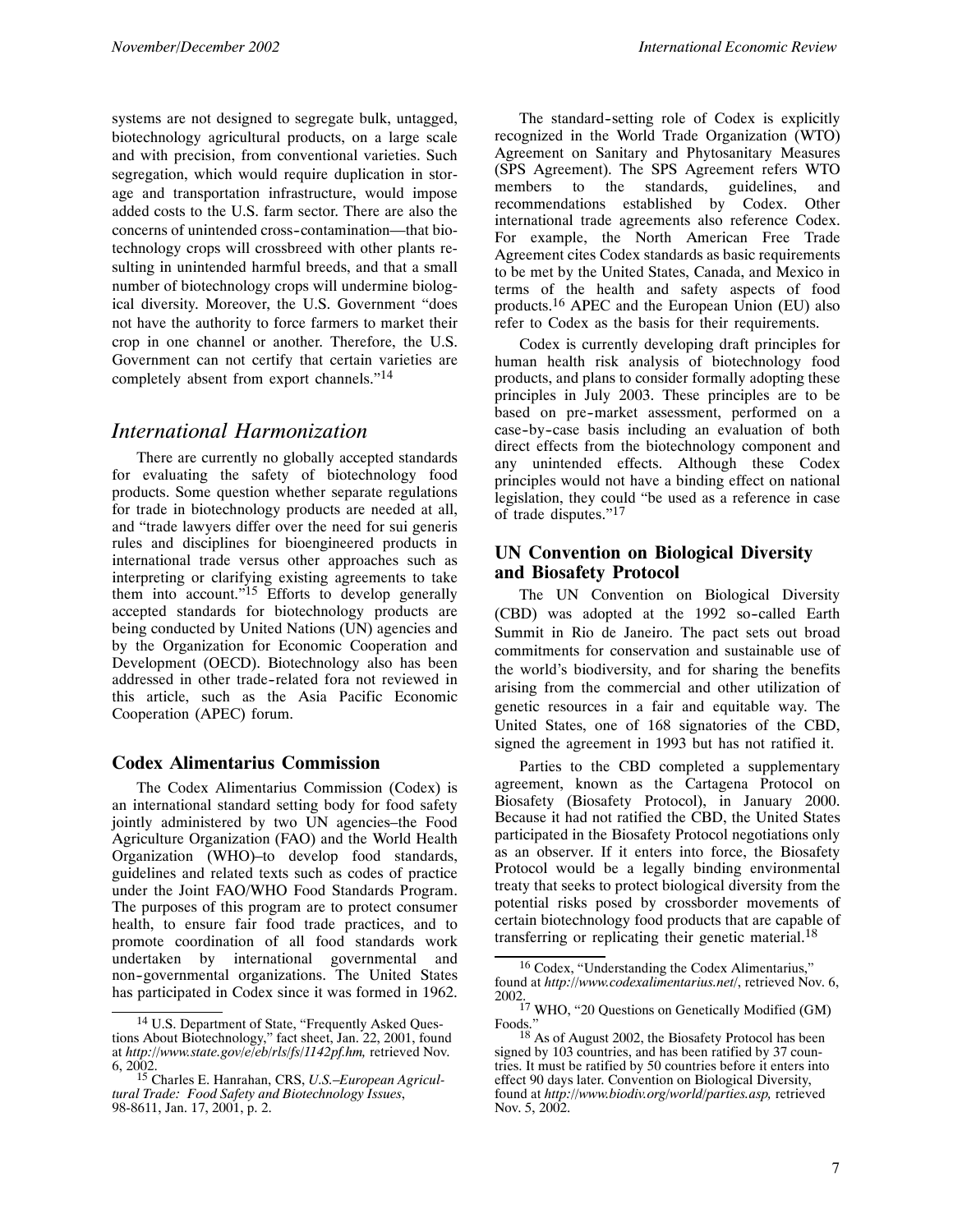systems are not designed to segregate bulk, untagged, biotechnology agricultural products, on a large scale and with precision, from conventional varieties. Such segregation, which would require duplication in storage and transportation infrastructure, would impose added costs to the U.S. farm sector. There are also the concerns of unintended cross-contamination—that biotechnology crops will crossbreed with other plants resulting in unintended harmful breeds, and that a small number of biotechnology crops will undermine biological diversity. Moreover, the U.S. Government "does not have the authority to force farmers to market their crop in one channel or another. Therefore, the U.S. Government can not certify that certain varieties are completely absent from export channels."[14]

## *International Harmonization*

There are currently no globally accepted standards for evaluating the safety of biotechnology food products. Some question whether separate regulations for trade in biotechnology products are needed at all, and "trade lawyers differ over the need for sui generis rules and disciplines for bioengineered products in international trade versus other approaches such as interpreting or clarifying existing agreements to take them into account."[15] Efforts to develop generally accepted standards for biotechnology products are being conducted by United Nations (UN) agencies and by the Organization for Economic Cooperation and Development (OECD). Biotechnology also has been addressed in other trade-related fora not reviewed in this article, such as the Asia Pacific Economic Cooperation (APEC) forum.

### Codex Alimentarius Commission

The Codex Alimentarius Commission (Codex) is an international standard setting body for food safety jointly administered by two UN agencies–the Food Agriculture Organization (FAO) and the World Health Organization (WHO)–to develop food standards, guidelines and related texts such as codes of practice under the Joint FAO/WHO Food Standards Program. The purposes of this program are to protect consumer health, to ensure fair food trade practices, and to promote coordination of all food standards work undertaken by international governmental and non-governmental organizations. The United States has participated in Codex since it was formed in 1962.

The standard-setting role of Codex is explicitly recognized in the World Trade Organization (WTO) Agreement on Sanitary and Phytosanitary Measures (SPS Agreement). The SPS Agreement refers WTO members to the standards, guidelines, and recommendations established by Codex. Other international trade agreements also reference Codex. For example, the North American Free Trade Agreement cites Codex standards as basic requirements to be met by the United States, Canada, and Mexico in terms of the health and safety aspects of food products.[16] APEC and the European Union (EU) also refer to Codex as the basis for their requirements.

Codex is currently developing draft principles for human health risk analysis of biotechnology food products, and plans to consider formally adopting these principles in July 2003. These principles are to be based on pre-market assessment, performed on a case-by-case basis including an evaluation of both direct effects from the biotechnology component and any unintended effects. Although these Codex principles would not have a binding effect on national legislation, they could "be used as a reference in case of trade disputes."[17]

### UN Convention on Biological Diversity and Biosafety Protocol

The UN Convention on Biological Diversity (CBD) was adopted at the 1992 so-called Earth Summit in Rio de Janeiro. The pact sets out broad commitments for conservation and sustainable use of the world's biodiversity, and for sharing the benefits arising from the commercial and other utilization of genetic resources in a fair and equitable way. The United States, one of 168 signatories of the CBD, signed the agreement in 1993 but has not ratified it.

Parties to the CBD completed a supplementary agreement, known as the Cartagena Protocol on Biosafety (Biosafety Protocol), in January 2000. Because it had not ratified the CBD, the United States participated in the Biosafety Protocol negotiations only as an observer. If it enters into force, the Biosafety Protocol would be a legally binding environmental treaty that seeks to protect biological diversity from the potential risks posed by crossborder movements of certain biotechnology food products that are capable of transferring or replicating their genetic material.[18]

---

[14] U.S. Department of State, "Frequently Asked Questions About Biotechnology," fact sheet, Jan. 22, 2001, found at *http://www.state.gov/e/eb/rls/fs/1142pf.hm,* retrieved Nov. 6, 2002.

[15] Charles E. Hanrahan, CRS, *U.S.–European Agricultural Trade: Food Safety and Biotechnology Issues*, 98-8611, Jan. 17, 2001, p. 2.

[16] Codex, "Understanding the Codex Alimentarius," found at *http://www.codexalimentarius.net/*, retrieved Nov. 6, 2002.

[17] WHO, "20 Questions on Genetically Modified (GM) Foods."

[18] As of August 2002, the Biosafety Protocol has been signed by 103 countries, and has been ratified by 37 countries. It must be ratified by 50 countries before it enters into effect 90 days later. Convention on Biological Diversity, found at *http://www.biodiv.org/world/parties.asp,* retrieved Nov. 5, 2002.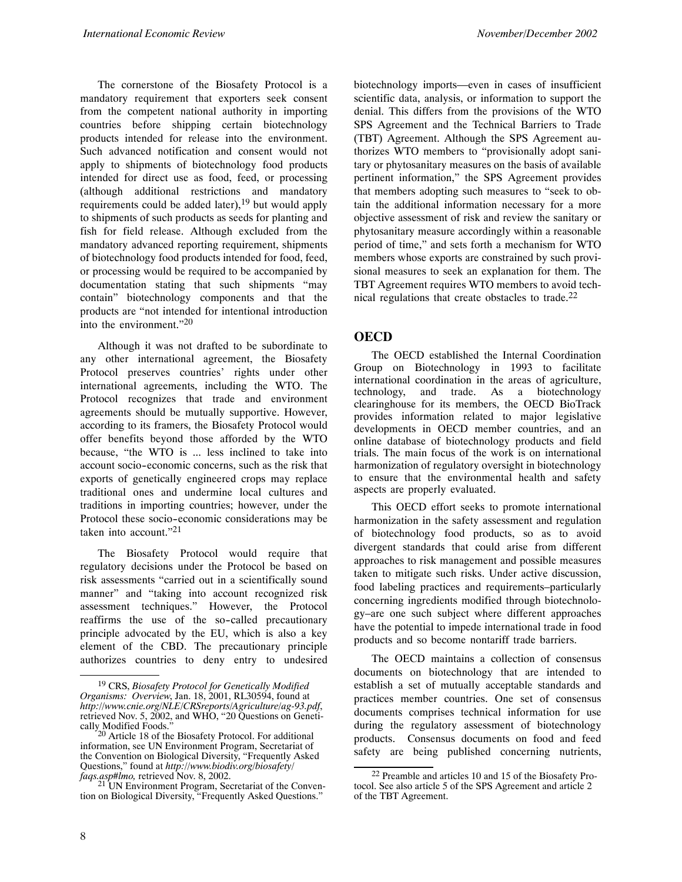The cornerstone of the Biosafety Protocol is a mandatory requirement that exporters seek consent from the competent national authority in importing countries before shipping certain biotechnology products intended for release into the environment. Such advanced notification and consent would not apply to shipments of biotechnology food products intended for direct use as food, feed, or processing (although additional restrictions and mandatory requirements could be added later),[19] but would apply to shipments of such products as seeds for planting and fish for field release. Although excluded from the mandatory advanced reporting requirement, shipments of biotechnology food products intended for food, feed, or processing would be required to be accompanied by documentation stating that such shipments "may contain" biotechnology components and that the products are "not intended for intentional introduction into the environment."[20]

Although it was not drafted to be subordinate to any other international agreement, the Biosafety Protocol preserves countries' rights under other international agreements, including the WTO. The Protocol recognizes that trade and environment agreements should be mutually supportive. However, according to its framers, the Biosafety Protocol would offer benefits beyond those afforded by the WTO because, "the WTO is ... less inclined to take into account socio-economic concerns, such as the risk that exports of genetically engineered crops may replace traditional ones and undermine local cultures and traditions in importing countries; however, under the Protocol these socio-economic considerations may be taken into account."[21]

The Biosafety Protocol would require that regulatory decisions under the Protocol be based on risk assessments "carried out in a scientifically sound manner" and "taking into account recognized risk assessment techniques." However, the Protocol reaffirms the use of the so-called precautionary principle advocated by the EU, which is also a key element of the CBD. The precautionary principle authorizes countries to deny entry to undesired biotechnology imports—even in cases of insufficient scientific data, analysis, or information to support the denial. This differs from the provisions of the WTO SPS Agreement and the Technical Barriers to Trade (TBT) Agreement. Although the SPS Agreement authorizes WTO members to "provisionally adopt sanitary or phytosanitary measures on the basis of available pertinent information," the SPS Agreement provides that members adopting such measures to "seek to obtain the additional information necessary for a more objective assessment of risk and review the sanitary or phytosanitary measure accordingly within a reasonable period of time," and sets forth a mechanism for WTO members whose exports are constrained by such provisional measures to seek an explanation for them. The TBT Agreement requires WTO members to avoid technical regulations that create obstacles to trade.[22]

## OECD

The OECD established the Internal Coordination Group on Biotechnology in 1993 to facilitate international coordination in the areas of agriculture, technology, and trade. As a biotechnology clearinghouse for its members, the OECD BioTrack provides information related to major legislative developments in OECD member countries, and an online database of biotechnology products and field trials. The main focus of the work is on international harmonization of regulatory oversight in biotechnology to ensure that the environmental health and safety aspects are properly evaluated.

This OECD effort seeks to promote international harmonization in the safety assessment and regulation of biotechnology food products, so as to avoid divergent standards that could arise from different approaches to risk management and possible measures taken to mitigate such risks. Under active discussion, food labeling practices and requirements–particularly concerning ingredients modified through biotechnology–are one such subject where different approaches have the potential to impede international trade in food products and so become nontariff trade barriers.

The OECD maintains a collection of consensus documents on biotechnology that are intended to establish a set of mutually acceptable standards and practices member countries. One set of consensus documents comprises technical information for use during the regulatory assessment of biotechnology products. Consensus documents on food and feed safety are being published concerning nutrients,

---

[19] CRS, *Biosafety Protocol for Genetically Modified Organisms: Overview*, Jan. 18, 2001, RL30594, found at *http://www.cnie.org/NLE/CRSreports/Agriculture/ag-93.pdf*, retrieved Nov. 5, 2002, and WHO, "20 Questions on Genetically Modified Foods."

[20] Article 18 of the Biosafety Protocol. For additional information, see UN Environment Program, Secretariat of the Convention on Biological Diversity, "Frequently Asked Questions," found at *http://www.biodiv.org/biosafety/faqs.asp#lmo,* retrieved Nov. 8, 2002.

[21] UN Environment Program, Secretariat of the Convention on Biological Diversity, "Frequently Asked Questions."

[22] Preamble and articles 10 and 15 of the Biosafety Protocol. See also article 5 of the SPS Agreement and article 2 of the TBT Agreement.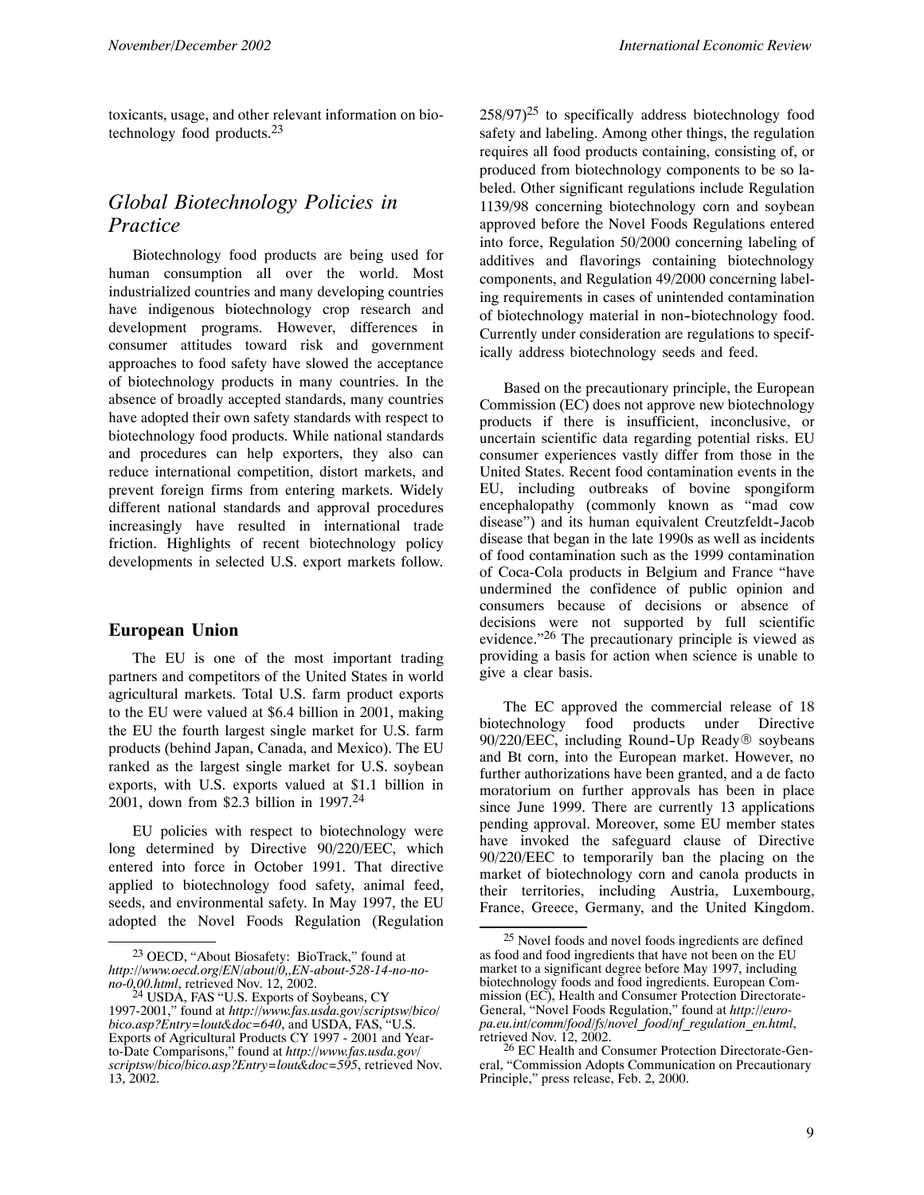toxicants, usage, and other relevant information on biotechnology food products.[23]

## Global Biotechnology Policies in Practice

Biotechnology food products are being used for human consumption all over the world. Most industrialized countries and many developing countries have indigenous biotechnology crop research and development programs. However, differences in consumer attitudes toward risk and government approaches to food safety have slowed the acceptance of biotechnology products in many countries. In the absence of broadly accepted standards, many countries have adopted their own safety standards with respect to biotechnology food products. While national standards and procedures can help exporters, they also can reduce international competition, distort markets, and prevent foreign firms from entering markets. Widely different national standards and approval procedures increasingly have resulted in international trade friction. Highlights of recent biotechnology policy developments in selected U.S. export markets follow.

### European Union

The EU is one of the most important trading partners and competitors of the United States in world agricultural markets. Total U.S. farm product exports to the EU were valued at $6.4 billion in 2001, making the EU the fourth largest single market for U.S. farm products (behind Japan, Canada, and Mexico). The EU ranked as the largest single market for U.S. soybean exports, with U.S. exports valued at $1.1 billion in 2001, down from $2.3 billion in 1997.[24]

EU policies with respect to biotechnology were long determined by Directive 90/220/EEC, which entered into force in October 1991. That directive applied to biotechnology food safety, animal feed, seeds, and environmental safety. In May 1997, the EU adopted the Novel Foods Regulation (Regulation 258/97)[25] to specifically address biotechnology food safety and labeling. Among other things, the regulation requires all food products containing, consisting of, or produced from biotechnology components to be so labeled. Other significant regulations include Regulation 1139/98 concerning biotechnology corn and soybean approved before the Novel Foods Regulations entered into force, Regulation 50/2000 concerning labeling of additives and flavorings containing biotechnology components, and Regulation 49/2000 concerning labeling requirements in cases of unintended contamination of biotechnology material in non-biotechnology food. Currently under consideration are regulations to specifically address biotechnology seeds and feed.

Based on the precautionary principle, the European Commission (EC) does not approve new biotechnology products if there is insufficient, inconclusive, or uncertain scientific data regarding potential risks. EU consumer experiences vastly differ from those in the United States. Recent food contamination events in the EU, including outbreaks of bovine spongiform encephalopathy (commonly known as "mad cow disease") and its human equivalent Creutzfeldt-Jacob disease that began in the late 1990s as well as incidents of food contamination such as the 1999 contamination of Coca-Cola products in Belgium and France "have undermined the confidence of public opinion and consumers because of decisions or absence of decisions were not supported by full scientific evidence."[26] The precautionary principle is viewed as providing a basis for action when science is unable to give a clear basis.

The EC approved the commercial release of 18 biotechnology food products under Directive 90/220/EEC, including Round-Up Ready® soybeans and Bt corn, into the European market. However, no further authorizations have been granted, and a de facto moratorium on further approvals has been in place since June 1999. There are currently 13 applications pending approval. Moreover, some EU member states have invoked the safeguard clause of Directive 90/220/EEC to temporarily ban the placing on the market of biotechnology corn and canola products in their territories, including Austria, Luxembourg, France, Greece, Germany, and the United Kingdom.

---

[23] OECD, "About Biosafety: BioTrack," found at *http://www.oecd.org/EN/about/0,,EN-about-528-14-no-no-no-0,00.html*, retrieved Nov. 12, 2002.

[24] USDA, FAS "U.S. Exports of Soybeans, CY 1997-2001," found at *http://www.fas.usda.gov/scriptsw/bico/bico.asp?Entry=lout&doc=640*, and USDA, FAS, "U.S. Exports of Agricultural Products CY 1997 - 2001 and Year-to-Date Comparisons," found at *http://www.fas.usda.gov/scriptsw/bico/bico.asp?Entry=lout&doc=595*, retrieved Nov. 13, 2002.

[25] Novel foods and novel foods ingredients are defined as food and food ingredients that have not been on the EU market to a significant degree before May 1997, including biotechnology foods and food ingredients. European Commission (EC), Health and Consumer Protection Directorate-General, "Novel Foods Regulation," found at *http://europa.eu.int/comm/food/fs/novel_food/nf_regulation_en.html*, retrieved Nov. 12, 2002.

[26] EC Health and Consumer Protection Directorate-General, "Commission Adopts Communication on Precautionary Principle," press release, Feb. 2, 2000.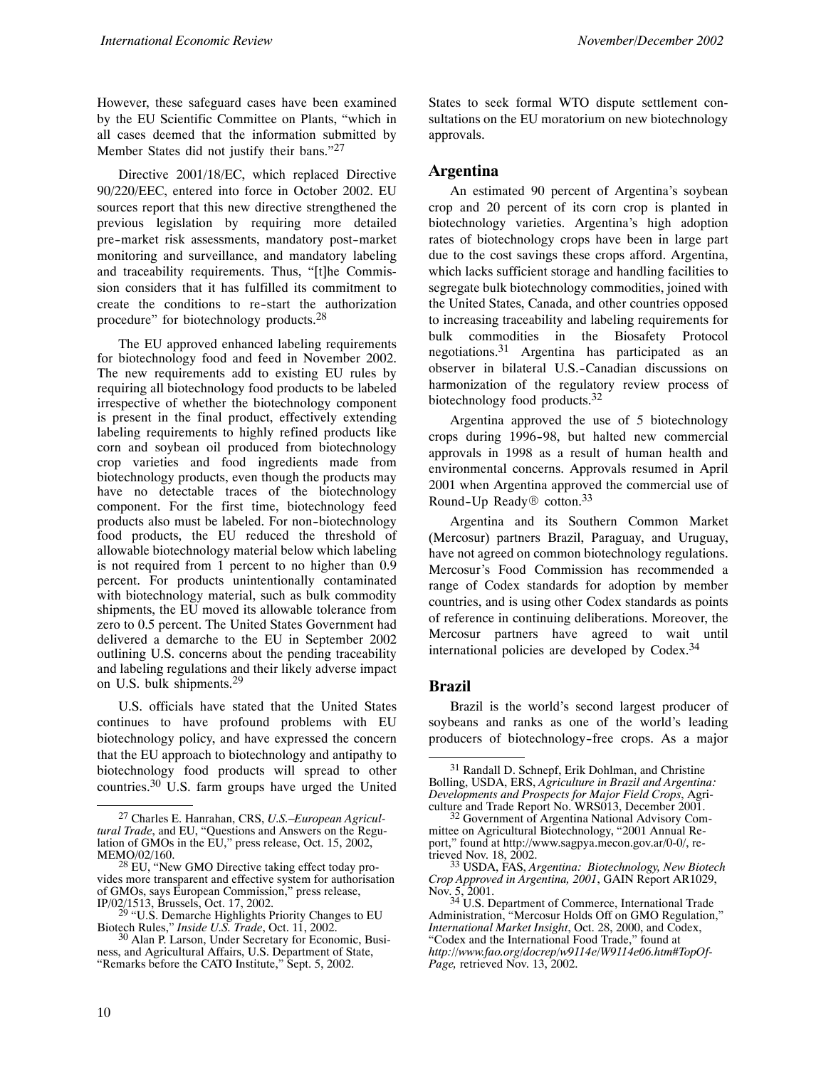However, these safeguard cases have been examined by the EU Scientific Committee on Plants, "which in all cases deemed that the information submitted by Member States did not justify their bans."[27]

Directive 2001/18/EC, which replaced Directive 90/220/EEC, entered into force in October 2002. EU sources report that this new directive strengthened the previous legislation by requiring more detailed pre-market risk assessments, mandatory post-market monitoring and surveillance, and mandatory labeling and traceability requirements. Thus, "[t]he Commission considers that it has fulfilled its commitment to create the conditions to re-start the authorization procedure" for biotechnology products.[28]

The EU approved enhanced labeling requirements for biotechnology food and feed in November 2002. The new requirements add to existing EU rules by requiring all biotechnology food products to be labeled irrespective of whether the biotechnology component is present in the final product, effectively extending labeling requirements to highly refined products like corn and soybean oil produced from biotechnology crop varieties and food ingredients made from biotechnology products, even though the products may have no detectable traces of the biotechnology component. For the first time, biotechnology feed products also must be labeled. For non-biotechnology food products, the EU reduced the threshold of allowable biotechnology material below which labeling is not required from 1 percent to no higher than 0.9 percent. For products unintentionally contaminated with biotechnology material, such as bulk commodity shipments, the EU moved its allowable tolerance from zero to 0.5 percent. The United States Government had delivered a demarche to the EU in September 2002 outlining U.S. concerns about the pending traceability and labeling regulations and their likely adverse impact on U.S. bulk shipments.[29]

U.S. officials have stated that the United States continues to have profound problems with EU biotechnology policy, and have expressed the concern that the EU approach to biotechnology and antipathy to biotechnology food products will spread to other countries.[30] U.S. farm groups have urged the United States to seek formal WTO dispute settlement consultations on the EU moratorium on new biotechnology approvals.

## Argentina

An estimated 90 percent of Argentina's soybean crop and 20 percent of its corn crop is planted in biotechnology varieties. Argentina's high adoption rates of biotechnology crops have been in large part due to the cost savings these crops afford. Argentina, which lacks sufficient storage and handling facilities to segregate bulk biotechnology commodities, joined with the United States, Canada, and other countries opposed to increasing traceability and labeling requirements for bulk commodities in the Biosafety Protocol negotiations.[31] Argentina has participated as an observer in bilateral U.S.-Canadian discussions on harmonization of the regulatory review process of biotechnology food products.[32]

Argentina approved the use of 5 biotechnology crops during 1996-98, but halted new commercial approvals in 1998 as a result of human health and environmental concerns. Approvals resumed in April 2001 when Argentina approved the commercial use of Round-Up Ready® cotton.[33]

Argentina and its Southern Common Market (Mercosur) partners Brazil, Paraguay, and Uruguay, have not agreed on common biotechnology regulations. Mercosur's Food Commission has recommended a range of Codex standards for adoption by member countries, and is using other Codex standards as points of reference in continuing deliberations. Moreover, the Mercosur partners have agreed to wait until international policies are developed by Codex.[34]

## Brazil

Brazil is the world's second largest producer of soybeans and ranks as one of the world's leading producers of biotechnology-free crops. As a major

---

[27] Charles E. Hanrahan, CRS, *U.S.–European Agricultural Trade*, and EU, "Questions and Answers on the Regulation of GMOs in the EU," press release, Oct. 15, 2002, MEMO/02/160.

[28] EU, "New GMO Directive taking effect today provides more transparent and effective system for authorisation of GMOs, says European Commission," press release, IP/02/1513, Brussels, Oct. 17, 2002.

[29] "U.S. Demarche Highlights Priority Changes to EU Biotech Rules," *Inside U.S. Trade*, Oct. 11, 2002.

[30] Alan P. Larson, Under Secretary for Economic, Business, and Agricultural Affairs, U.S. Department of State, "Remarks before the CATO Institute," Sept. 5, 2002.

[31] Randall D. Schnepf, Erik Dohlman, and Christine Bolling, USDA, ERS, *Agriculture in Brazil and Argentina: Developments and Prospects for Major Field Crops*, Agriculture and Trade Report No. WRS013, December 2001.

[32] Government of Argentina National Advisory Committee on Agricultural Biotechnology, "2001 Annual Report," found at http://www.sagpya.mecon.gov.ar/0-0/, retrieved Nov. 18, 2002.

[33] USDA, FAS, *Argentina: Biotechnology, New Biotech Crop Approved in Argentina, 2001*, GAIN Report AR1029, Nov. 5, 2001.

[34] U.S. Department of Commerce, International Trade Administration, "Mercosur Holds Off on GMO Regulation," *International Market Insight*, Oct. 28, 2000, and Codex, "Codex and the International Food Trade," found at *http://www.fao.org/docrep/w9114e/W9114e06.htm#TopOfPage,* retrieved Nov. 13, 2002.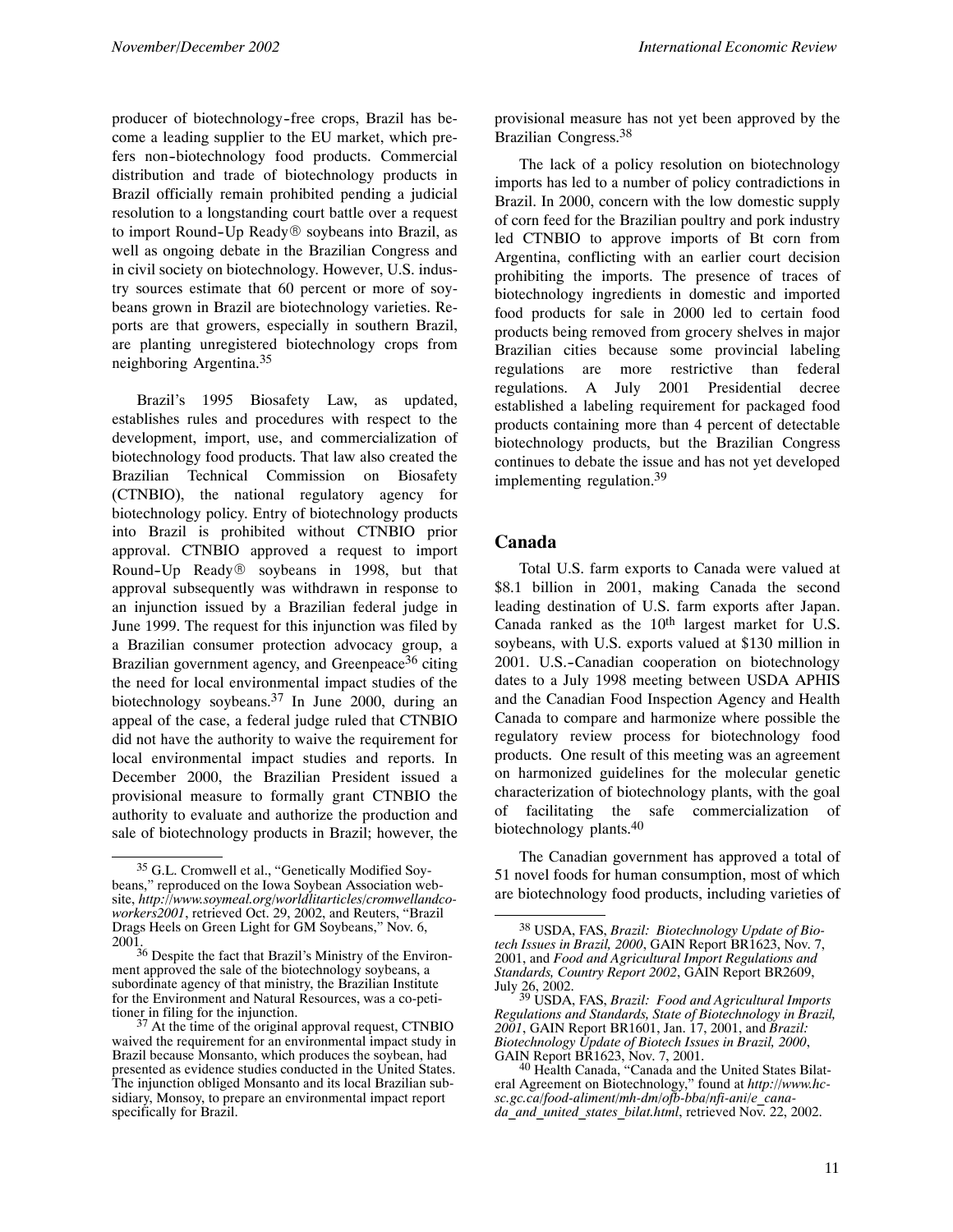producer of biotechnology-free crops, Brazil has become a leading supplier to the EU market, which prefers non-biotechnology food products. Commercial distribution and trade of biotechnology products in Brazil officially remain prohibited pending a judicial resolution to a longstanding court battle over a request to import Round-Up Ready® soybeans into Brazil, as well as ongoing debate in the Brazilian Congress and in civil society on biotechnology. However, U.S. industry sources estimate that 60 percent or more of soybeans grown in Brazil are biotechnology varieties. Reports are that growers, especially in southern Brazil, are planting unregistered biotechnology crops from neighboring Argentina.[35]

Brazil's 1995 Biosafety Law, as updated, establishes rules and procedures with respect to the development, import, use, and commercialization of biotechnology food products. That law also created the Brazilian Technical Commission on Biosafety (CTNBIO), the national regulatory agency for biotechnology policy. Entry of biotechnology products into Brazil is prohibited without CTNBIO prior approval. CTNBIO approved a request to import Round-Up Ready® soybeans in 1998, but that approval subsequently was withdrawn in response to an injunction issued by a Brazilian federal judge in June 1999. The request for this injunction was filed by a Brazilian consumer protection advocacy group, a Brazilian government agency, and Greenpeace[36] citing the need for local environmental impact studies of the biotechnology soybeans.[37] In June 2000, during an appeal of the case, a federal judge ruled that CTNBIO did not have the authority to waive the requirement for local environmental impact studies and reports. In December 2000, the Brazilian President issued a provisional measure to formally grant CTNBIO the authority to evaluate and authorize the production and sale of biotechnology products in Brazil; however, the provisional measure has not yet been approved by the Brazilian Congress.[38]

The lack of a policy resolution on biotechnology imports has led to a number of policy contradictions in Brazil. In 2000, concern with the low domestic supply of corn feed for the Brazilian poultry and pork industry led CTNBIO to approve imports of Bt corn from Argentina, conflicting with an earlier court decision prohibiting the imports. The presence of traces of biotechnology ingredients in domestic and imported food products for sale in 2000 led to certain food products being removed from grocery shelves in major Brazilian cities because some provincial labeling regulations are more restrictive than federal regulations. A July 2001 Presidential decree established a labeling requirement for packaged food products containing more than 4 percent of detectable biotechnology products, but the Brazilian Congress continues to debate the issue and has not yet developed implementing regulation.[39]

## Canada

Total U.S. farm exports to Canada were valued at $8.1 billion in 2001, making Canada the second leading destination of U.S. farm exports after Japan. Canada ranked as the 10th largest market for U.S. soybeans, with U.S. exports valued at $130 million in 2001. U.S.-Canadian cooperation on biotechnology dates to a July 1998 meeting between USDA APHIS and the Canadian Food Inspection Agency and Health Canada to compare and harmonize where possible the regulatory review process for biotechnology food products. One result of this meeting was an agreement on harmonized guidelines for the molecular genetic characterization of biotechnology plants, with the goal of facilitating the safe commercialization of biotechnology plants.[40]

The Canadian government has approved a total of 51 novel foods for human consumption, most of which are biotechnology food products, including varieties of

---

[35] G.L. Cromwell et al., "Genetically Modified Soybeans," reproduced on the Iowa Soybean Association website, *http://www.soymeal.org/worldlitarticles/cromwellandcoworkers2001*, retrieved Oct. 29, 2002, and Reuters, "Brazil Drags Heels on Green Light for GM Soybeans," Nov. 6, 2001.

[36] Despite the fact that Brazil's Ministry of the Environment approved the sale of the biotechnology soybeans, a subordinate agency of that ministry, the Brazilian Institute for the Environment and Natural Resources, was a co-petitioner in filing for the injunction.

[37] At the time of the original approval request, CTNBIO waived the requirement for an environmental impact study in Brazil because Monsanto, which produces the soybean, had presented as evidence studies conducted in the United States. The injunction obliged Monsanto and its local Brazilian subsidiary, Monsoy, to prepare an environmental impact report specifically for Brazil.

[38] USDA, FAS, *Brazil: Biotechnology Update of Biotech Issues in Brazil, 2000*, GAIN Report BR1623, Nov. 7, 2001, and *Food and Agricultural Import Regulations and Standards, Country Report 2002*, GAIN Report BR2609, July 26, 2002.

[39] USDA, FAS, *Brazil: Food and Agricultural Imports Regulations and Standards, State of Biotechnology in Brazil, 2001*, GAIN Report BR1601, Jan. 17, 2001, and *Brazil: Biotechnology Update of Biotech Issues in Brazil, 2000*, GAIN Report BR1623, Nov. 7, 2001.

[40] Health Canada, "Canada and the United States Bilateral Agreement on Biotechnology," found at *http://www.hc-sc.gc.ca/food-aliment/mh-dm/ofb-bba/nfi-ani/e_canada_and_united_states_bilat.html*, retrieved Nov. 22, 2002.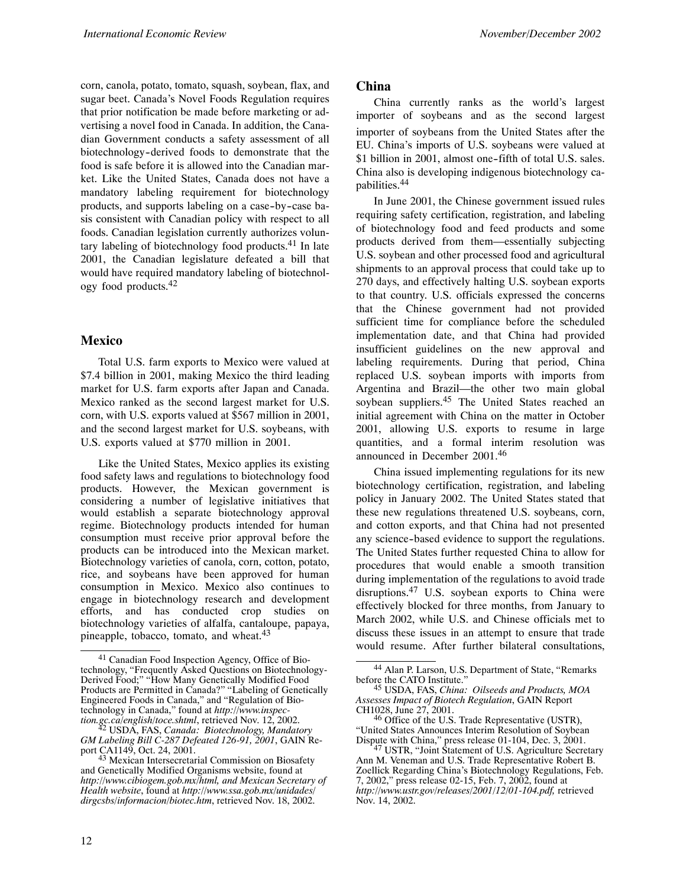corn, canola, potato, tomato, squash, soybean, flax, and sugar beet. Canada's Novel Foods Regulation requires that prior notification be made before marketing or advertising a novel food in Canada. In addition, the Canadian Government conducts a safety assessment of all biotechnology-derived foods to demonstrate that the food is safe before it is allowed into the Canadian market. Like the United States, Canada does not have a mandatory labeling requirement for biotechnology products, and supports labeling on a case-by-case basis consistent with Canadian policy with respect to all foods. Canadian legislation currently authorizes voluntary labeling of biotechnology food products.[41] In late 2001, the Canadian legislature defeated a bill that would have required mandatory labeling of biotechnology food products.[42]

## Mexico

Total U.S. farm exports to Mexico were valued at $7.4 billion in 2001, making Mexico the third leading market for U.S. farm exports after Japan and Canada. Mexico ranked as the second largest market for U.S. corn, with U.S. exports valued at $567 million in 2001, and the second largest market for U.S. soybeans, with U.S. exports valued at $770 million in 2001.

Like the United States, Mexico applies its existing food safety laws and regulations to biotechnology food products. However, the Mexican government is considering a number of legislative initiatives that would establish a separate biotechnology approval regime. Biotechnology products intended for human consumption must receive prior approval before the products can be introduced into the Mexican market. Biotechnology varieties of canola, corn, cotton, potato, rice, and soybeans have been approved for human consumption in Mexico. Mexico also continues to engage in biotechnology research and development efforts, and has conducted crop studies on biotechnology varieties of alfalfa, cantaloupe, papaya, pineapple, tobacco, tomato, and wheat.[43]

## China

China currently ranks as the world's largest importer of soybeans and as the second largest importer of soybeans from the United States after the EU. China's imports of U.S. soybeans were valued at $1 billion in 2001, almost one-fifth of total U.S. sales. China also is developing indigenous biotechnology capabilities.[44]

In June 2001, the Chinese government issued rules requiring safety certification, registration, and labeling of biotechnology food and feed products and some products derived from them—essentially subjecting U.S. soybean and other processed food and agricultural shipments to an approval process that could take up to 270 days, and effectively halting U.S. soybean exports to that country. U.S. officials expressed the concerns that the Chinese government had not provided sufficient time for compliance before the scheduled implementation date, and that China had provided insufficient guidelines on the new approval and labeling requirements. During that period, China replaced U.S. soybean imports with imports from Argentina and Brazil—the other two main global soybean suppliers.[45] The United States reached an initial agreement with China on the matter in October 2001, allowing U.S. exports to resume in large quantities, and a formal interim resolution was announced in December 2001.[46]

China issued implementing regulations for its new biotechnology certification, registration, and labeling policy in January 2002. The United States stated that these new regulations threatened U.S. soybeans, corn, and cotton exports, and that China had not presented any science-based evidence to support the regulations. The United States further requested China to allow for procedures that would enable a smooth transition during implementation of the regulations to avoid trade disruptions.[47] U.S. soybean exports to China were effectively blocked for three months, from January to March 2002, while U.S. and Chinese officials met to discuss these issues in an attempt to ensure that trade would resume. After further bilateral consultations,

---

[41] Canadian Food Inspection Agency, Office of Biotechnology, "Frequently Asked Questions on Biotechnology-Derived Food;" "How Many Genetically Modified Food Products are Permitted in Canada?" "Labeling of Genetically Engineered Foods in Canada," and "Regulation of Biotechnology in Canada," found at *http://www.inspection.gc.ca/english/toce.shtml*, retrieved Nov. 12, 2002.

[42] USDA, FAS, *Canada: Biotechnology, Mandatory GM Labeling Bill C-287 Defeated 126-91, 2001*, GAIN Report CA1149, Oct. 24, 2001.

[43] Mexican Intersecretarial Commission on Biosafety and Genetically Modified Organisms website, found at *http://www.cibiogem.gob.mx/html, and Mexican Secretary of Health website*, found at *http://www.ssa.gob.mx/unidades/dirgcsbs/informacion/biotec.htm*, retrieved Nov. 18, 2002.

[44] Alan P. Larson, U.S. Department of State, "Remarks before the CATO Institute."

[45] USDA, FAS, *China: Oilseeds and Products, MOA Assesses Impact of Biotech Regulation*, GAIN Report CH1028, June 27, 2001.

[46] Office of the U.S. Trade Representative (USTR), "United States Announces Interim Resolution of Soybean Dispute with China," press release 01-104, Dec. 3, 2001.

[47] USTR, "Joint Statement of U.S. Agriculture Secretary Ann M. Veneman and U.S. Trade Representative Robert B. Zoellick Regarding China's Biotechnology Regulations, Feb. 7, 2002," press release 02-15, Feb. 7, 2002, found at *http://www.ustr.gov/releases/2001/12/01-104.pdf,* retrieved Nov. 14, 2002.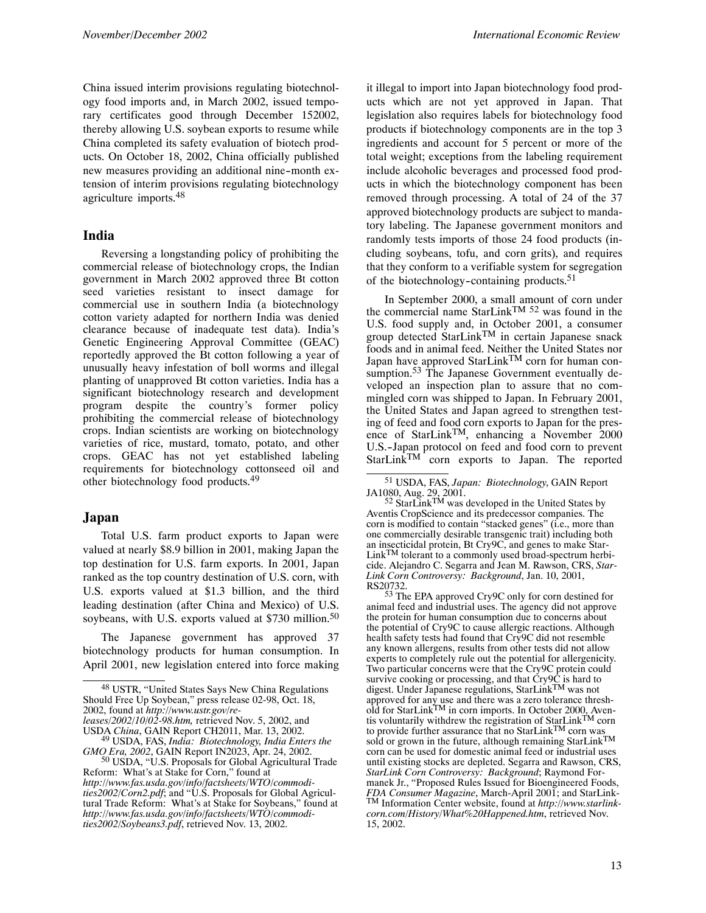China issued interim provisions regulating biotechnology food imports and, in March 2002, issued temporary certificates good through December 152002, thereby allowing U.S. soybean exports to resume while China completed its safety evaluation of biotech products. On October 18, 2002, China officially published new measures providing an additional nine-month extension of interim provisions regulating biotechnology agriculture imports.[48]

## India

Reversing a longstanding policy of prohibiting the commercial release of biotechnology crops, the Indian government in March 2002 approved three Bt cotton seed varieties resistant to insect damage for commercial use in southern India (a biotechnology cotton variety adapted for northern India was denied clearance because of inadequate test data). India's Genetic Engineering Approval Committee (GEAC) reportedly approved the Bt cotton following a year of unusually heavy infestation of boll worms and illegal planting of unapproved Bt cotton varieties. India has a significant biotechnology research and development program despite the country's former policy prohibiting the commercial release of biotechnology crops. Indian scientists are working on biotechnology varieties of rice, mustard, tomato, potato, and other crops. GEAC has not yet established labeling requirements for biotechnology cottonseed oil and other biotechnology food products.[49]

## Japan

Total U.S. farm product exports to Japan were valued at nearly \$8.9 billion in 2001, making Japan the top destination for U.S. farm exports. In 2001, Japan ranked as the top country destination of U.S. corn, with U.S. exports valued at \$1.3 billion, and the third leading destination (after China and Mexico) of U.S. soybeans, with U.S. exports valued at \$730 million.[50]

The Japanese government has approved 37 biotechnology products for human consumption. In April 2001, new legislation entered into force making it illegal to import into Japan biotechnology food products which are not yet approved in Japan. That legislation also requires labels for biotechnology food products if biotechnology components are in the top 3 ingredients and account for 5 percent or more of the total weight; exceptions from the labeling requirement include alcoholic beverages and processed food products in which the biotechnology component has been removed through processing. A total of 24 of the 37 approved biotechnology products are subject to mandatory labeling. The Japanese government monitors and randomly tests imports of those 24 food products (including soybeans, tofu, and corn grits), and requires that they conform to a verifiable system for segregation of the biotechnology-containing products.[51]

In September 2000, a small amount of corn under the commercial name StarLink™ [52] was found in the U.S. food supply and, in October 2001, a consumer group detected StarLink™ in certain Japanese snack foods and in animal feed. Neither the United States nor Japan have approved StarLink™ corn for human consumption.[53] The Japanese Government eventually developed an inspection plan to assure that no commingled corn was shipped to Japan. In February 2001, the United States and Japan agreed to strengthen testing of feed and food corn exports to Japan for the presence of StarLink™, enhancing a November 2000 U.S.-Japan protocol on feed and food corn to prevent StarLink™ corn exports to Japan. The reported

---

[48] USTR, "United States Says New China Regulations Should Free Up Soybean," press release 02-98, Oct. 18, 2002, found at *http://www.ustr.gov/releases/2002/10/02-98.htm,* retrieved Nov. 5, 2002, and USDA *China*, GAIN Report CH2011, Mar. 13, 2002.

[49] USDA, FAS, *India: Biotechnology, India Enters the GMO Era, 2002*, GAIN Report IN2023, Apr. 24, 2002.

[50] USDA, "U.S. Proposals for Global Agricultural Trade Reform: What's at Stake for Corn," found at *http://www.fas.usda.gov/info/factsheets/WTO/commodities2002/Corn2.pdf*; and "U.S. Proposals for Global Agricultural Trade Reform: What's at Stake for Soybeans," found at *http://www.fas.usda.gov/info/factsheets/WTO/commodities2002/Soybeans3.pdf*, retrieved Nov. 13, 2002.

[51] USDA, FAS, *Japan: Biotechnology*, GAIN Report JA1080, Aug. 29, 2001.

[52] StarLink™ was developed in the United States by Aventis CropScience and its predecessor companies. The corn is modified to contain "stacked genes" (i.e., more than one commercially desirable transgenic trait) including both an insecticidal protein, Bt Cry9C, and genes to make StarLink™ tolerant to a commonly used broad-spectrum herbicide. Alejandro C. Segarra and Jean M. Rawson, CRS, *StarLink Corn Controversy: Background*, Jan. 10, 2001, RS20732.

[53] The EPA approved Cry9C only for corn destined for animal feed and industrial uses. The agency did not approve the protein for human consumption due to concerns about the potential of Cry9C to cause allergic reactions. Although health safety tests had found that Cry9C did not resemble any known allergens, results from other tests did not allow experts to completely rule out the potential for allergenicity. Two particular concerns were that the Cry9C protein could survive cooking or processing, and that Cry9C is hard to digest. Under Japanese regulations, StarLink™ was not approved for any use and there was a zero tolerance threshold for StarLink™ in corn imports. In October 2000, Aventis voluntarily withdrew the registration of StarLink™ corn to provide further assurance that no StarLink™ corn was sold or grown in the future, although remaining StarLink™ corn can be used for domestic animal feed or industrial uses until existing stocks are depleted. Segarra and Rawson, CRS, *StarLink Corn Controversy: Background*; Raymond Formanek Jr., "Proposed Rules Issued for Bioengineered Foods, *FDA Consumer Magazine*, March-April 2001; and StarLink™ Information Center website, found at *http://www.starlinkcorn.com/History/What%20Happened.htm*, retrieved Nov. 15, 2002.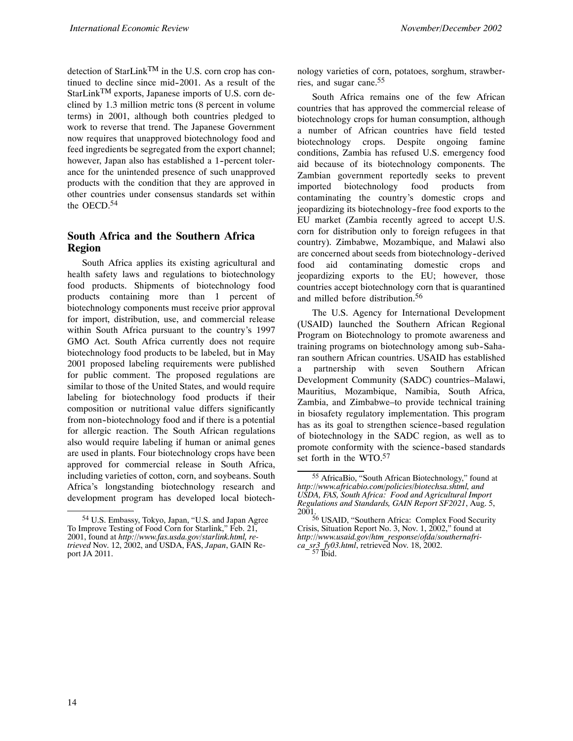detection of StarLink™ in the U.S. corn crop has continued to decline since mid-2001. As a result of the StarLink™ exports, Japanese imports of U.S. corn declined by 1.3 million metric tons (8 percent in volume terms) in 2001, although both countries pledged to work to reverse that trend. The Japanese Government now requires that unapproved biotechnology food and feed ingredients be segregated from the export channel; however, Japan also has established a 1-percent tolerance for the unintended presence of such unapproved products with the condition that they are approved in other countries under consensus standards set within the OECD.[54]

## South Africa and the Southern Africa Region

South Africa applies its existing agricultural and health safety laws and regulations to biotechnology food products. Shipments of biotechnology food products containing more than 1 percent of biotechnology components must receive prior approval for import, distribution, use, and commercial release within South Africa pursuant to the country's 1997 GMO Act. South Africa currently does not require biotechnology food products to be labeled, but in May 2001 proposed labeling requirements were published for public comment. The proposed regulations are similar to those of the United States, and would require labeling for biotechnology food products if their composition or nutritional value differs significantly from non-biotechnology food and if there is a potential for allergic reaction. The South African regulations also would require labeling if human or animal genes are used in plants. Four biotechnology crops have been approved for commercial release in South Africa, including varieties of cotton, corn, and soybeans. South Africa's longstanding biotechnology research and development program has developed local biotechnology varieties of corn, potatoes, sorghum, strawberries, and sugar cane.[55]

South Africa remains one of the few African countries that has approved the commercial release of biotechnology crops for human consumption, although a number of African countries have field tested biotechnology crops. Despite ongoing famine conditions, Zambia has refused U.S. emergency food aid because of its biotechnology components. The Zambian government reportedly seeks to prevent imported biotechnology food products from contaminating the country's domestic crops and jeopardizing its biotechnology-free food exports to the EU market (Zambia recently agreed to accept U.S. corn for distribution only to foreign refugees in that country). Zimbabwe, Mozambique, and Malawi also are concerned about seeds from biotechnology-derived food aid contaminating domestic crops and jeopardizing exports to the EU; however, those countries accept biotechnology corn that is quarantined and milled before distribution.[56]

The U.S. Agency for International Development (USAID) launched the Southern African Regional Program on Biotechnology to promote awareness and training programs on biotechnology among sub-Saharan southern African countries. USAID has established a partnership with seven Southern African Development Community (SADC) countries–Malawi, Mauritius, Mozambique, Namibia, South Africa, Zambia, and Zimbabwe–to provide technical training in biosafety regulatory implementation. This program has as its goal to strengthen science-based regulation of biotechnology in the SADC region, as well as to promote conformity with the science-based standards set forth in the WTO.[57]

---

[54] U.S. Embassy, Tokyo, Japan, "U.S. and Japan Agree To Improve Testing of Food Corn for Starlink," Feb. 21, 2001, found at *http://www.fas.usda.gov/starlink.html, retrieved* Nov. 12, 2002, and USDA, FAS, *Japan*, GAIN Report JA 2011.

[55] AfricaBio, "South African Biotechnology," found at *http://www.africabio.com/policies/biotechsa.shtml, and USDA, FAS, South Africa: Food and Agricultural Import Regulations and Standards, GAIN Report SF2021*, Aug. 5, 2001.

[56] USAID, "Southern Africa: Complex Food Security Crisis, Situation Report No. 3, Nov. 1, 2002," found at *http://www.usaid.gov/htm_response/ofda/southernafrica_sr3_fy03.html*, retrieved Nov. 18, 2002.

[57] Ibid.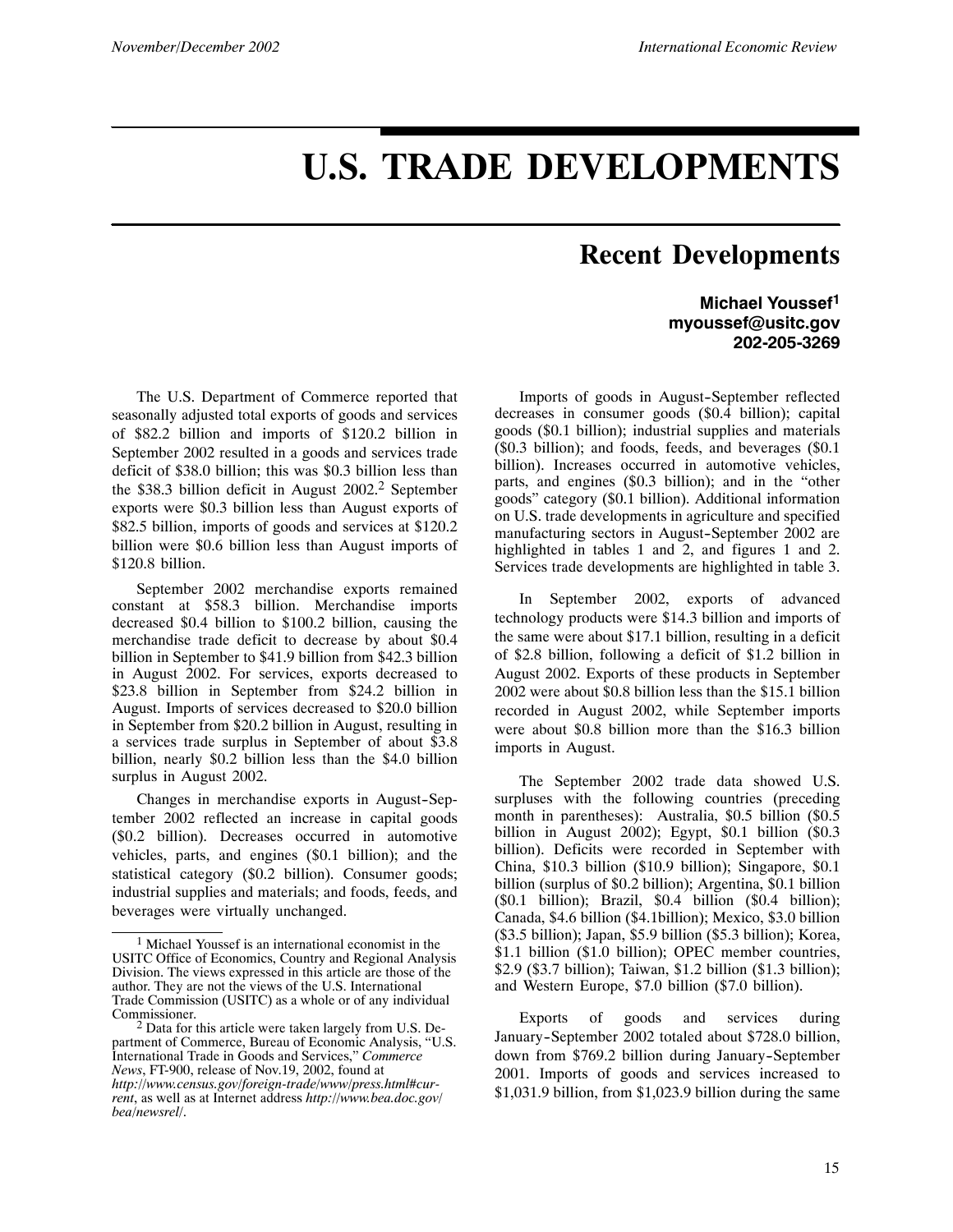# U.S. TRADE DEVELOPMENTS

## Recent Developments

**Michael Youssef[1]**
**myoussef@usitc.gov**
**202-205-3269**

The U.S. Department of Commerce reported that seasonally adjusted total exports of goods and services of $82.2 billion and imports of $120.2 billion in September 2002 resulted in a goods and services trade deficit of $38.0 billion; this was $0.3 billion less than the $38.3 billion deficit in August 2002.[2] September exports were $0.3 billion less than August exports of $82.5 billion, imports of goods and services at $120.2 billion were $0.6 billion less than August imports of $120.8 billion.

September 2002 merchandise exports remained constant at $58.3 billion. Merchandise imports decreased $0.4 billion to $100.2 billion, causing the merchandise trade deficit to decrease by about $0.4 billion in September to $41.9 billion from $42.3 billion in August 2002. For services, exports decreased to $23.8 billion in September from $24.2 billion in August. Imports of services decreased to $20.0 billion in September from $20.2 billion in August, resulting in a services trade surplus in September of about $3.8 billion, nearly $0.2 billion less than the $4.0 billion surplus in August 2002.

Changes in merchandise exports in August-September 2002 reflected an increase in capital goods ($0.2 billion). Decreases occurred in automotive vehicles, parts, and engines ($0.1 billion); and the statistical category ($0.2 billion). Consumer goods; industrial supplies and materials; and foods, feeds, and beverages were virtually unchanged.

Imports of goods in August-September reflected decreases in consumer goods ($0.4 billion); capital goods ($0.1 billion); industrial supplies and materials ($0.3 billion); and foods, feeds, and beverages ($0.1 billion). Increases occurred in automotive vehicles, parts, and engines ($0.3 billion); and in the "other goods" category ($0.1 billion). Additional information on U.S. trade developments in agriculture and specified manufacturing sectors in August-September 2002 are highlighted in tables 1 and 2, and figures 1 and 2. Services trade developments are highlighted in table 3.

In September 2002, exports of advanced technology products were $14.3 billion and imports of the same were about $17.1 billion, resulting in a deficit of $2.8 billion, following a deficit of $1.2 billion in August 2002. Exports of these products in September 2002 were about $0.8 billion less than the $15.1 billion recorded in August 2002, while September imports were about $0.8 billion more than the $16.3 billion imports in August.

The September 2002 trade data showed U.S. surpluses with the following countries (preceding month in parentheses): Australia, $0.5 billion ($0.5 billion in August 2002); Egypt, $0.1 billion ($0.3 billion). Deficits were recorded in September with China, $10.3 billion ($10.9 billion); Singapore, $0.1 billion (surplus of $0.2 billion); Argentina, $0.1 billion ($0.1 billion); Brazil, $0.4 billion ($0.4 billion); Canada, $4.6 billion ($4.1billion); Mexico, $3.0 billion ($3.5 billion); Japan, $5.9 billion ($5.3 billion); Korea, $1.1 billion ($1.0 billion); OPEC member countries, $2.9 ($3.7 billion); Taiwan, $1.2 billion ($1.3 billion); and Western Europe, $7.0 billion ($7.0 billion).

Exports of goods and services during January-September 2002 totaled about $728.0 billion, down from $769.2 billion during January-September 2001. Imports of goods and services increased to $1,031.9 billion, from $1,023.9 billion during the same

---

[1] Michael Youssef is an international economist in the USITC Office of Economics, Country and Regional Analysis Division. The views expressed in this article are those of the author. They are not the views of the U.S. International Trade Commission (USITC) as a whole or of any individual Commissioner.

[2] Data for this article were taken largely from U.S. Department of Commerce, Bureau of Economic Analysis, "U.S. International Trade in Goods and Services," *Commerce News*, FT-900, release of Nov.19, 2002, found at *http://www.census.gov/foreign-trade/www/press.html#current*, as well as at Internet address *http://www.bea.doc.gov/bea/newsrel/*.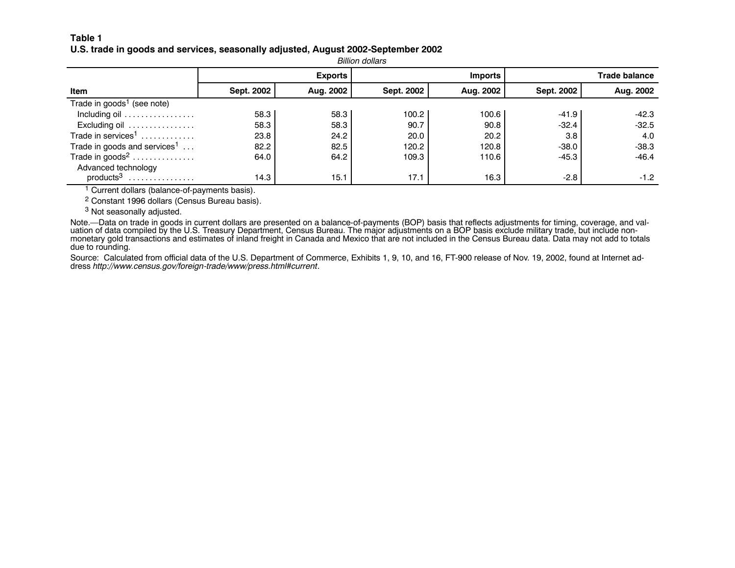**Table 1**
**U.S. trade in goods and services, seasonally adjusted, August 2002-September 2002**

*Billion dollars*

| Item | Exports | | Imports | | Trade balance | |
|---|---|---|---|---|---|---|
| | Sept. 2002 | Aug. 2002 | Sept. 2002 | Aug. 2002 | Sept. 2002 | Aug. 2002 |
| Trade in goods[1] (see note) | | | | | | |
| Including oil | 58.3 | 58.3 | 100.2 | 100.6 | -41.9 | -42.3 |
| Excluding oil | 58.3 | 58.3 | 90.7 | 90.8 | -32.4 | -32.5 |
| Trade in services[1] | 23.8 | 24.2 | 20.0 | 20.2 | 3.8 | 4.0 |
| Trade in goods and services[1] | 82.2 | 82.5 | 120.2 | 120.8 | -38.0 | -38.3 |
| Trade in goods[2] | 64.0 | 64.2 | 109.3 | 110.6 | -45.3 | -46.4 |
| Advanced technology products[3] | 14.3 | 15.1 | 17.1 | 16.3 | -2.8 | -1.2 |

[1] Current dollars (balance-of-payments basis).

[2] Constant 1996 dollars (Census Bureau basis).

[3] Not seasonally adjusted.

Note.—Data on trade in goods in current dollars are presented on a balance-of-payments (BOP) basis that reflects adjustments for timing, coverage, and valuation of data compiled by the U.S. Treasury Department, Census Bureau. The major adjustments on a BOP basis exclude military trade, but include non-monetary gold transactions and estimates of inland freight in Canada and Mexico that are not included in the Census Bureau data. Data may not add to totals due to rounding.

Source: Calculated from official data of the U.S. Department of Commerce, Exhibits 1, 9, 10, and 16, FT-900 release of Nov. 19, 2002, found at Internet address *http://www.census.gov/foreign-trade/www/press.html#current*.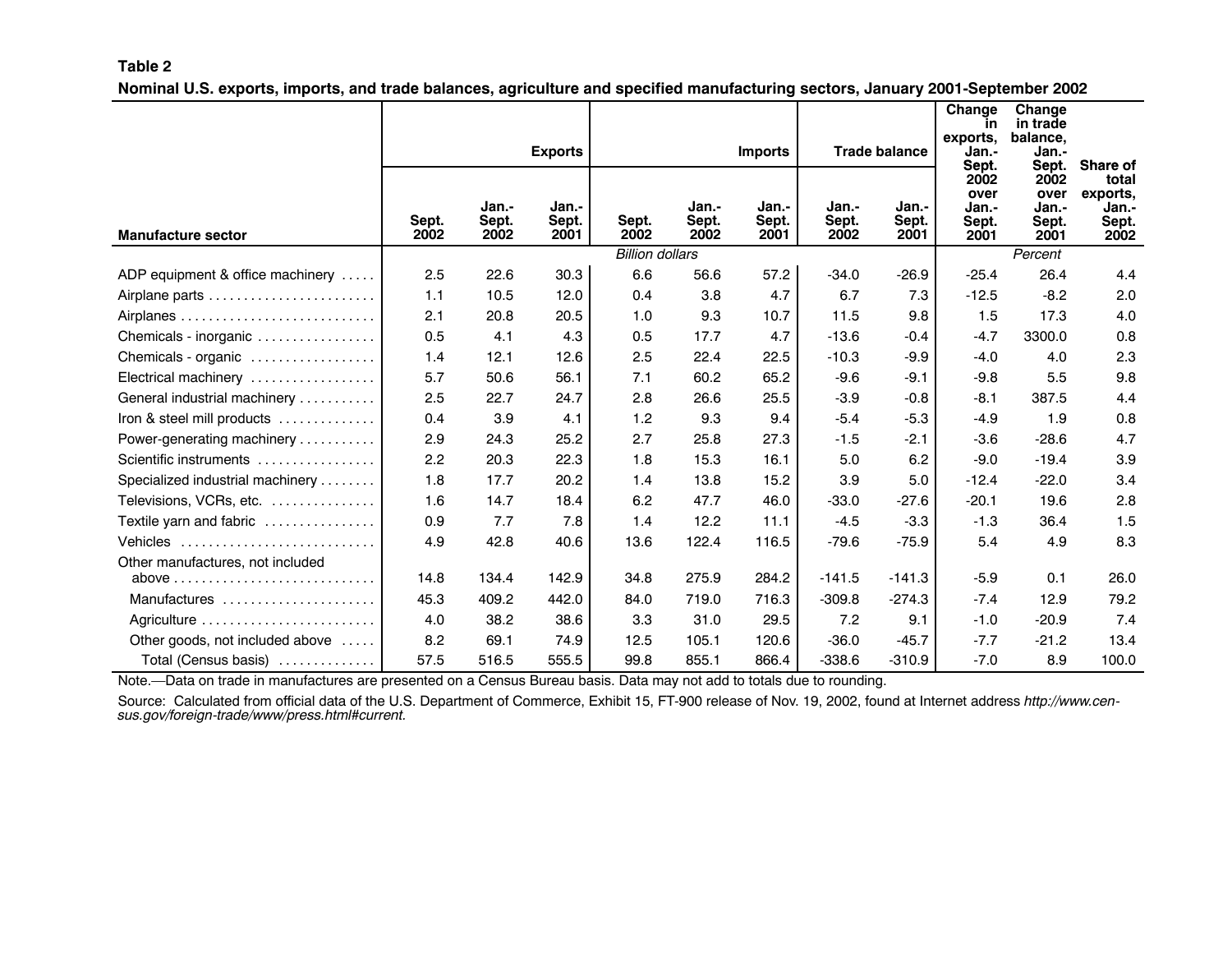**Table 2**

**Nominal U.S. exports, imports, and trade balances, agriculture and specified manufacturing sectors, January 2001-September 2002**

| Manufacture sector | Exports | | | Imports | | | Trade balance | | Change in exports, Jan.-Sept. 2002 over Jan.-Sept. 2001 | Change in trade balance, Jan.-Sept. 2002 over Jan.-Sept. 2001 | Share of total exports, Jan.-Sept. 2002 |
|---|---|---|---|---|---|---|---|---|---|---|---|
| | Sept. 2002 | Jan.-Sept. 2002 | Jan.-Sept. 2001 | Sept. 2002 | Jan.-Sept. 2002 | Jan.-Sept. 2001 | Jan.-Sept. 2002 | Jan.-Sept. 2001 | | | |
| | *Billion dollars* | | | | | | | | *Percent* | | |
| ADP equipment & office machinery | 2.5 | 22.6 | 30.3 | 6.6 | 56.6 | 57.2 | -34.0 | -26.9 | -25.4 | 26.4 | 4.4 |
| Airplane parts | 1.1 | 10.5 | 12.0 | 0.4 | 3.8 | 4.7 | 6.7 | 7.3 | -12.5 | -8.2 | 2.0 |
| Airplanes | 2.1 | 20.8 | 20.5 | 1.0 | 9.3 | 10.7 | 11.5 | 9.8 | 1.5 | 17.3 | 4.0 |
| Chemicals - inorganic | 0.5 | 4.1 | 4.3 | 0.5 | 17.7 | 4.7 | -13.6 | -0.4 | -4.7 | 3300.0 | 0.8 |
| Chemicals - organic | 1.4 | 12.1 | 12.6 | 2.5 | 22.4 | 22.5 | -10.3 | -9.9 | -4.0 | 4.0 | 2.3 |
| Electrical machinery | 5.7 | 50.6 | 56.1 | 7.1 | 60.2 | 65.2 | -9.6 | -9.1 | -9.8 | 5.5 | 9.8 |
| General industrial machinery | 2.5 | 22.7 | 24.7 | 2.8 | 26.6 | 25.5 | -3.9 | -0.8 | -8.1 | 387.5 | 4.4 |
| Iron & steel mill products | 0.4 | 3.9 | 4.1 | 1.2 | 9.3 | 9.4 | -5.4 | -5.3 | -4.9 | 1.9 | 0.8 |
| Power-generating machinery | 2.9 | 24.3 | 25.2 | 2.7 | 25.8 | 27.3 | -1.5 | -2.1 | -3.6 | -28.6 | 4.7 |
| Scientific instruments | 2.2 | 20.3 | 22.3 | 1.8 | 15.3 | 16.1 | 5.0 | 6.2 | -9.0 | -19.4 | 3.9 |
| Specialized industrial machinery | 1.8 | 17.7 | 20.2 | 1.4 | 13.8 | 15.2 | 3.9 | 5.0 | -12.4 | -22.0 | 3.4 |
| Televisions, VCRs, etc. | 1.6 | 14.7 | 18.4 | 6.2 | 47.7 | 46.0 | -33.0 | -27.6 | -20.1 | 19.6 | 2.8 |
| Textile yarn and fabric | 0.9 | 7.7 | 7.8 | 1.4 | 12.2 | 11.1 | -4.5 | -3.3 | -1.3 | 36.4 | 1.5 |
| Vehicles | 4.9 | 42.8 | 40.6 | 13.6 | 122.4 | 116.5 | -79.6 | -75.9 | 5.4 | 4.9 | 8.3 |
| Other manufactures, not included above | 14.8 | 134.4 | 142.9 | 34.8 | 275.9 | 284.2 | -141.5 | -141.3 | -5.9 | 0.1 | 26.0 |
| Manufactures | 45.3 | 409.2 | 442.0 | 84.0 | 719.0 | 716.3 | -309.8 | -274.3 | -7.4 | 12.9 | 79.2 |
| Agriculture | 4.0 | 38.2 | 38.6 | 3.3 | 31.0 | 29.5 | 7.2 | 9.1 | -1.0 | -20.9 | 7.4 |
| Other goods, not included above | 8.2 | 69.1 | 74.9 | 12.5 | 105.1 | 120.6 | -36.0 | -45.7 | -7.7 | -21.2 | 13.4 |
| Total (Census basis) | 57.5 | 516.5 | 555.5 | 99.8 | 855.1 | 866.4 | -338.6 | -310.9 | -7.0 | 8.9 | 100.0 |

Note.—Data on trade in manufactures are presented on a Census Bureau basis. Data may not add to totals due to rounding.

Source: Calculated from official data of the U.S. Department of Commerce, Exhibit 15, FT-900 release of Nov. 19, 2002, found at Internet address *http://www.census.gov/foreign-trade/www/press.html#current.*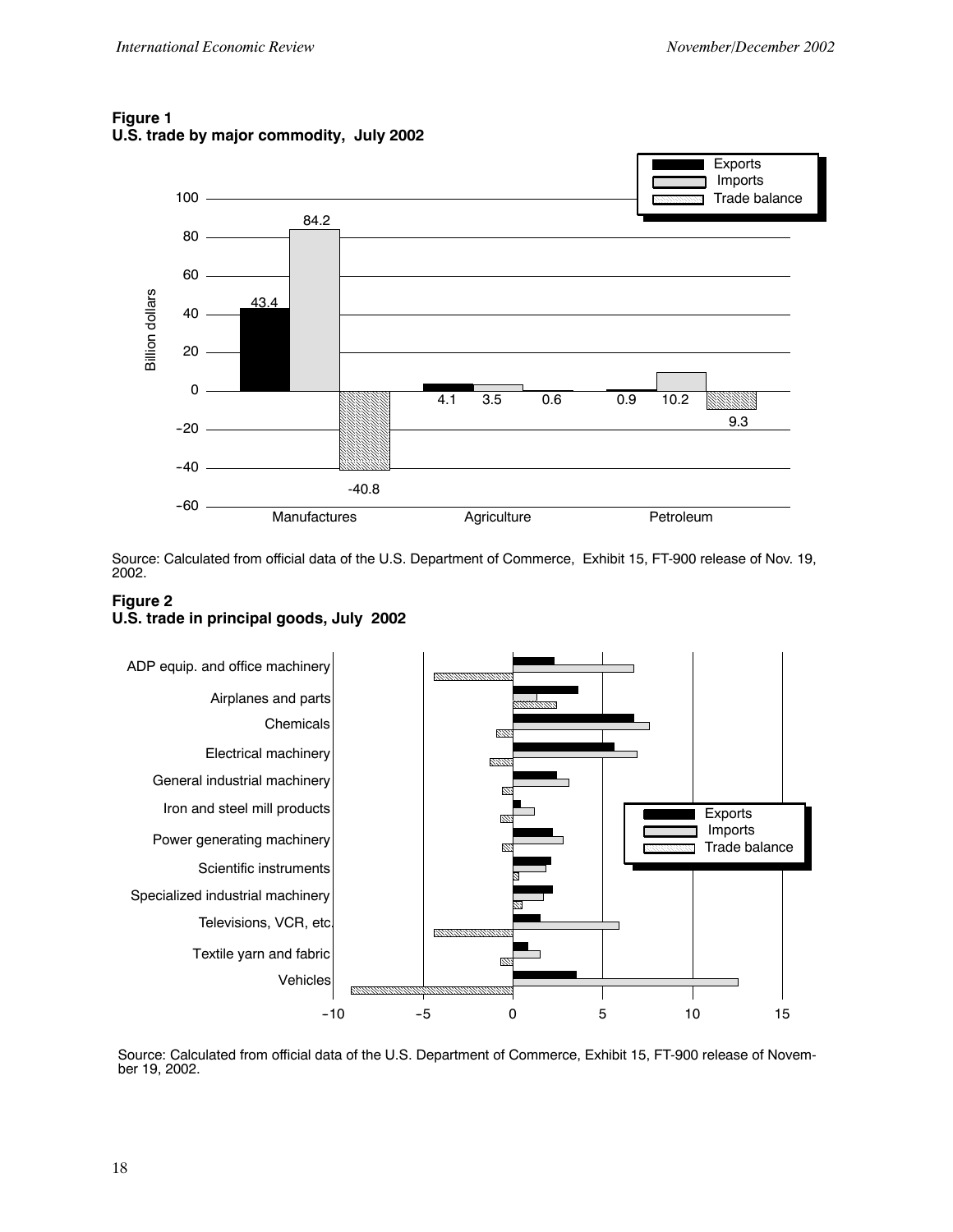**Figure 1**
**U.S. trade by major commodity, July 2002**

Source: Calculated from official data of the U.S. Department of Commerce, Exhibit 15, FT-900 release of Nov. 19, 2002.

**Figure 2**
**U.S. trade in principal goods, July 2002**

Source: Calculated from official data of the U.S. Department of Commerce, Exhibit 15, FT-900 release of November 19, 2002.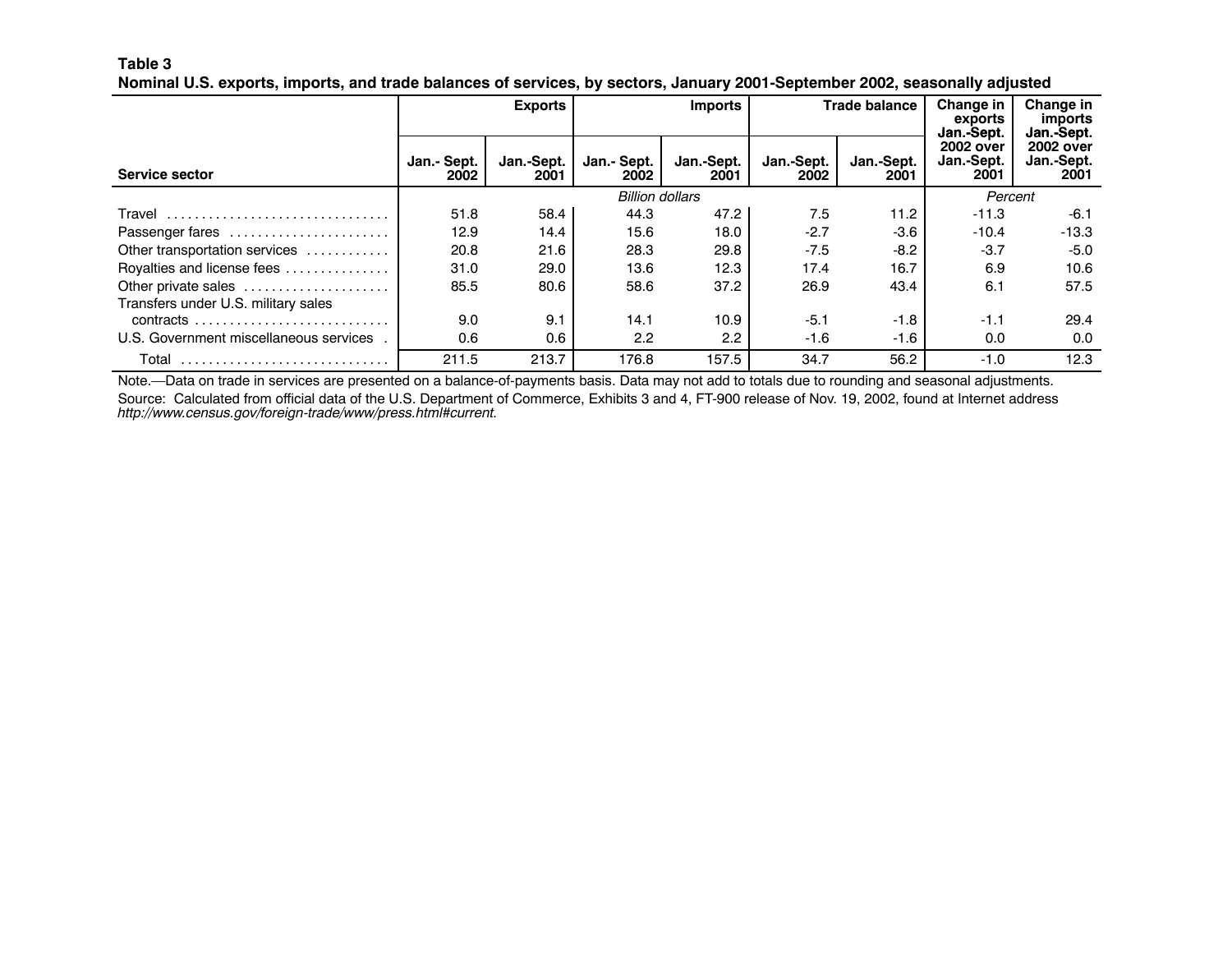**Table 3**
**Nominal U.S. exports, imports, and trade balances of services, by sectors, January 2001-September 2002, seasonally adjusted**

| Service sector | Exports | | Imports | | Trade balance | | Change in exports Jan.-Sept. 2002 over Jan.-Sept. 2001 | Change in imports Jan.-Sept. 2002 over Jan.-Sept. 2001 |
|---|---|---|---|---|---|---|---|---|
| | Jan.- Sept. 2002 | Jan.-Sept. 2001 | Jan.- Sept. 2002 | Jan.-Sept. 2001 | Jan.-Sept. 2002 | Jan.-Sept. 2001 | | |
| | *Billion dollars* | | | | | | *Percent* | |
| Travel | 51.8 | 58.4 | 44.3 | 47.2 | 7.5 | 11.2 | -11.3 | -6.1 |
| Passenger fares | 12.9 | 14.4 | 15.6 | 18.0 | -2.7 | -3.6 | -10.4 | -13.3 |
| Other transportation services | 20.8 | 21.6 | 28.3 | 29.8 | -7.5 | -8.2 | -3.7 | -5.0 |
| Royalties and license fees | 31.0 | 29.0 | 13.6 | 12.3 | 17.4 | 16.7 | 6.9 | 10.6 |
| Other private sales | 85.5 | 80.6 | 58.6 | 37.2 | 26.9 | 43.4 | 6.1 | 57.5 |
| Transfers under U.S. military sales contracts | 9.0 | 9.1 | 14.1 | 10.9 | -5.1 | -1.8 | -1.1 | 29.4 |
| U.S. Government miscellaneous services | 0.6 | 0.6 | 2.2 | 2.2 | -1.6 | -1.6 | 0.0 | 0.0 |
| Total | 211.5 | 213.7 | 176.8 | 157.5 | 34.7 | 56.2 | -1.0 | 12.3 |

Note.—Data on trade in services are presented on a balance-of-payments basis. Data may not add to totals due to rounding and seasonal adjustments.

Source: Calculated from official data of the U.S. Department of Commerce, Exhibits 3 and 4, FT-900 release of Nov. 19, 2002, found at Internet address *http://www.census.gov/foreign-trade/www/press.html#current.*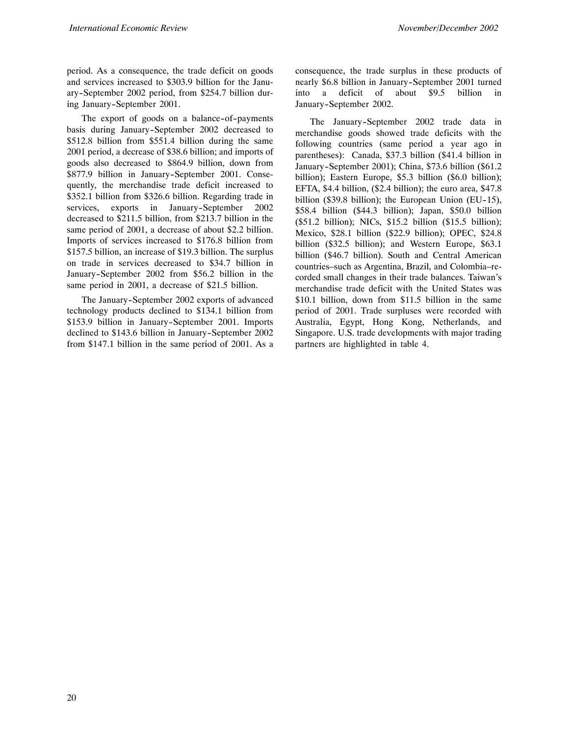period. As a consequence, the trade deficit on goods and services increased to $303.9 billion for the January-September 2002 period, from $254.7 billion during January-September 2001.

The export of goods on a balance-of-payments basis during January-September 2002 decreased to $512.8 billion from $551.4 billion during the same 2001 period, a decrease of $38.6 billion; and imports of goods also decreased to $864.9 billion, down from $877.9 billion in January-September 2001. Consequently, the merchandise trade deficit increased to $352.1 billion from $326.6 billion. Regarding trade in services, exports in January-September 2002 decreased to $211.5 billion, from $213.7 billion in the same period of 2001, a decrease of about $2.2 billion. Imports of services increased to $176.8 billion from $157.5 billion, an increase of $19.3 billion. The surplus on trade in services decreased to $34.7 billion in January-September 2002 from $56.2 billion in the same period in 2001, a decrease of $21.5 billion.

The January-September 2002 exports of advanced technology products declined to $134.1 billion from $153.9 billion in January-September 2001. Imports declined to $143.6 billion in January-September 2002 from $147.1 billion in the same period of 2001. As a consequence, the trade surplus in these products of nearly $6.8 billion in January-September 2001 turned into a deficit of about $9.5 billion in January-September 2002.

The January-September 2002 trade data in merchandise goods showed trade deficits with the following countries (same period a year ago in parentheses): Canada, $37.3 billion ($41.4 billion in January-September 2001); China, $73.6 billion ($61.2 billion); Eastern Europe, $5.3 billion ($6.0 billion); EFTA, $4.4 billion, ($2.4 billion); the euro area, $47.8 billion ($39.8 billion); the European Union (EU-15), $58.4 billion ($44.3 billion); Japan, $50.0 billion ($51.2 billion); NICs, $15.2 billion ($15.5 billion); Mexico, $28.1 billion ($22.9 billion); OPEC, $24.8 billion ($32.5 billion); and Western Europe, $63.1 billion ($46.7 billion). South and Central American countries–such as Argentina, Brazil, and Colombia–recorded small changes in their trade balances. Taiwan's merchandise trade deficit with the United States was $10.1 billion, down from $11.5 billion in the same period of 2001. Trade surpluses were recorded with Australia, Egypt, Hong Kong, Netherlands, and Singapore. U.S. trade developments with major trading partners are highlighted in table 4.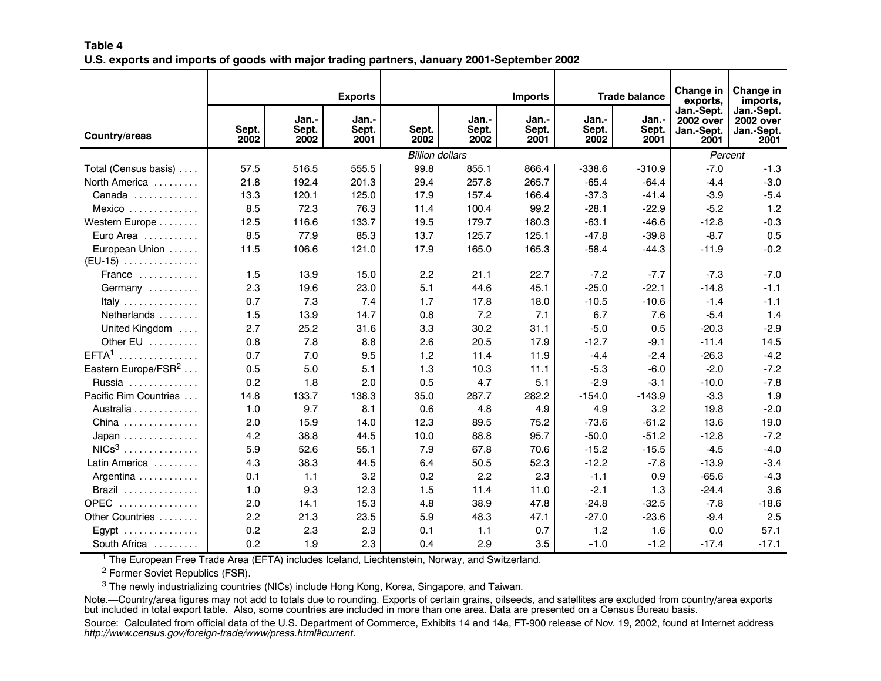**Table 4**
**U.S. exports and imports of goods with major trading partners, January 2001-September 2002**

| Country/areas | Exports | | | Imports | | | Trade balance | | Change in exports, Jan.-Sept. 2002 over Jan.-Sept. 2001 | Change in imports, Jan.-Sept. 2002 over Jan.-Sept. 2001 |
|---|---|---|---|---|---|---|---|---|---|---|
| | Sept. 2002 | Jan.-Sept. 2002 | Jan.-Sept. 2001 | Sept. 2002 | Jan.-Sept. 2002 | Jan.-Sept. 2001 | Jan.-Sept. 2002 | Jan.-Sept. 2001 | | |
| | *Billion dollars* | | | | | | | | *Percent* | |
| Total (Census basis) | 57.5 | 516.5 | 555.5 | 99.8 | 855.1 | 866.4 | -338.6 | -310.9 | -7.0 | -1.3 |
| North America | 21.8 | 192.4 | 201.3 | 29.4 | 257.8 | 265.7 | -65.4 | -64.4 | -4.4 | -3.0 |
| Canada | 13.3 | 120.1 | 125.0 | 17.9 | 157.4 | 166.4 | -37.3 | -41.4 | -3.9 | -5.4 |
| Mexico | 8.5 | 72.3 | 76.3 | 11.4 | 100.4 | 99.2 | -28.1 | -22.9 | -5.2 | 1.2 |
| Western Europe | 12.5 | 116.6 | 133.7 | 19.5 | 179.7 | 180.3 | -63.1 | -46.6 | -12.8 | -0.3 |
| Euro Area | 8.5 | 77.9 | 85.3 | 13.7 | 125.7 | 125.1 | -47.8 | -39.8 | -8.7 | 0.5 |
| European Union (EU-15) | 11.5 | 106.6 | 121.0 | 17.9 | 165.0 | 165.3 | -58.4 | -44.3 | -11.9 | -0.2 |
| France | 1.5 | 13.9 | 15.0 | 2.2 | 21.1 | 22.7 | -7.2 | -7.7 | -7.3 | -7.0 |
| Germany | 2.3 | 19.6 | 23.0 | 5.1 | 44.6 | 45.1 | -25.0 | -22.1 | -14.8 | -1.1 |
| Italy | 0.7 | 7.3 | 7.4 | 1.7 | 17.8 | 18.0 | -10.5 | -10.6 | -1.4 | -1.1 |
| Netherlands | 1.5 | 13.9 | 14.7 | 0.8 | 7.2 | 7.1 | 6.7 | 7.6 | -5.4 | 1.4 |
| United Kingdom | 2.7 | 25.2 | 31.6 | 3.3 | 30.2 | 31.1 | -5.0 | 0.5 | -20.3 | -2.9 |
| Other EU | 0.8 | 7.8 | 8.8 | 2.6 | 20.5 | 17.9 | -12.7 | -9.1 | -11.4 | 14.5 |
| EFTA[1] | 0.7 | 7.0 | 9.5 | 1.2 | 11.4 | 11.9 | -4.4 | -2.4 | -26.3 | -4.2 |
| Eastern Europe/FSR[2] | 0.5 | 5.0 | 5.1 | 1.3 | 10.3 | 11.1 | -5.3 | -6.0 | -2.0 | -7.2 |
| Russia | 0.2 | 1.8 | 2.0 | 0.5 | 4.7 | 5.1 | -2.9 | -3.1 | -10.0 | -7.8 |
| Pacific Rim Countries | 14.8 | 133.7 | 138.3 | 35.0 | 287.7 | 282.2 | -154.0 | -143.9 | -3.3 | 1.9 |
| Australia | 1.0 | 9.7 | 8.1 | 0.6 | 4.8 | 4.9 | 4.9 | 3.2 | 19.8 | -2.0 |
| China | 2.0 | 15.9 | 14.0 | 12.3 | 89.5 | 75.2 | -73.6 | -61.2 | 13.6 | 19.0 |
| Japan | 4.2 | 38.8 | 44.5 | 10.0 | 88.8 | 95.7 | -50.0 | -51.2 | -12.8 | -7.2 |
| NICs[3] | 5.9 | 52.6 | 55.1 | 7.9 | 67.8 | 70.6 | -15.2 | -15.5 | -4.5 | -4.0 |
| Latin America | 4.3 | 38.3 | 44.5 | 6.4 | 50.5 | 52.3 | -12.2 | -7.8 | -13.9 | -3.4 |
| Argentina | 0.1 | 1.1 | 3.2 | 0.2 | 2.2 | 2.3 | -1.1 | 0.9 | -65.6 | -4.3 |
| Brazil | 1.0 | 9.3 | 12.3 | 1.5 | 11.4 | 11.0 | -2.1 | 1.3 | -24.4 | 3.6 |
| OPEC | 2.0 | 14.1 | 15.3 | 4.8 | 38.9 | 47.8 | -24.8 | -32.5 | -7.8 | -18.6 |
| Other Countries | 2.2 | 21.3 | 23.5 | 5.9 | 48.3 | 47.1 | -27.0 | -23.6 | -9.4 | 2.5 |
| Egypt | 0.2 | 2.3 | 2.3 | 0.1 | 1.1 | 0.7 | 1.2 | 1.6 | 0.0 | 57.1 |
| South Africa | 0.2 | 1.9 | 2.3 | 0.4 | 2.9 | 3.5 | -1.0 | -1.2 | -17.4 | -17.1 |

[1] The European Free Trade Area (EFTA) includes Iceland, Liechtenstein, Norway, and Switzerland.

[2] Former Soviet Republics (FSR).

[3] The newly industrializing countries (NICs) include Hong Kong, Korea, Singapore, and Taiwan.

Note.—Country/area figures may not add to totals due to rounding. Exports of certain grains, oilseeds, and satellites are excluded from country/area exports but included in total export table. Also, some countries are included in more than one area. Data are presented on a Census Bureau basis.

Source: Calculated from official data of the U.S. Department of Commerce, Exhibits 14 and 14a, FT-900 release of Nov. 19, 2002, found at Internet address *http://www.census.gov/foreign-trade/www/press.html#current*.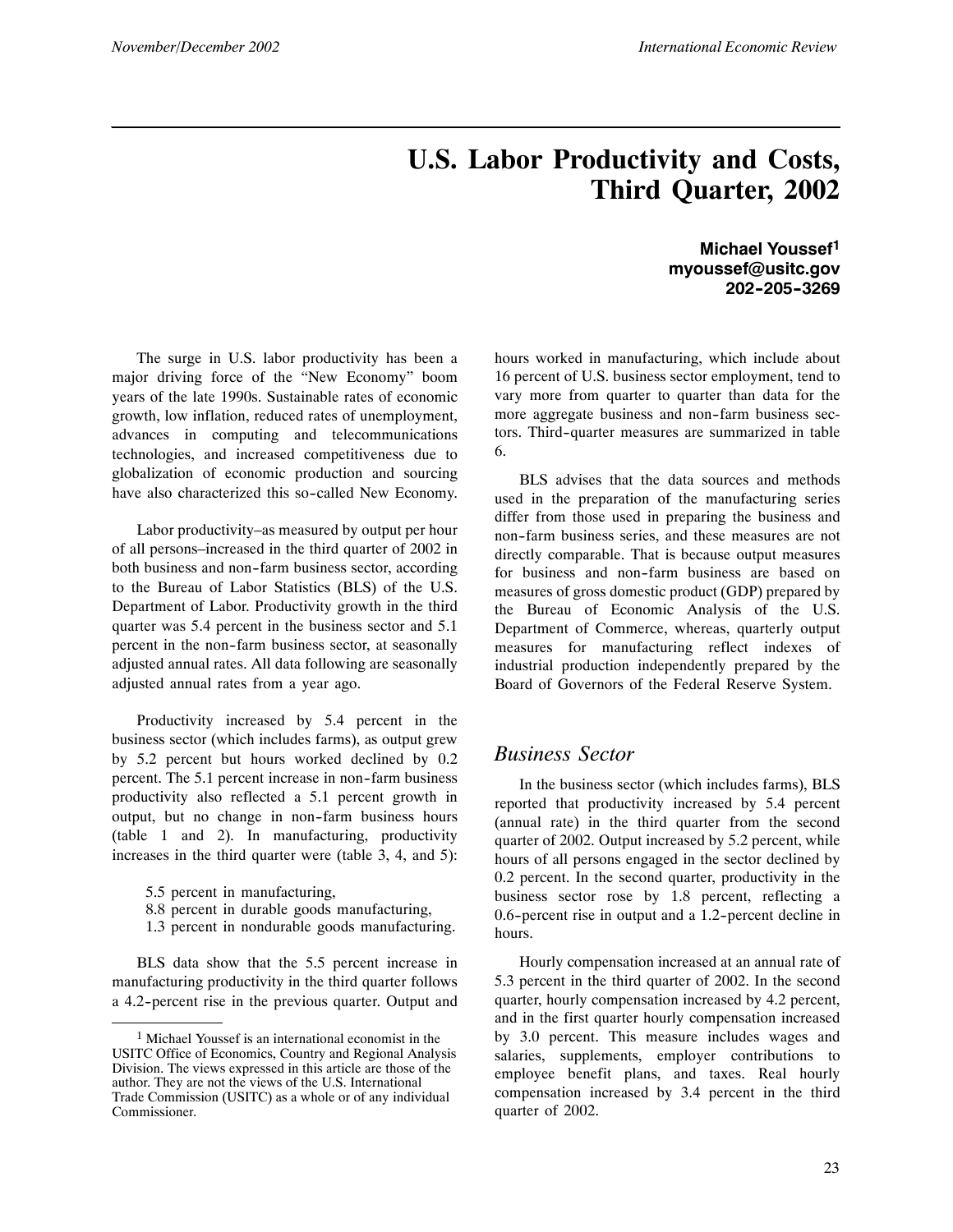// U.S. Labor Productivity and Costs, Third Quarter, 2002

**Michael Youssef**[1]
**myoussef@usitc.gov**
**202-205-3269**

The surge in U.S. labor productivity has been a major driving force of the "New Economy" boom years of the late 1990s. Sustainable rates of economic growth, low inflation, reduced rates of unemployment, advances in computing and telecommunications technologies, and increased competitiveness due to globalization of economic production and sourcing have also characterized this so-called New Economy.

Labor productivity–as measured by output per hour of all persons–increased in the third quarter of 2002 in both business and non-farm business sector, according to the Bureau of Labor Statistics (BLS) of the U.S. Department of Labor. Productivity growth in the third quarter was 5.4 percent in the business sector and 5.1 percent in the non-farm business sector, at seasonally adjusted annual rates. All data following are seasonally adjusted annual rates from a year ago.

Productivity increased by 5.4 percent in the business sector (which includes farms), as output grew by 5.2 percent but hours worked declined by 0.2 percent. The 5.1 percent increase in non-farm business productivity also reflected a 5.1 percent growth in output, but no change in non-farm business hours (table 1 and 2). In manufacturing, productivity increases in the third quarter were (table 3, 4, and 5):

- 5.5 percent in manufacturing,
- 8.8 percent in durable goods manufacturing,
- 1.3 percent in nondurable goods manufacturing.

BLS data show that the 5.5 percent increase in manufacturing productivity in the third quarter follows a 4.2-percent rise in the previous quarter. Output and hours worked in manufacturing, which include about 16 percent of U.S. business sector employment, tend to vary more from quarter to quarter than data for the more aggregate business and non-farm business sectors. Third-quarter measures are summarized in table 6.

BLS advises that the data sources and methods used in the preparation of the manufacturing series differ from those used in preparing the business and non-farm business series, and these measures are not directly comparable. That is because output measures for business and non-farm business are based on measures of gross domestic product (GDP) prepared by the Bureau of Economic Analysis of the U.S. Department of Commerce, whereas, quarterly output measures for manufacturing reflect indexes of industrial production independently prepared by the Board of Governors of the Federal Reserve System.

## *Business Sector*

In the business sector (which includes farms), BLS reported that productivity increased by 5.4 percent (annual rate) in the third quarter from the second quarter of 2002. Output increased by 5.2 percent, while hours of all persons engaged in the sector declined by 0.2 percent. In the second quarter, productivity in the business sector rose by 1.8 percent, reflecting a 0.6-percent rise in output and a 1.2-percent decline in hours.

Hourly compensation increased at an annual rate of 5.3 percent in the third quarter of 2002. In the second quarter, hourly compensation increased by 4.2 percent, and in the first quarter hourly compensation increased by 3.0 percent. This measure includes wages and salaries, supplements, employer contributions to employee benefit plans, and taxes. Real hourly compensation increased by 3.4 percent in the third quarter of 2002.

[1] Michael Youssef is an international economist in the USITC Office of Economics, Country and Regional Analysis Division. The views expressed in this article are those of the author. They are not the views of the U.S. International Trade Commission (USITC) as a whole or of any individual Commissioner.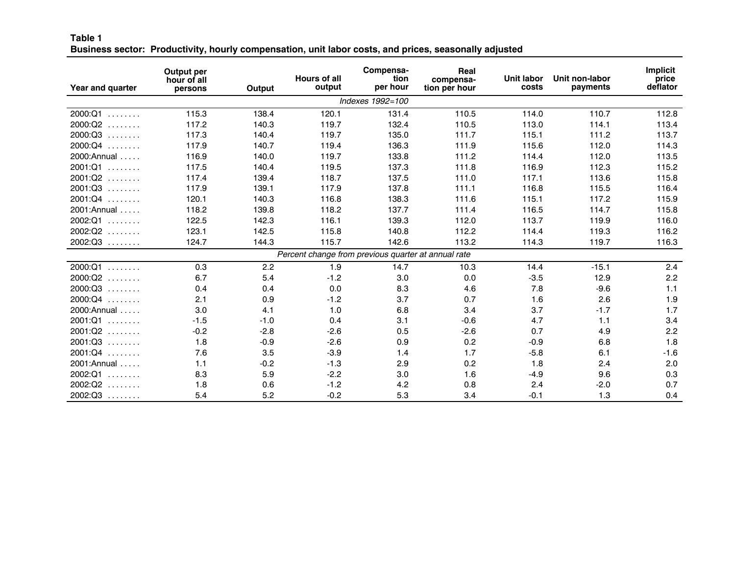**Table 1**
**Business sector: Productivity, hourly compensation, unit labor costs, and prices, seasonally adjusted**

| Year and quarter | Output per hour of all persons | Output | Hours of all output | Compensation per hour | Real compensation per hour | Unit labor costs | Unit non-labor payments | Implicit price deflator |
|---|---|---|---|---|---|---|---|---|
| *Indexes 1992=100* | | | | | | | | |
| 2000:Q1 ........ | 115.3 | 138.4 | 120.1 | 131.4 | 110.5 | 114.0 | 110.7 | 112.8 |
| 2000:Q2 ........ | 117.2 | 140.3 | 119.7 | 132.4 | 110.5 | 113.0 | 114.1 | 113.4 |
| 2000:Q3 ........ | 117.3 | 140.4 | 119.7 | 135.0 | 111.7 | 115.1 | 111.2 | 113.7 |
| 2000:Q4 ........ | 117.9 | 140.7 | 119.4 | 136.3 | 111.9 | 115.6 | 112.0 | 114.3 |
| 2000:Annual ..... | 116.9 | 140.0 | 119.7 | 133.8 | 111.2 | 114.4 | 112.0 | 113.5 |
| 2001:Q1 ........ | 117.5 | 140.4 | 119.5 | 137.3 | 111.8 | 116.9 | 112.3 | 115.2 |
| 2001:Q2 ........ | 117.4 | 139.4 | 118.7 | 137.5 | 111.0 | 117.1 | 113.6 | 115.8 |
| 2001:Q3 ........ | 117.9 | 139.1 | 117.9 | 137.8 | 111.1 | 116.8 | 115.5 | 116.4 |
| 2001:Q4 ........ | 120.1 | 140.3 | 116.8 | 138.3 | 111.6 | 115.1 | 117.2 | 115.9 |
| 2001:Annual ..... | 118.2 | 139.8 | 118.2 | 137.7 | 111.4 | 116.5 | 114.7 | 115.8 |
| 2002:Q1 ........ | 122.5 | 142.3 | 116.1 | 139.3 | 112.0 | 113.7 | 119.9 | 116.0 |
| 2002:Q2 ........ | 123.1 | 142.5 | 115.8 | 140.8 | 112.2 | 114.4 | 119.3 | 116.2 |
| 2002:Q3 ........ | 124.7 | 144.3 | 115.7 | 142.6 | 113.2 | 114.3 | 119.7 | 116.3 |
| *Percent change from previous quarter at annual rate* | | | | | | | | |
| 2000:Q1 ........ | 0.3 | 2.2 | 1.9 | 14.7 | 10.3 | 14.4 | -15.1 | 2.4 |
| 2000:Q2 ........ | 6.7 | 5.4 | -1.2 | 3.0 | 0.0 | -3.5 | 12.9 | 2.2 |
| 2000:Q3 ........ | 0.4 | 0.4 | 0.0 | 8.3 | 4.6 | 7.8 | -9.6 | 1.1 |
| 2000:Q4 ........ | 2.1 | 0.9 | -1.2 | 3.7 | 0.7 | 1.6 | 2.6 | 1.9 |
| 2000:Annual ..... | 3.0 | 4.1 | 1.0 | 6.8 | 3.4 | 3.7 | -1.7 | 1.7 |
| 2001:Q1 ........ | -1.5 | -1.0 | 0.4 | 3.1 | -0.6 | 4.7 | 1.1 | 3.4 |
| 2001:Q2 ........ | -0.2 | -2.8 | -2.6 | 0.5 | -2.6 | 0.7 | 4.9 | 2.2 |
| 2001:Q3 ........ | 1.8 | -0.9 | -2.6 | 0.9 | 0.2 | -0.9 | 6.8 | 1.8 |
| 2001:Q4 ........ | 7.6 | 3.5 | -3.9 | 1.4 | 1.7 | -5.8 | 6.1 | -1.6 |
| 2001:Annual ..... | 1.1 | -0.2 | -1.3 | 2.9 | 0.2 | 1.8 | 2.4 | 2.0 |
| 2002:Q1 ........ | 8.3 | 5.9 | -2.2 | 3.0 | 1.6 | -4.9 | 9.6 | 0.3 |
| 2002:Q2 ........ | 1.8 | 0.6 | -1.2 | 4.2 | 0.8 | 2.4 | -2.0 | 0.7 |
| 2002:Q3 ........ | 5.4 | 5.2 | -0.2 | 5.3 | 3.4 | -0.1 | 1.3 | 0.4 |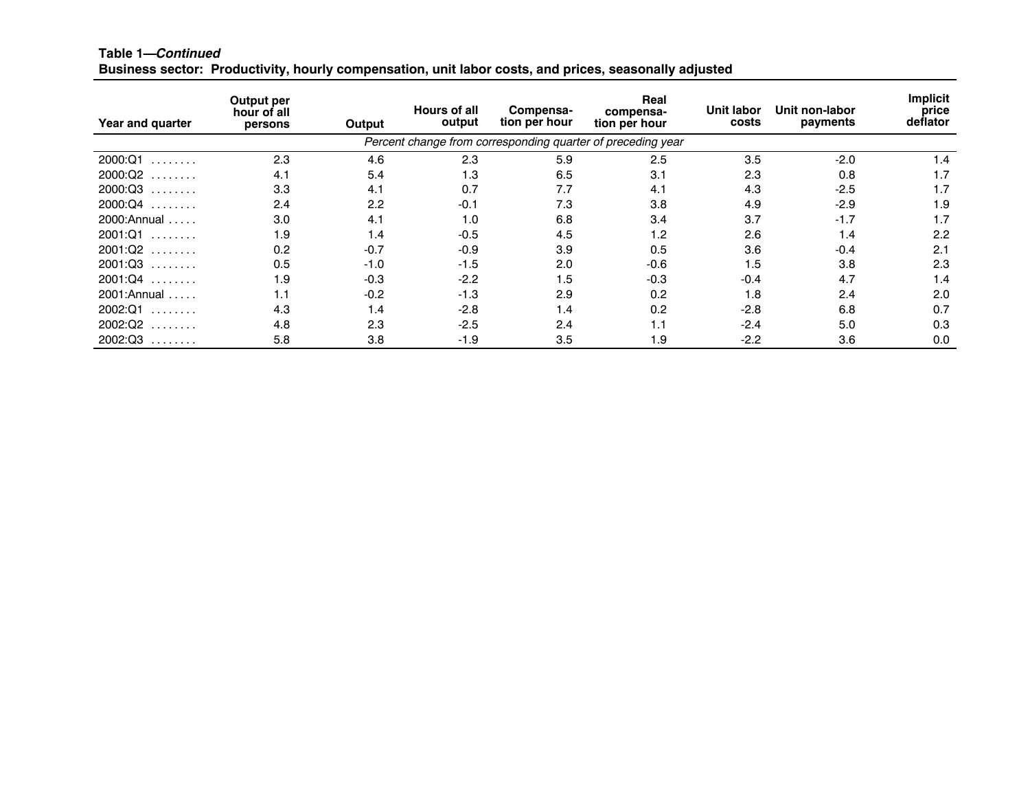**Table 1—*Continued***
**Business sector: Productivity, hourly compensation, unit labor costs, and prices, seasonally adjusted**

| Year and quarter | Output per hour of all persons | Output | Hours of all output | Compensa-tion per hour | Real compensa-tion per hour | Unit labor costs | Unit non-labor payments | Implicit price deflator |
|---|---|---|---|---|---|---|---|---|
| | *Percent change from corresponding quarter of preceding year* | | | | | | | |
| 2000:Q1 ........ | 2.3 | 4.6 | 2.3 | 5.9 | 2.5 | 3.5 | -2.0 | 1.4 |
| 2000:Q2 ........ | 4.1 | 5.4 | 1.3 | 6.5 | 3.1 | 2.3 | 0.8 | 1.7 |
| 2000:Q3 ........ | 3.3 | 4.1 | 0.7 | 7.7 | 4.1 | 4.3 | -2.5 | 1.7 |
| 2000:Q4 ........ | 2.4 | 2.2 | -0.1 | 7.3 | 3.8 | 4.9 | -2.9 | 1.9 |
| 2000:Annual ..... | 3.0 | 4.1 | 1.0 | 6.8 | 3.4 | 3.7 | -1.7 | 1.7 |
| 2001:Q1 ........ | 1.9 | 1.4 | -0.5 | 4.5 | 1.2 | 2.6 | 1.4 | 2.2 |
| 2001:Q2 ........ | 0.2 | -0.7 | -0.9 | 3.9 | 0.5 | 3.6 | -0.4 | 2.1 |
| 2001:Q3 ........ | 0.5 | -1.0 | -1.5 | 2.0 | -0.6 | 1.5 | 3.8 | 2.3 |
| 2001:Q4 ........ | 1.9 | -0.3 | -2.2 | 1.5 | -0.3 | -0.4 | 4.7 | 1.4 |
| 2001:Annual ..... | 1.1 | -0.2 | -1.3 | 2.9 | 0.2 | 1.8 | 2.4 | 2.0 |
| 2002:Q1 ........ | 4.3 | 1.4 | -2.8 | 1.4 | 0.2 | -2.8 | 6.8 | 0.7 |
| 2002:Q2 ........ | 4.8 | 2.3 | -2.5 | 2.4 | 1.1 | -2.4 | 5.0 | 0.3 |
| 2002:Q3 ........ | 5.8 | 3.8 | -1.9 | 3.5 | 1.9 | -2.2 | 3.6 | 0.0 |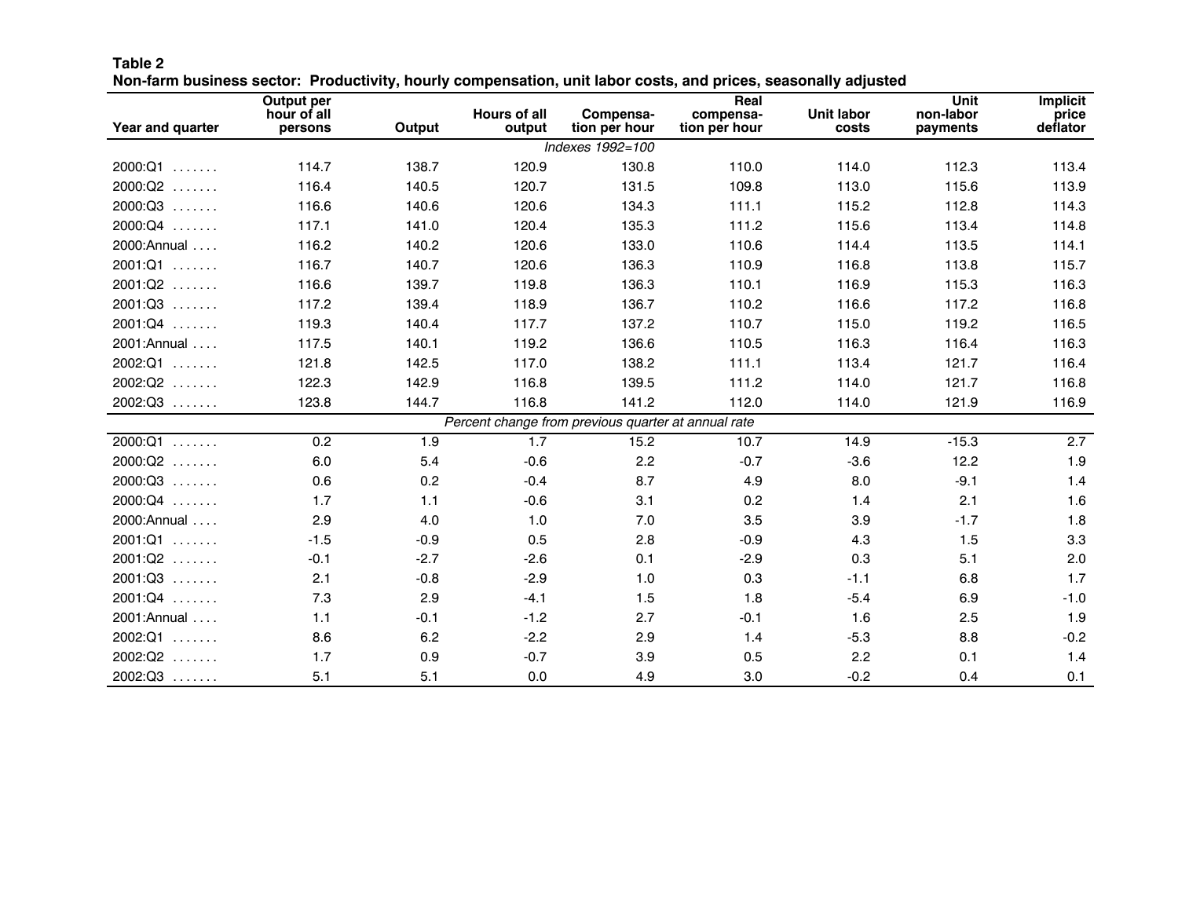**Table 2**
**Non-farm business sector: Productivity, hourly compensation, unit labor costs, and prices, seasonally adjusted**

| Year and quarter | Output per hour of all persons | Output | Hours of all output | Compensation per hour | Real compensation per hour | Unit labor costs | Unit non-labor payments | Implicit price deflator |
|---|---|---|---|---|---|---|---|---|
| | | | | *Indexes 1992=100* | | | | |
| 2000:Q1 ....... | 114.7 | 138.7 | 120.9 | 130.8 | 110.0 | 114.0 | 112.3 | 113.4 |
| 2000:Q2 ....... | 116.4 | 140.5 | 120.7 | 131.5 | 109.8 | 113.0 | 115.6 | 113.9 |
| 2000:Q3 ....... | 116.6 | 140.6 | 120.6 | 134.3 | 111.1 | 115.2 | 112.8 | 114.3 |
| 2000:Q4 ....... | 117.1 | 141.0 | 120.4 | 135.3 | 111.2 | 115.6 | 113.4 | 114.8 |
| 2000:Annual .... | 116.2 | 140.2 | 120.6 | 133.0 | 110.6 | 114.4 | 113.5 | 114.1 |
| 2001:Q1 ....... | 116.7 | 140.7 | 120.6 | 136.3 | 110.9 | 116.8 | 113.8 | 115.7 |
| 2001:Q2 ....... | 116.6 | 139.7 | 119.8 | 136.3 | 110.1 | 116.9 | 115.3 | 116.3 |
| 2001:Q3 ....... | 117.2 | 139.4 | 118.9 | 136.7 | 110.2 | 116.6 | 117.2 | 116.8 |
| 2001:Q4 ....... | 119.3 | 140.4 | 117.7 | 137.2 | 110.7 | 115.0 | 119.2 | 116.5 |
| 2001:Annual .... | 117.5 | 140.1 | 119.2 | 136.6 | 110.5 | 116.3 | 116.4 | 116.3 |
| 2002:Q1 ....... | 121.8 | 142.5 | 117.0 | 138.2 | 111.1 | 113.4 | 121.7 | 116.4 |
| 2002:Q2 ....... | 122.3 | 142.9 | 116.8 | 139.5 | 111.2 | 114.0 | 121.7 | 116.8 |
| 2002:Q3 ....... | 123.8 | 144.7 | 116.8 | 141.2 | 112.0 | 114.0 | 121.9 | 116.9 |
| | | | | *Percent change from previous quarter at annual rate* | | | | |
| 2000:Q1 ....... | 0.2 | 1.9 | 1.7 | 15.2 | 10.7 | 14.9 | -15.3 | 2.7 |
| 2000:Q2 ....... | 6.0 | 5.4 | -0.6 | 2.2 | -0.7 | -3.6 | 12.2 | 1.9 |
| 2000:Q3 ....... | 0.6 | 0.2 | -0.4 | 8.7 | 4.9 | 8.0 | -9.1 | 1.4 |
| 2000:Q4 ....... | 1.7 | 1.1 | -0.6 | 3.1 | 0.2 | 1.4 | 2.1 | 1.6 |
| 2000:Annual .... | 2.9 | 4.0 | 1.0 | 7.0 | 3.5 | 3.9 | -1.7 | 1.8 |
| 2001:Q1 ....... | -1.5 | -0.9 | 0.5 | 2.8 | -0.9 | 4.3 | 1.5 | 3.3 |
| 2001:Q2 ....... | -0.1 | -2.7 | -2.6 | 0.1 | -2.9 | 0.3 | 5.1 | 2.0 |
| 2001:Q3 ....... | 2.1 | -0.8 | -2.9 | 1.0 | 0.3 | -1.1 | 6.8 | 1.7 |
| 2001:Q4 ....... | 7.3 | 2.9 | -4.1 | 1.5 | 1.8 | -5.4 | 6.9 | -1.0 |
| 2001:Annual .... | 1.1 | -0.1 | -1.2 | 2.7 | -0.1 | 1.6 | 2.5 | 1.9 |
| 2002:Q1 ....... | 8.6 | 6.2 | -2.2 | 2.9 | 1.4 | -5.3 | 8.8 | -0.2 |
| 2002:Q2 ....... | 1.7 | 0.9 | -0.7 | 3.9 | 0.5 | 2.2 | 0.1 | 1.4 |
| 2002:Q3 ....... | 5.1 | 5.1 | 0.0 | 4.9 | 3.0 | -0.2 | 0.4 | 0.1 |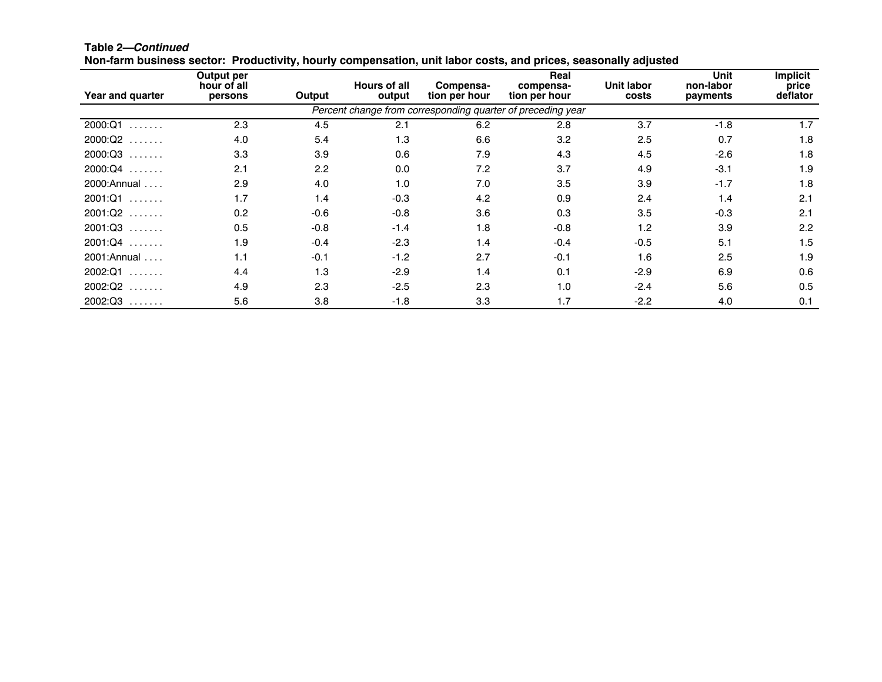**Table 2—*Continued***

**Non-farm business sector: Productivity, hourly compensation, unit labor costs, and prices, seasonally adjusted**

| Year and quarter | Output per hour of all persons | Output | Hours of all output | Compensation per hour | Real compensation per hour | Unit labor costs | Unit non-labor payments | Implicit price deflator |
|---|---|---|---|---|---|---|---|---|
| | *Percent change from corresponding quarter of preceding year* | | | | | | | |
| 2000:Q1 ....... | 2.3 | 4.5 | 2.1 | 6.2 | 2.8 | 3.7 | -1.8 | 1.7 |
| 2000:Q2 ....... | 4.0 | 5.4 | 1.3 | 6.6 | 3.2 | 2.5 | 0.7 | 1.8 |
| 2000:Q3 ....... | 3.3 | 3.9 | 0.6 | 7.9 | 4.3 | 4.5 | -2.6 | 1.8 |
| 2000:Q4 ....... | 2.1 | 2.2 | 0.0 | 7.2 | 3.7 | 4.9 | -3.1 | 1.9 |
| 2000:Annual .... | 2.9 | 4.0 | 1.0 | 7.0 | 3.5 | 3.9 | -1.7 | 1.8 |
| 2001:Q1 ....... | 1.7 | 1.4 | -0.3 | 4.2 | 0.9 | 2.4 | 1.4 | 2.1 |
| 2001:Q2 ....... | 0.2 | -0.6 | -0.8 | 3.6 | 0.3 | 3.5 | -0.3 | 2.1 |
| 2001:Q3 ....... | 0.5 | -0.8 | -1.4 | 1.8 | -0.8 | 1.2 | 3.9 | 2.2 |
| 2001:Q4 ....... | 1.9 | -0.4 | -2.3 | 1.4 | -0.4 | -0.5 | 5.1 | 1.5 |
| 2001:Annual .... | 1.1 | -0.1 | -1.2 | 2.7 | -0.1 | 1.6 | 2.5 | 1.9 |
| 2002:Q1 ....... | 4.4 | 1.3 | -2.9 | 1.4 | 0.1 | -2.9 | 6.9 | 0.6 |
| 2002:Q2 ....... | 4.9 | 2.3 | -2.5 | 2.3 | 1.0 | -2.4 | 5.6 | 0.5 |
| 2002:Q3 ....... | 5.6 | 3.8 | -1.8 | 3.3 | 1.7 | -2.2 | 4.0 | 0.1 |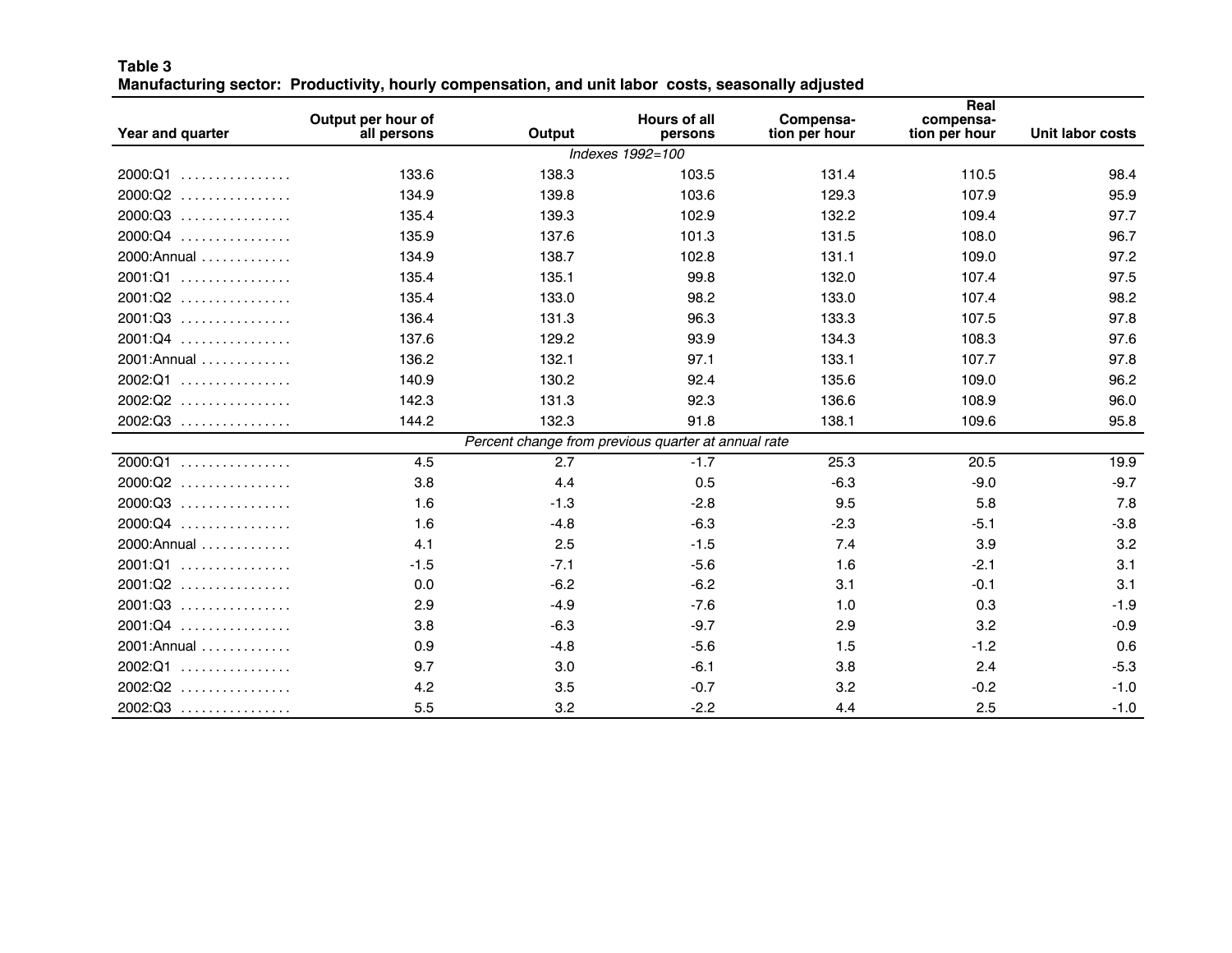**Table 3**
**Manufacturing sector: Productivity, hourly compensation, and unit labor costs, seasonally adjusted**

| Year and quarter | Output per hour of all persons | Output | Hours of all persons | Compensation per hour | Real compensation per hour | Unit labor costs |
|---|---|---|---|---|---|---|
| | | | *Indexes 1992=100* | | | |
| 2000:Q1 | 133.6 | 138.3 | 103.5 | 131.4 | 110.5 | 98.4 |
| 2000:Q2 | 134.9 | 139.8 | 103.6 | 129.3 | 107.9 | 95.9 |
| 2000:Q3 | 135.4 | 139.3 | 102.9 | 132.2 | 109.4 | 97.7 |
| 2000:Q4 | 135.9 | 137.6 | 101.3 | 131.5 | 108.0 | 96.7 |
| 2000:Annual | 134.9 | 138.7 | 102.8 | 131.1 | 109.0 | 97.2 |
| 2001:Q1 | 135.4 | 135.1 | 99.8 | 132.0 | 107.4 | 97.5 |
| 2001:Q2 | 135.4 | 133.0 | 98.2 | 133.0 | 107.4 | 98.2 |
| 2001:Q3 | 136.4 | 131.3 | 96.3 | 133.3 | 107.5 | 97.8 |
| 2001:Q4 | 137.6 | 129.2 | 93.9 | 134.3 | 108.3 | 97.6 |
| 2001:Annual | 136.2 | 132.1 | 97.1 | 133.1 | 107.7 | 97.8 |
| 2002:Q1 | 140.9 | 130.2 | 92.4 | 135.6 | 109.0 | 96.2 |
| 2002:Q2 | 142.3 | 131.3 | 92.3 | 136.6 | 108.9 | 96.0 |
| 2002:Q3 | 144.2 | 132.3 | 91.8 | 138.1 | 109.6 | 95.8 |
| | | | *Percent change from previous quarter at annual rate* | | | |
| 2000:Q1 | 4.5 | 2.7 | -1.7 | 25.3 | 20.5 | 19.9 |
| 2000:Q2 | 3.8 | 4.4 | 0.5 | -6.3 | -9.0 | -9.7 |
| 2000:Q3 | 1.6 | -1.3 | -2.8 | 9.5 | 5.8 | 7.8 |
| 2000:Q4 | 1.6 | -4.8 | -6.3 | -2.3 | -5.1 | -3.8 |
| 2000:Annual | 4.1 | 2.5 | -1.5 | 7.4 | 3.9 | 3.2 |
| 2001:Q1 | -1.5 | -7.1 | -5.6 | 1.6 | -2.1 | 3.1 |
| 2001:Q2 | 0.0 | -6.2 | -6.2 | 3.1 | -0.1 | 3.1 |
| 2001:Q3 | 2.9 | -4.9 | -7.6 | 1.0 | 0.3 | -1.9 |
| 2001:Q4 | 3.8 | -6.3 | -9.7 | 2.9 | 3.2 | -0.9 |
| 2001:Annual | 0.9 | -4.8 | -5.6 | 1.5 | -1.2 | 0.6 |
| 2002:Q1 | 9.7 | 3.0 | -6.1 | 3.8 | 2.4 | -5.3 |
| 2002:Q2 | 4.2 | 3.5 | -0.7 | 3.2 | -0.2 | -1.0 |
| 2002:Q3 | 5.5 | 3.2 | -2.2 | 4.4 | 2.5 | -1.0 |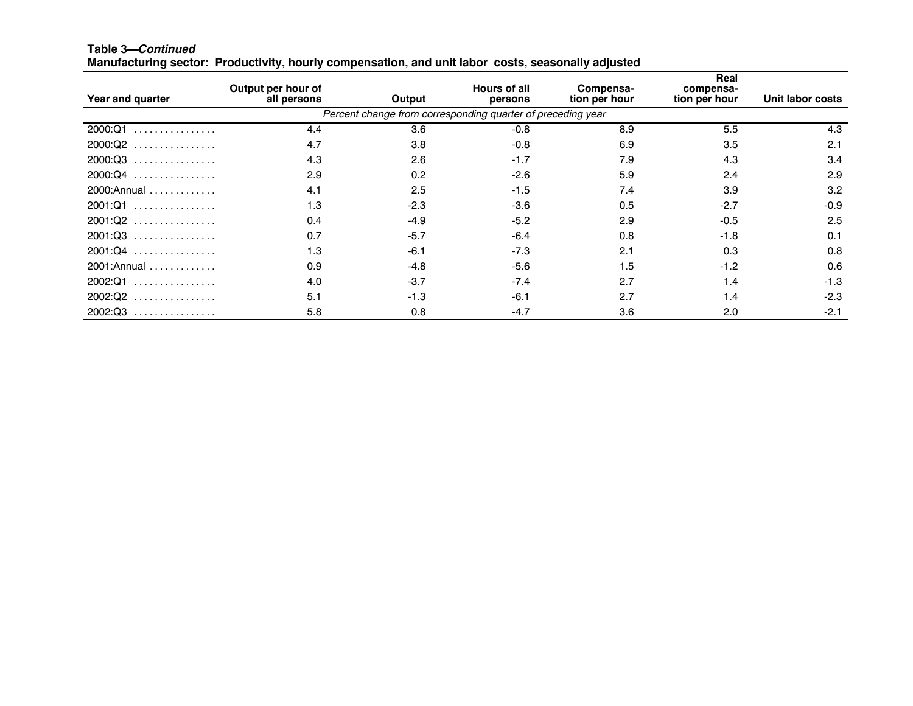**Table 3—*Continued***
**Manufacturing sector: Productivity, hourly compensation, and unit labor costs, seasonally adjusted**

| Year and quarter | Output per hour of all persons | Output | Hours of all persons | Compensation per hour | Real compensation per hour | Unit labor costs |
|---|---|---|---|---|---|---|
| | *Percent change from corresponding quarter of preceding year* | | | | | |
| 2000:Q1 | 4.4 | 3.6 | -0.8 | 8.9 | 5.5 | 4.3 |
| 2000:Q2 | 4.7 | 3.8 | -0.8 | 6.9 | 3.5 | 2.1 |
| 2000:Q3 | 4.3 | 2.6 | -1.7 | 7.9 | 4.3 | 3.4 |
| 2000:Q4 | 2.9 | 0.2 | -2.6 | 5.9 | 2.4 | 2.9 |
| 2000:Annual | 4.1 | 2.5 | -1.5 | 7.4 | 3.9 | 3.2 |
| 2001:Q1 | 1.3 | -2.3 | -3.6 | 0.5 | -2.7 | -0.9 |
| 2001:Q2 | 0.4 | -4.9 | -5.2 | 2.9 | -0.5 | 2.5 |
| 2001:Q3 | 0.7 | -5.7 | -6.4 | 0.8 | -1.8 | 0.1 |
| 2001:Q4 | 1.3 | -6.1 | -7.3 | 2.1 | 0.3 | 0.8 |
| 2001:Annual | 0.9 | -4.8 | -5.6 | 1.5 | -1.2 | 0.6 |
| 2002:Q1 | 4.0 | -3.7 | -7.4 | 2.7 | 1.4 | -1.3 |
| 2002:Q2 | 5.1 | -1.3 | -6.1 | 2.7 | 1.4 | -2.3 |
| 2002:Q3 | 5.8 | 0.8 | -4.7 | 3.6 | 2.0 | -2.1 |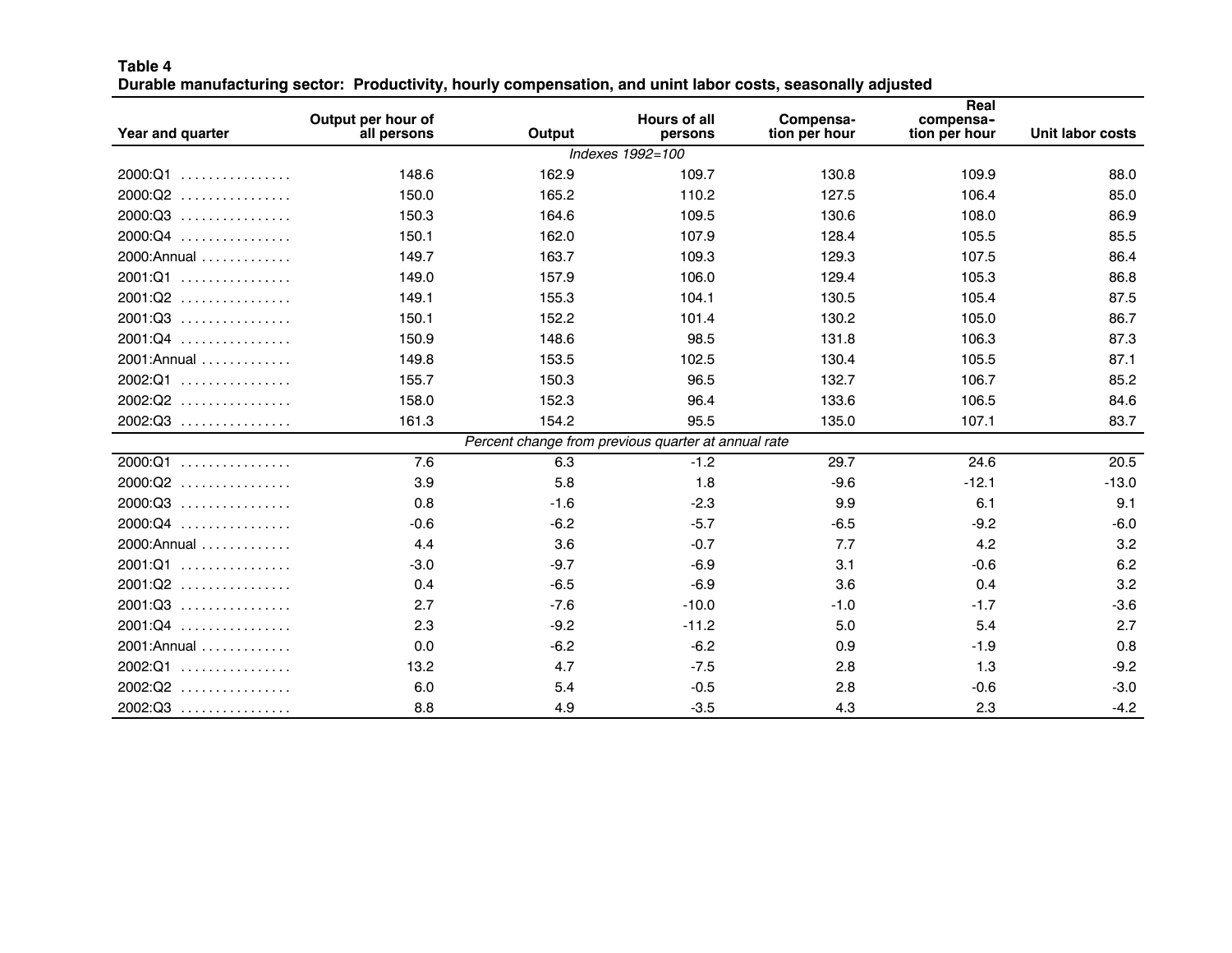**Table 4**
**Durable manufacturing sector: Productivity, hourly compensation, and unint labor costs, seasonally adjusted**

| Year and quarter | Output per hour of all persons | Output | Hours of all persons | Compensation per hour | Real compensation per hour | Unit labor costs |
|---|---|---|---|---|---|---|
| | | | *Indexes 1992=100* | | | |
| 2000:Q1 | 148.6 | 162.9 | 109.7 | 130.8 | 109.9 | 88.0 |
| 2000:Q2 | 150.0 | 165.2 | 110.2 | 127.5 | 106.4 | 85.0 |
| 2000:Q3 | 150.3 | 164.6 | 109.5 | 130.6 | 108.0 | 86.9 |
| 2000:Q4 | 150.1 | 162.0 | 107.9 | 128.4 | 105.5 | 85.5 |
| 2000:Annual | 149.7 | 163.7 | 109.3 | 129.3 | 107.5 | 86.4 |
| 2001:Q1 | 149.0 | 157.9 | 106.0 | 129.4 | 105.3 | 86.8 |
| 2001:Q2 | 149.1 | 155.3 | 104.1 | 130.5 | 105.4 | 87.5 |
| 2001:Q3 | 150.1 | 152.2 | 101.4 | 130.2 | 105.0 | 86.7 |
| 2001:Q4 | 150.9 | 148.6 | 98.5 | 131.8 | 106.3 | 87.3 |
| 2001:Annual | 149.8 | 153.5 | 102.5 | 130.4 | 105.5 | 87.1 |
| 2002:Q1 | 155.7 | 150.3 | 96.5 | 132.7 | 106.7 | 85.2 |
| 2002:Q2 | 158.0 | 152.3 | 96.4 | 133.6 | 106.5 | 84.6 |
| 2002:Q3 | 161.3 | 154.2 | 95.5 | 135.0 | 107.1 | 83.7 |
| | | | *Percent change from previous quarter at annual rate* | | | |
| 2000:Q1 | 7.6 | 6.3 | -1.2 | 29.7 | 24.6 | 20.5 |
| 2000:Q2 | 3.9 | 5.8 | 1.8 | -9.6 | -12.1 | -13.0 |
| 2000:Q3 | 0.8 | -1.6 | -2.3 | 9.9 | 6.1 | 9.1 |
| 2000:Q4 | -0.6 | -6.2 | -5.7 | -6.5 | -9.2 | -6.0 |
| 2000:Annual | 4.4 | 3.6 | -0.7 | 7.7 | 4.2 | 3.2 |
| 2001:Q1 | -3.0 | -9.7 | -6.9 | 3.1 | -0.6 | 6.2 |
| 2001:Q2 | 0.4 | -6.5 | -6.9 | 3.6 | 0.4 | 3.2 |
| 2001:Q3 | 2.7 | -7.6 | -10.0 | -1.0 | -1.7 | -3.6 |
| 2001:Q4 | 2.3 | -9.2 | -11.2 | 5.0 | 5.4 | 2.7 |
| 2001:Annual | 0.0 | -6.2 | -6.2 | 0.9 | -1.9 | 0.8 |
| 2002:Q1 | 13.2 | 4.7 | -7.5 | 2.8 | 1.3 | -9.2 |
| 2002:Q2 | 6.0 | 5.4 | -0.5 | 2.8 | -0.6 | -3.0 |
| 2002:Q3 | 8.8 | 4.9 | -3.5 | 4.3 | 2.3 | -4.2 |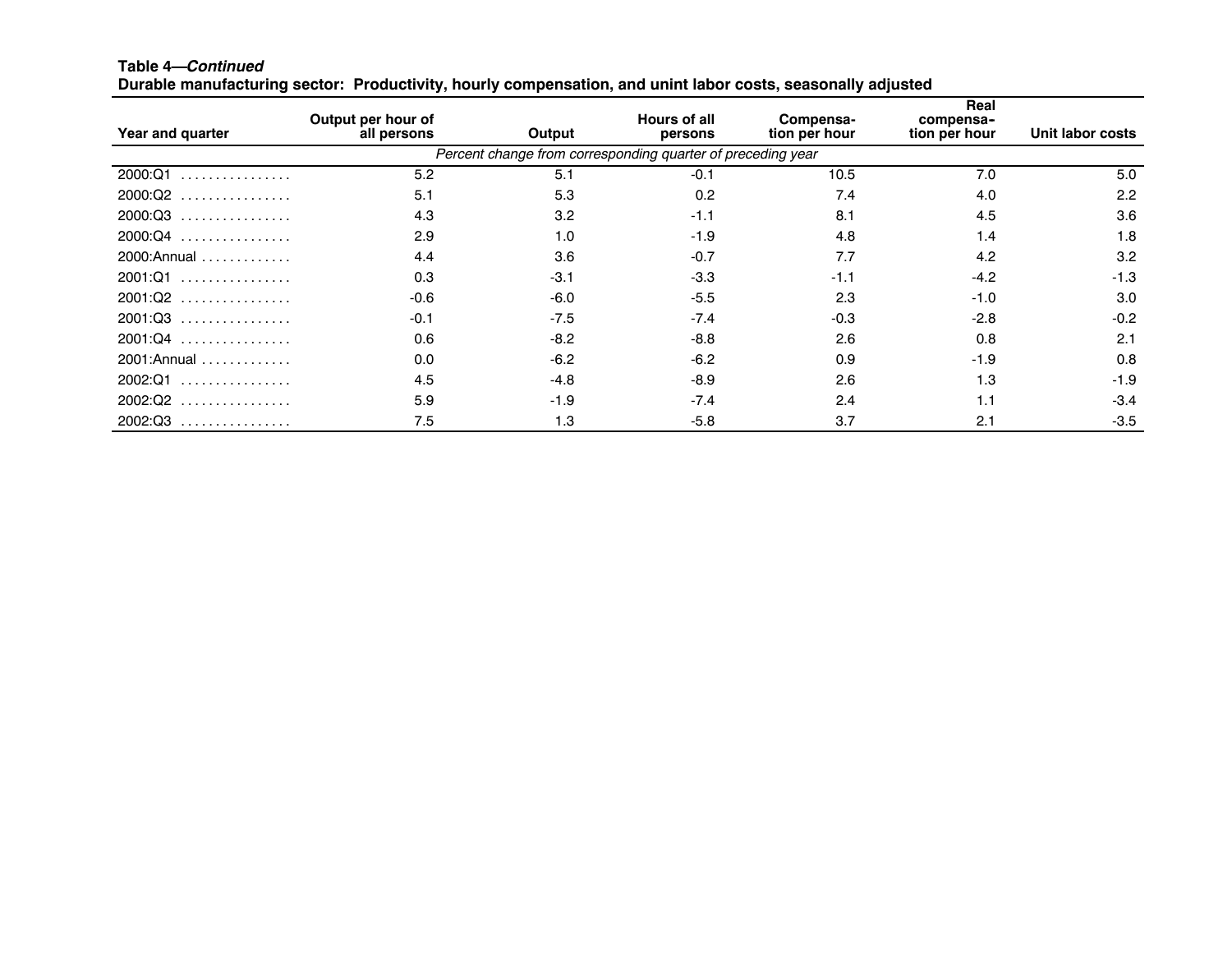**Table 4—*Continued***

**Durable manufacturing sector: Productivity, hourly compensation, and unint labor costs, seasonally adjusted**

| Year and quarter | Output per hour of all persons | Output | Hours of all persons | Compensation per hour | Real compensation per hour | Unit labor costs |
|---|---|---|---|---|---|---|
| | *Percent change from corresponding quarter of preceding year* | | | | | |
| 2000:Q1 ................ | 5.2 | 5.1 | -0.1 | 10.5 | 7.0 | 5.0 |
| 2000:Q2 ................ | 5.1 | 5.3 | 0.2 | 7.4 | 4.0 | 2.2 |
| 2000:Q3 ................ | 4.3 | 3.2 | -1.1 | 8.1 | 4.5 | 3.6 |
| 2000:Q4 ................ | 2.9 | 1.0 | -1.9 | 4.8 | 1.4 | 1.8 |
| 2000:Annual ............. | 4.4 | 3.6 | -0.7 | 7.7 | 4.2 | 3.2 |
| 2001:Q1 ................ | 0.3 | -3.1 | -3.3 | -1.1 | -4.2 | -1.3 |
| 2001:Q2 ................ | -0.6 | -6.0 | -5.5 | 2.3 | -1.0 | 3.0 |
| 2001:Q3 ................ | -0.1 | -7.5 | -7.4 | -0.3 | -2.8 | -0.2 |
| 2001:Q4 ................ | 0.6 | -8.2 | -8.8 | 2.6 | 0.8 | 2.1 |
| 2001:Annual ............. | 0.0 | -6.2 | -6.2 | 0.9 | -1.9 | 0.8 |
| 2002:Q1 ................ | 4.5 | -4.8 | -8.9 | 2.6 | 1.3 | -1.9 |
| 2002:Q2 ................ | 5.9 | -1.9 | -7.4 | 2.4 | 1.1 | -3.4 |
| 2002:Q3 ................ | 7.5 | 1.3 | -5.8 | 3.7 | 2.1 | -3.5 |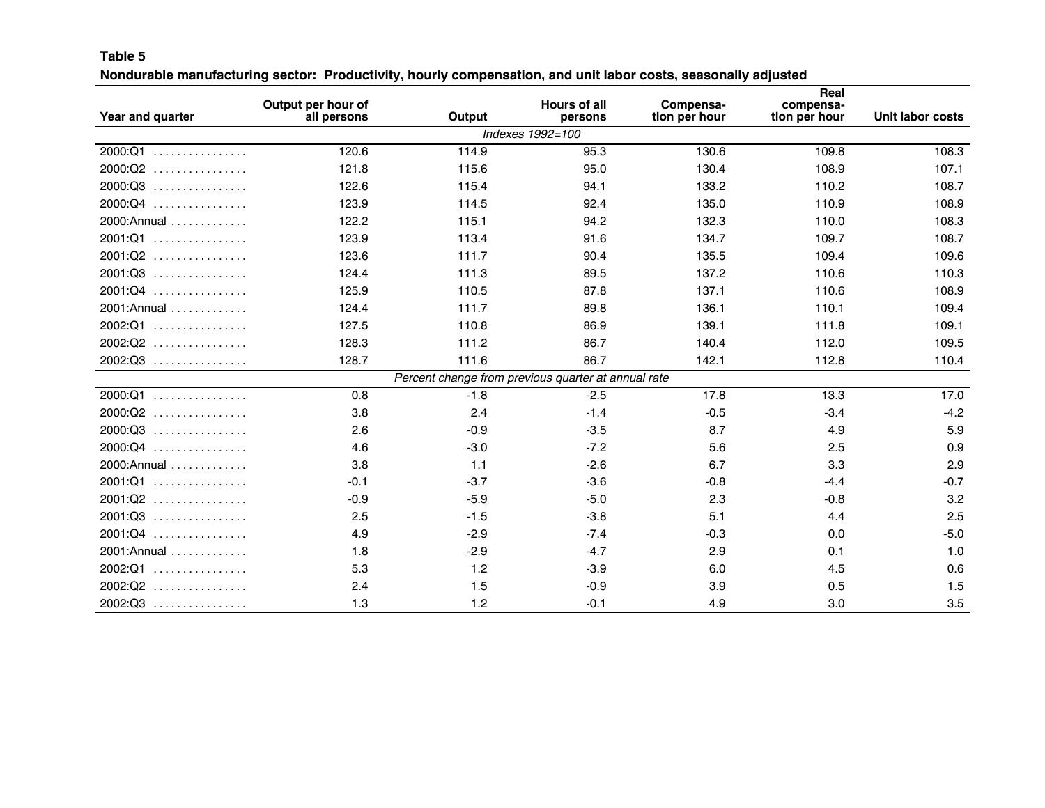**Table 5**

**Nondurable manufacturing sector: Productivity, hourly compensation, and unit labor costs, seasonally adjusted**

| Year and quarter | Output per hour of all persons | Output | Hours of all persons | Compensation per hour | Real compensation per hour | Unit labor costs |
|---|---|---|---|---|---|---|
| | | | *Indexes 1992=100* | | | |
| 2000:Q1 | 120.6 | 114.9 | 95.3 | 130.6 | 109.8 | 108.3 |
| 2000:Q2 | 121.8 | 115.6 | 95.0 | 130.4 | 108.9 | 107.1 |
| 2000:Q3 | 122.6 | 115.4 | 94.1 | 133.2 | 110.2 | 108.7 |
| 2000:Q4 | 123.9 | 114.5 | 92.4 | 135.0 | 110.9 | 108.9 |
| 2000:Annual | 122.2 | 115.1 | 94.2 | 132.3 | 110.0 | 108.3 |
| 2001:Q1 | 123.9 | 113.4 | 91.6 | 134.7 | 109.7 | 108.7 |
| 2001:Q2 | 123.6 | 111.7 | 90.4 | 135.5 | 109.4 | 109.6 |
| 2001:Q3 | 124.4 | 111.3 | 89.5 | 137.2 | 110.6 | 110.3 |
| 2001:Q4 | 125.9 | 110.5 | 87.8 | 137.1 | 110.6 | 108.9 |
| 2001:Annual | 124.4 | 111.7 | 89.8 | 136.1 | 110.1 | 109.4 |
| 2002:Q1 | 127.5 | 110.8 | 86.9 | 139.1 | 111.8 | 109.1 |
| 2002:Q2 | 128.3 | 111.2 | 86.7 | 140.4 | 112.0 | 109.5 |
| 2002:Q3 | 128.7 | 111.6 | 86.7 | 142.1 | 112.8 | 110.4 |
| | | | *Percent change from previous quarter at annual rate* | | | |
| 2000:Q1 | 0.8 | -1.8 | -2.5 | 17.8 | 13.3 | 17.0 |
| 2000:Q2 | 3.8 | 2.4 | -1.4 | -0.5 | -3.4 | -4.2 |
| 2000:Q3 | 2.6 | -0.9 | -3.5 | 8.7 | 4.9 | 5.9 |
| 2000:Q4 | 4.6 | -3.0 | -7.2 | 5.6 | 2.5 | 0.9 |
| 2000:Annual | 3.8 | 1.1 | -2.6 | 6.7 | 3.3 | 2.9 |
| 2001:Q1 | -0.1 | -3.7 | -3.6 | -0.8 | -4.4 | -0.7 |
| 2001:Q2 | -0.9 | -5.9 | -5.0 | 2.3 | -0.8 | 3.2 |
| 2001:Q3 | 2.5 | -1.5 | -3.8 | 5.1 | 4.4 | 2.5 |
| 2001:Q4 | 4.9 | -2.9 | -7.4 | -0.3 | 0.0 | -5.0 |
| 2001:Annual | 1.8 | -2.9 | -4.7 | 2.9 | 0.1 | 1.0 |
| 2002:Q1 | 5.3 | 1.2 | -3.9 | 6.0 | 4.5 | 0.6 |
| 2002:Q2 | 2.4 | 1.5 | -0.9 | 3.9 | 0.5 | 1.5 |
| 2002:Q3 | 1.3 | 1.2 | -0.1 | 4.9 | 3.0 | 3.5 |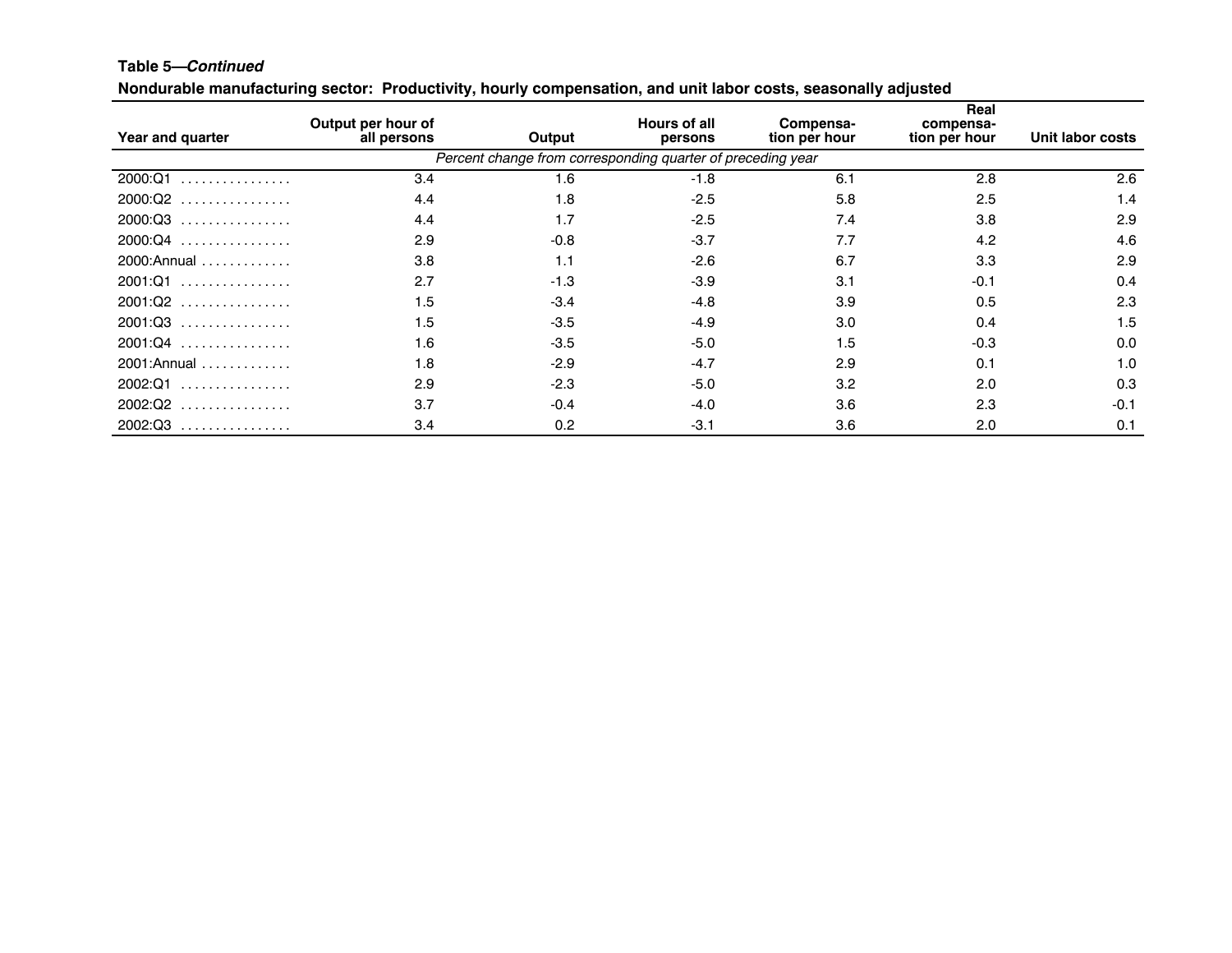**Table 5—*Continued***

**Nondurable manufacturing sector: Productivity, hourly compensation, and unit labor costs, seasonally adjusted**

| Year and quarter | Output per hour of all persons | Output | Hours of all persons | Compensation per hour | Real compensation per hour | Unit labor costs |
|---|---|---|---|---|---|---|
| | *Percent change from corresponding quarter of preceding year* | | | | | |
| 2000:Q1 | 3.4 | 1.6 | -1.8 | 6.1 | 2.8 | 2.6 |
| 2000:Q2 | 4.4 | 1.8 | -2.5 | 5.8 | 2.5 | 1.4 |
| 2000:Q3 | 4.4 | 1.7 | -2.5 | 7.4 | 3.8 | 2.9 |
| 2000:Q4 | 2.9 | -0.8 | -3.7 | 7.7 | 4.2 | 4.6 |
| 2000:Annual | 3.8 | 1.1 | -2.6 | 6.7 | 3.3 | 2.9 |
| 2001:Q1 | 2.7 | -1.3 | -3.9 | 3.1 | -0.1 | 0.4 |
| 2001:Q2 | 1.5 | -3.4 | -4.8 | 3.9 | 0.5 | 2.3 |
| 2001:Q3 | 1.5 | -3.5 | -4.9 | 3.0 | 0.4 | 1.5 |
| 2001:Q4 | 1.6 | -3.5 | -5.0 | 1.5 | -0.3 | 0.0 |
| 2001:Annual | 1.8 | -2.9 | -4.7 | 2.9 | 0.1 | 1.0 |
| 2002:Q1 | 2.9 | -2.3 | -5.0 | 3.2 | 2.0 | 0.3 |
| 2002:Q2 | 3.7 | -0.4 | -4.0 | 3.6 | 2.3 | -0.1 |
| 2002:Q3 | 3.4 | 0.2 | -3.1 | 3.6 | 2.0 | 0.1 |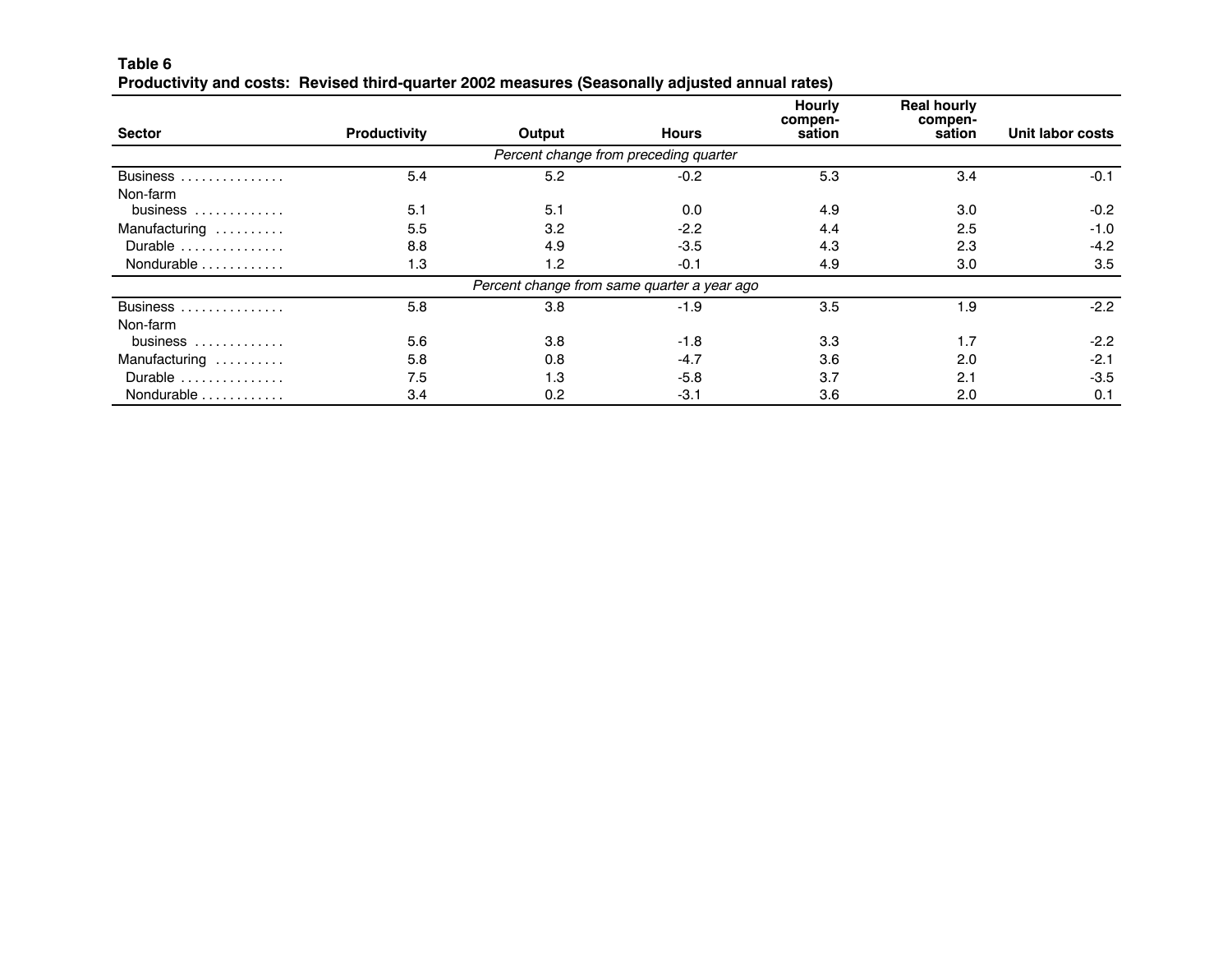**Table 6**
**Productivity and costs: Revised third-quarter 2002 measures (Seasonally adjusted annual rates)**

| Sector | Productivity | Output | Hours | Hourly compensation | Real hourly compensation | Unit labor costs |
|---|---|---|---|---|---|---|
| *Percent change from preceding quarter* | | | | | | |
| Business | 5.4 | 5.2 | -0.2 | 5.3 | 3.4 | -0.1 |
| Non-farm business | 5.1 | 5.1 | 0.0 | 4.9 | 3.0 | -0.2 |
| Manufacturing | 5.5 | 3.2 | -2.2 | 4.4 | 2.5 | -1.0 |
| Durable | 8.8 | 4.9 | -3.5 | 4.3 | 2.3 | -4.2 |
| Nondurable | 1.3 | 1.2 | -0.1 | 4.9 | 3.0 | 3.5 |
| *Percent change from same quarter a year ago* | | | | | | |
| Business | 5.8 | 3.8 | -1.9 | 3.5 | 1.9 | -2.2 |
| Non-farm business | 5.6 | 3.8 | -1.8 | 3.3 | 1.7 | -2.2 |
| Manufacturing | 5.8 | 0.8 | -4.7 | 3.6 | 2.0 | -2.1 |
| Durable | 7.5 | 1.3 | -5.8 | 3.7 | 2.1 | -3.5 |
| Nondurable | 3.4 | 0.2 | -3.1 | 3.6 | 2.0 | 0.1 |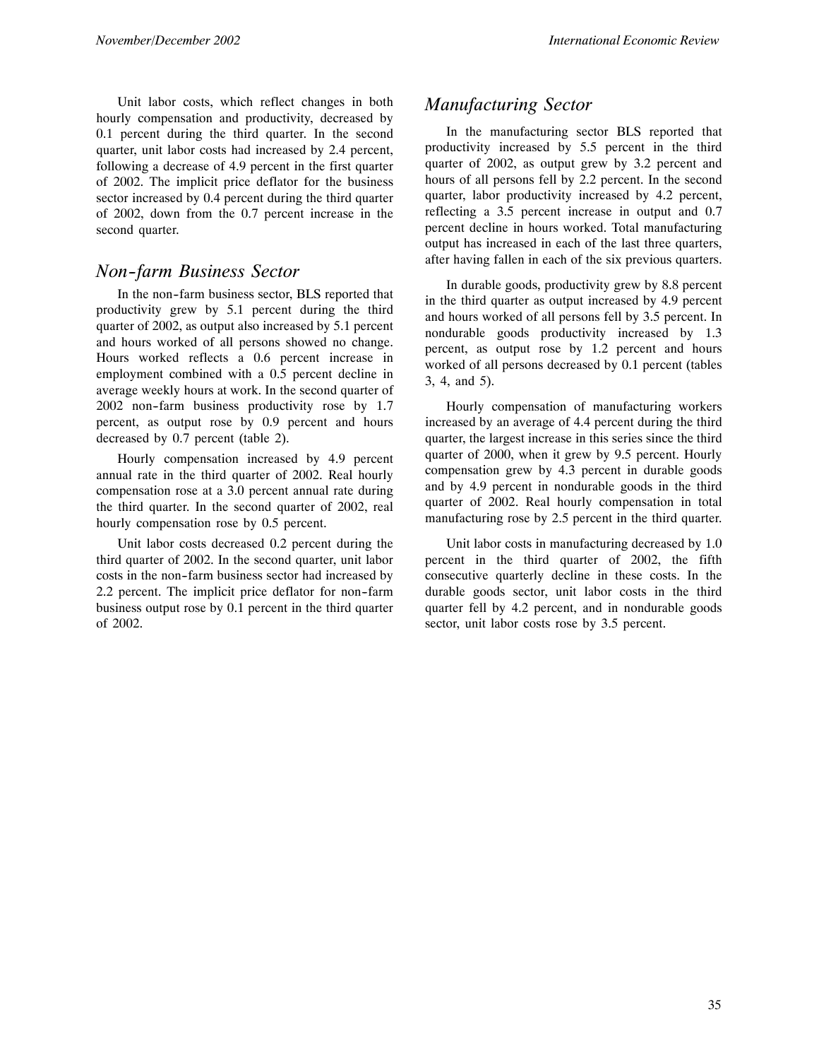Unit labor costs, which reflect changes in both hourly compensation and productivity, decreased by 0.1 percent during the third quarter. In the second quarter, unit labor costs had increased by 2.4 percent, following a decrease of 4.9 percent in the first quarter of 2002. The implicit price deflator for the business sector increased by 0.4 percent during the third quarter of 2002, down from the 0.7 percent increase in the second quarter.

## *Non-farm Business Sector*

In the non-farm business sector, BLS reported that productivity grew by 5.1 percent during the third quarter of 2002, as output also increased by 5.1 percent and hours worked of all persons showed no change. Hours worked reflects a 0.6 percent increase in employment combined with a 0.5 percent decline in average weekly hours at work. In the second quarter of 2002 non-farm business productivity rose by 1.7 percent, as output rose by 0.9 percent and hours decreased by 0.7 percent (table 2).

Hourly compensation increased by 4.9 percent annual rate in the third quarter of 2002. Real hourly compensation rose at a 3.0 percent annual rate during the third quarter. In the second quarter of 2002, real hourly compensation rose by 0.5 percent.

Unit labor costs decreased 0.2 percent during the third quarter of 2002. In the second quarter, unit labor costs in the non-farm business sector had increased by 2.2 percent. The implicit price deflator for non-farm business output rose by 0.1 percent in the third quarter of 2002.

## *Manufacturing Sector*

In the manufacturing sector BLS reported that productivity increased by 5.5 percent in the third quarter of 2002, as output grew by 3.2 percent and hours of all persons fell by 2.2 percent. In the second quarter, labor productivity increased by 4.2 percent, reflecting a 3.5 percent increase in output and 0.7 percent decline in hours worked. Total manufacturing output has increased in each of the last three quarters, after having fallen in each of the six previous quarters.

In durable goods, productivity grew by 8.8 percent in the third quarter as output increased by 4.9 percent and hours worked of all persons fell by 3.5 percent. In nondurable goods productivity increased by 1.3 percent, as output rose by 1.2 percent and hours worked of all persons decreased by 0.1 percent (tables 3, 4, and 5).

Hourly compensation of manufacturing workers increased by an average of 4.4 percent during the third quarter, the largest increase in this series since the third quarter of 2000, when it grew by 9.5 percent. Hourly compensation grew by 4.3 percent in durable goods and by 4.9 percent in nondurable goods in the third quarter of 2002. Real hourly compensation in total manufacturing rose by 2.5 percent in the third quarter.

Unit labor costs in manufacturing decreased by 1.0 percent in the third quarter of 2002, the fifth consecutive quarterly decline in these costs. In the durable goods sector, unit labor costs in the third quarter fell by 4.2 percent, and in nondurable goods sector, unit labor costs rose by 3.5 percent.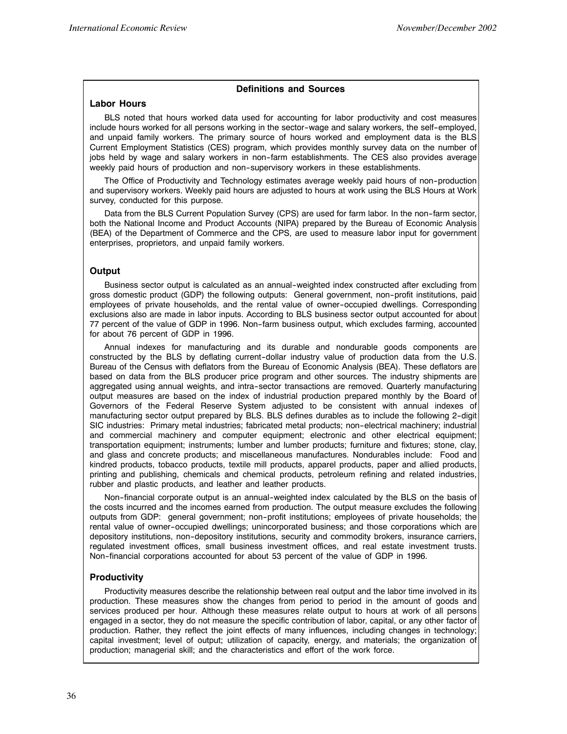## Definitions and Sources

### Labor Hours

BLS noted that hours worked data used for accounting for labor productivity and cost measures include hours worked for all persons working in the sector-wage and salary workers, the self-employed, and unpaid family workers. The primary source of hours worked and employment data is the BLS Current Employment Statistics (CES) program, which provides monthly survey data on the number of jobs held by wage and salary workers in non-farm establishments. The CES also provides average weekly paid hours of production and non-supervisory workers in these establishments.

The Office of Productivity and Technology estimates average weekly paid hours of non-production and supervisory workers. Weekly paid hours are adjusted to hours at work using the BLS Hours at Work survey, conducted for this purpose.

Data from the BLS Current Population Survey (CPS) are used for farm labor. In the non-farm sector, both the National Income and Product Accounts (NIPA) prepared by the Bureau of Economic Analysis (BEA) of the Department of Commerce and the CPS, are used to measure labor input for government enterprises, proprietors, and unpaid family workers.

### Output

Business sector output is calculated as an annual-weighted index constructed after excluding from gross domestic product (GDP) the following outputs: General government, non-profit institutions, paid employees of private households, and the rental value of owner-occupied dwellings. Corresponding exclusions also are made in labor inputs. According to BLS business sector output accounted for about 77 percent of the value of GDP in 1996. Non-farm business output, which excludes farming, accounted for about 76 percent of GDP in 1996.

Annual indexes for manufacturing and its durable and nondurable goods components are constructed by the BLS by deflating current-dollar industry value of production data from the U.S. Bureau of the Census with deflators from the Bureau of Economic Analysis (BEA). These deflators are based on data from the BLS producer price program and other sources. The industry shipments are aggregated using annual weights, and intra-sector transactions are removed. Quarterly manufacturing output measures are based on the index of industrial production prepared monthly by the Board of Governors of the Federal Reserve System adjusted to be consistent with annual indexes of manufacturing sector output prepared by BLS. BLS defines durables as to include the following 2-digit SIC industries: Primary metal industries; fabricated metal products; non-electrical machinery; industrial and commercial machinery and computer equipment; electronic and other electrical equipment; transportation equipment; instruments; lumber and lumber products; furniture and fixtures; stone, clay, and glass and concrete products; and miscellaneous manufactures. Nondurables include: Food and kindred products, tobacco products, textile mill products, apparel products, paper and allied products, printing and publishing, chemicals and chemical products, petroleum refining and related industries, rubber and plastic products, and leather and leather products.

Non-financial corporate output is an annual-weighted index calculated by the BLS on the basis of the costs incurred and the incomes earned from production. The output measure excludes the following outputs from GDP: general government; non-profit institutions; employees of private households; the rental value of owner-occupied dwellings; unincorporated business; and those corporations which are depository institutions, non-depository institutions, security and commodity brokers, insurance carriers, regulated investment offices, small business investment offices, and real estate investment trusts. Non-financial corporations accounted for about 53 percent of the value of GDP in 1996.

### Productivity

Productivity measures describe the relationship between real output and the labor time involved in its production. These measures show the changes from period to period in the amount of goods and services produced per hour. Although these measures relate output to hours at work of all persons engaged in a sector, they do not measure the specific contribution of labor, capital, or any other factor of production. Rather, they reflect the joint effects of many influences, including changes in technology; capital investment; level of output; utilization of capacity, energy, and materials; the organization of production; managerial skill; and the characteristics and effort of the work force.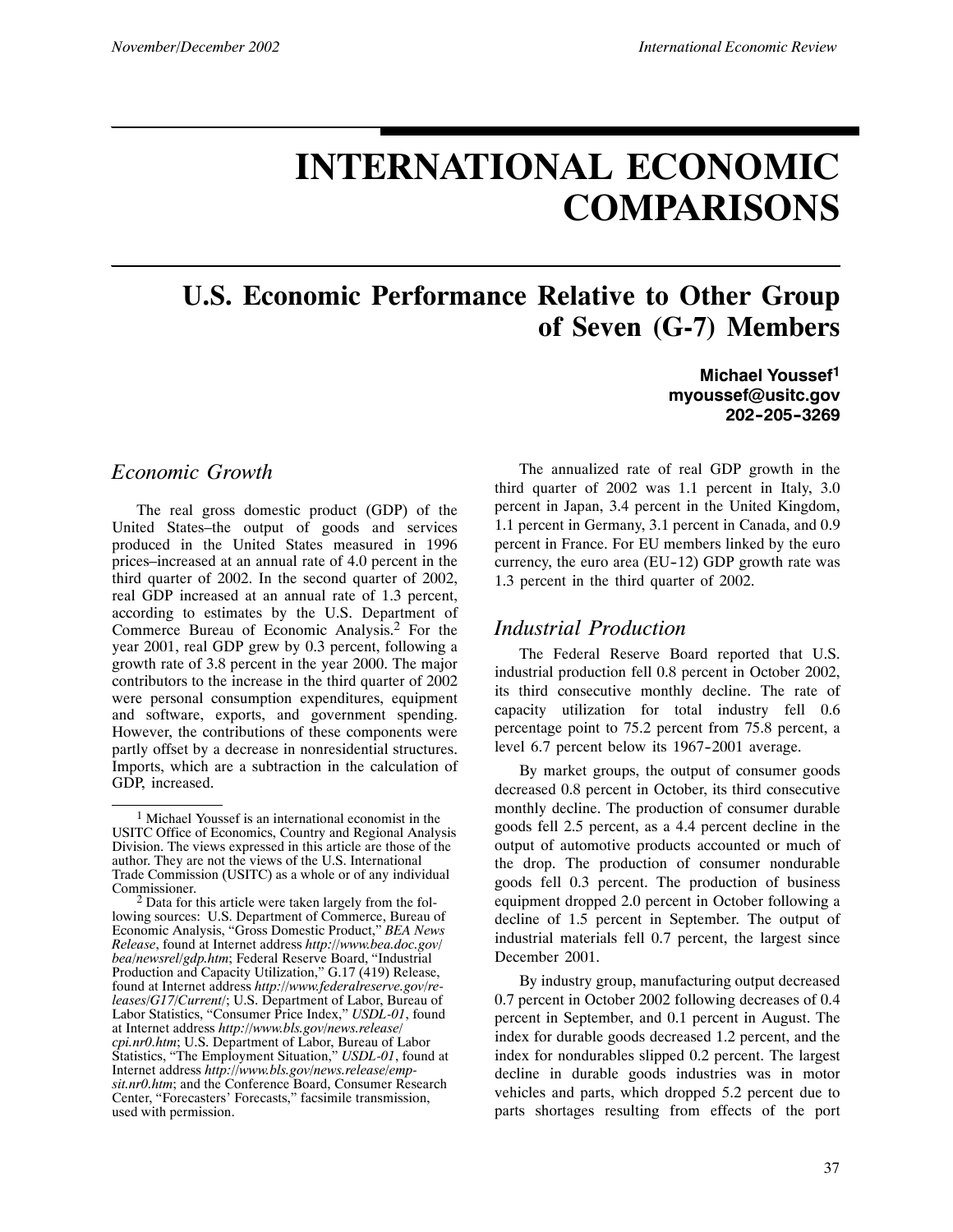# INTERNATIONAL ECONOMIC COMPARISONS

## U.S. Economic Performance Relative to Other Group of Seven (G-7) Members

**Michael Youssef[1]**
**myoussef@usitc.gov**
**202-205-3269**

### *Economic Growth*

The real gross domestic product (GDP) of the United States–the output of goods and services produced in the United States measured in 1996 prices–increased at an annual rate of 4.0 percent in the third quarter of 2002. In the second quarter of 2002, real GDP increased at an annual rate of 1.3 percent, according to estimates by the U.S. Department of Commerce Bureau of Economic Analysis.[2] For the year 2001, real GDP grew by 0.3 percent, following a growth rate of 3.8 percent in the year 2000. The major contributors to the increase in the third quarter of 2002 were personal consumption expenditures, equipment and software, exports, and government spending. However, the contributions of these components were partly offset by a decrease in nonresidential structures. Imports, which are a subtraction in the calculation of GDP, increased.

[1] Michael Youssef is an international economist in the USITC Office of Economics, Country and Regional Analysis Division. The views expressed in this article are those of the author. They are not the views of the U.S. International Trade Commission (USITC) as a whole or of any individual Commissioner.

[2] Data for this article were taken largely from the following sources: U.S. Department of Commerce, Bureau of Economic Analysis, "Gross Domestic Product," *BEA News Release*, found at Internet address *http://www.bea.doc.gov/bea/newsrel/gdp.htm*; Federal Reserve Board, "Industrial Production and Capacity Utilization," G.17 (419) Release, found at Internet address *http://www.federalreserve.gov/releases/G17/Current/*; U.S. Department of Labor, Bureau of Labor Statistics, "Consumer Price Index," *USDL-01*, found at Internet address *http://www.bls.gov/news.release/cpi.nr0.htm*; U.S. Department of Labor, Bureau of Labor Statistics, "The Employment Situation," *USDL-01*, found at Internet address *http://www.bls.gov/news.release/empsit.nr0.htm*; and the Conference Board, Consumer Research Center, "Forecasters' Forecasts," facsimile transmission, used with permission.

The annualized rate of real GDP growth in the third quarter of 2002 was 1.1 percent in Italy, 3.0 percent in Japan, 3.4 percent in the United Kingdom, 1.1 percent in Germany, 3.1 percent in Canada, and 0.9 percent in France. For EU members linked by the euro currency, the euro area (EU-12) GDP growth rate was 1.3 percent in the third quarter of 2002.

### *Industrial Production*

The Federal Reserve Board reported that U.S. industrial production fell 0.8 percent in October 2002, its third consecutive monthly decline. The rate of capacity utilization for total industry fell 0.6 percentage point to 75.2 percent from 75.8 percent, a level 6.7 percent below its 1967-2001 average.

By market groups, the output of consumer goods decreased 0.8 percent in October, its third consecutive monthly decline. The production of consumer durable goods fell 2.5 percent, as a 4.4 percent decline in the output of automotive products accounted or much of the drop. The production of consumer nondurable goods fell 0.3 percent. The production of business equipment dropped 2.0 percent in October following a decline of 1.5 percent in September. The output of industrial materials fell 0.7 percent, the largest since December 2001.

By industry group, manufacturing output decreased 0.7 percent in October 2002 following decreases of 0.4 percent in September, and 0.1 percent in August. The index for durable goods decreased 1.2 percent, and the index for nondurables slipped 0.2 percent. The largest decline in durable goods industries was in motor vehicles and parts, which dropped 5.2 percent due to parts shortages resulting from effects of the port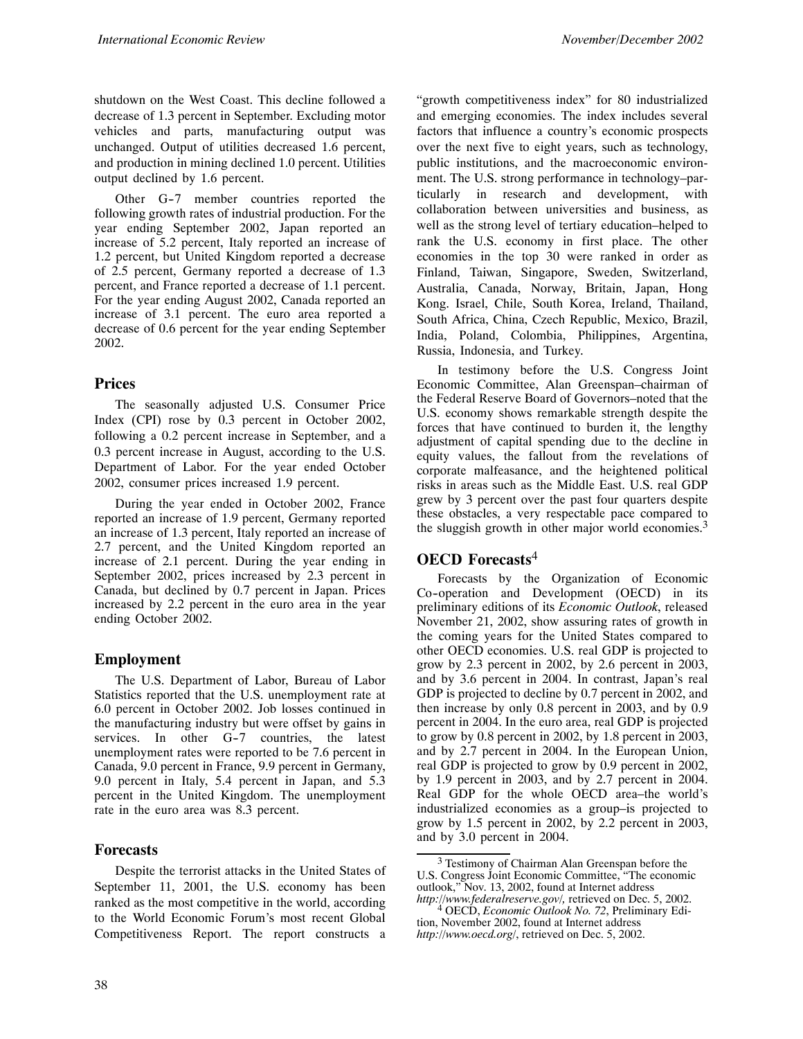shutdown on the West Coast. This decline followed a decrease of 1.3 percent in September. Excluding motor vehicles and parts, manufacturing output was unchanged. Output of utilities decreased 1.6 percent, and production in mining declined 1.0 percent. Utilities output declined by 1.6 percent.

Other G-7 member countries reported the following growth rates of industrial production. For the year ending September 2002, Japan reported an increase of 5.2 percent, Italy reported an increase of 1.2 percent, but United Kingdom reported a decrease of 2.5 percent, Germany reported a decrease of 1.3 percent, and France reported a decrease of 1.1 percent. For the year ending August 2002, Canada reported an increase of 3.1 percent. The euro area reported a decrease of 0.6 percent for the year ending September 2002.

## Prices

The seasonally adjusted U.S. Consumer Price Index (CPI) rose by 0.3 percent in October 2002, following a 0.2 percent increase in September, and a 0.3 percent increase in August, according to the U.S. Department of Labor. For the year ended October 2002, consumer prices increased 1.9 percent.

During the year ended in October 2002, France reported an increase of 1.9 percent, Germany reported an increase of 1.3 percent, Italy reported an increase of 2.7 percent, and the United Kingdom reported an increase of 2.1 percent. During the year ending in September 2002, prices increased by 2.3 percent in Canada, but declined by 0.7 percent in Japan. Prices increased by 2.2 percent in the euro area in the year ending October 2002.

## Employment

The U.S. Department of Labor, Bureau of Labor Statistics reported that the U.S. unemployment rate at 6.0 percent in October 2002. Job losses continued in the manufacturing industry but were offset by gains in services. In other G-7 countries, the latest unemployment rates were reported to be 7.6 percent in Canada, 9.0 percent in France, 9.9 percent in Germany, 9.0 percent in Italy, 5.4 percent in Japan, and 5.3 percent in the United Kingdom. The unemployment rate in the euro area was 8.3 percent.

## Forecasts

Despite the terrorist attacks in the United States of September 11, 2001, the U.S. economy has been ranked as the most competitive in the world, according to the World Economic Forum's most recent Global Competitiveness Report. The report constructs a "growth competitiveness index" for 80 industrialized and emerging economies. The index includes several factors that influence a country's economic prospects over the next five to eight years, such as technology, public institutions, and the macroeconomic environment. The U.S. strong performance in technology–particularly in research and development, with collaboration between universities and business, as well as the strong level of tertiary education–helped to rank the U.S. economy in first place. The other economies in the top 30 were ranked in order as Finland, Taiwan, Singapore, Sweden, Switzerland, Australia, Canada, Norway, Britain, Japan, Hong Kong. Israel, Chile, South Korea, Ireland, Thailand, South Africa, China, Czech Republic, Mexico, Brazil, India, Poland, Colombia, Philippines, Argentina, Russia, Indonesia, and Turkey.

In testimony before the U.S. Congress Joint Economic Committee, Alan Greenspan–chairman of the Federal Reserve Board of Governors–noted that the U.S. economy shows remarkable strength despite the forces that have continued to burden it, the lengthy adjustment of capital spending due to the decline in equity values, the fallout from the revelations of corporate malfeasance, and the heightened political risks in areas such as the Middle East. U.S. real GDP grew by 3 percent over the past four quarters despite these obstacles, a very respectable pace compared to the sluggish growth in other major world economies.[3]

## OECD Forecasts[4]

Forecasts by the Organization of Economic Co-operation and Development (OECD) in its preliminary editions of its *Economic Outlook*, released November 21, 2002, show assuring rates of growth in the coming years for the United States compared to other OECD economies. U.S. real GDP is projected to grow by 2.3 percent in 2002, by 2.6 percent in 2003, and by 3.6 percent in 2004. In contrast, Japan's real GDP is projected to decline by 0.7 percent in 2002, and then increase by only 0.8 percent in 2003, and by 0.9 percent in 2004. In the euro area, real GDP is projected to grow by 0.8 percent in 2002, by 1.8 percent in 2003, and by 2.7 percent in 2004. In the European Union, real GDP is projected to grow by 0.9 percent in 2002, by 1.9 percent in 2003, and by 2.7 percent in 2004. Real GDP for the whole OECD area–the world's industrialized economies as a group–is projected to grow by 1.5 percent in 2002, by 2.2 percent in 2003, and by 3.0 percent in 2004.

---

[3] Testimony of Chairman Alan Greenspan before the U.S. Congress Joint Economic Committee, "The economic outlook," Nov. 13, 2002, found at Internet address *http://www.federalreserve.gov/,* retrieved on Dec. 5, 2002.

[4] OECD, *Economic Outlook No. 72*, Preliminary Edition, November 2002, found at Internet address *http://www.oecd.org/*, retrieved on Dec. 5, 2002.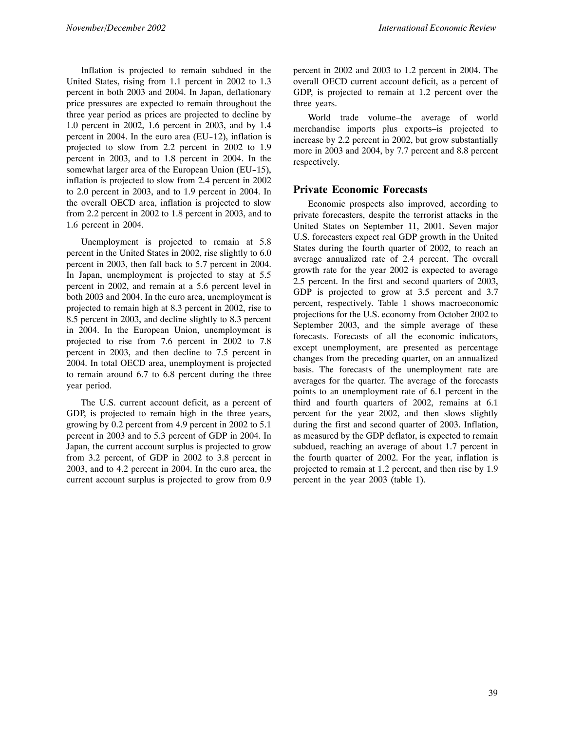Inflation is projected to remain subdued in the United States, rising from 1.1 percent in 2002 to 1.3 percent in both 2003 and 2004. In Japan, deflationary price pressures are expected to remain throughout the three year period as prices are projected to decline by 1.0 percent in 2002, 1.6 percent in 2003, and by 1.4 percent in 2004. In the euro area (EU-12), inflation is projected to slow from 2.2 percent in 2002 to 1.9 percent in 2003, and to 1.8 percent in 2004. In the somewhat larger area of the European Union (EU-15), inflation is projected to slow from 2.4 percent in 2002 to 2.0 percent in 2003, and to 1.9 percent in 2004. In the overall OECD area, inflation is projected to slow from 2.2 percent in 2002 to 1.8 percent in 2003, and to 1.6 percent in 2004.

Unemployment is projected to remain at 5.8 percent in the United States in 2002, rise slightly to 6.0 percent in 2003, then fall back to 5.7 percent in 2004. In Japan, unemployment is projected to stay at 5.5 percent in 2002, and remain at a 5.6 percent level in both 2003 and 2004. In the euro area, unemployment is projected to remain high at 8.3 percent in 2002, rise to 8.5 percent in 2003, and decline slightly to 8.3 percent in 2004. In the European Union, unemployment is projected to rise from 7.6 percent in 2002 to 7.8 percent in 2003, and then decline to 7.5 percent in 2004. In total OECD area, unemployment is projected to remain around 6.7 to 6.8 percent during the three year period.

The U.S. current account deficit, as a percent of GDP, is projected to remain high in the three years, growing by 0.2 percent from 4.9 percent in 2002 to 5.1 percent in 2003 and to 5.3 percent of GDP in 2004. In Japan, the current account surplus is projected to grow from 3.2 percent, of GDP in 2002 to 3.8 percent in 2003, and to 4.2 percent in 2004. In the euro area, the current account surplus is projected to grow from 0.9 percent in 2002 and 2003 to 1.2 percent in 2004. The overall OECD current account deficit, as a percent of GDP, is projected to remain at 1.2 percent over the three years.

World trade volume–the average of world merchandise imports plus exports–is projected to increase by 2.2 percent in 2002, but grow substantially more in 2003 and 2004, by 7.7 percent and 8.8 percent respectively.

## Private Economic Forecasts

Economic prospects also improved, according to private forecasters, despite the terrorist attacks in the United States on September 11, 2001. Seven major U.S. forecasters expect real GDP growth in the United States during the fourth quarter of 2002, to reach an average annualized rate of 2.4 percent. The overall growth rate for the year 2002 is expected to average 2.5 percent. In the first and second quarters of 2003, GDP is projected to grow at 3.5 percent and 3.7 percent, respectively. Table 1 shows macroeconomic projections for the U.S. economy from October 2002 to September 2003, and the simple average of these forecasts. Forecasts of all the economic indicators, except unemployment, are presented as percentage changes from the preceding quarter, on an annualized basis. The forecasts of the unemployment rate are averages for the quarter. The average of the forecasts points to an unemployment rate of 6.1 percent in the third and fourth quarters of 2002, remains at 6.1 percent for the year 2002, and then slows slightly during the first and second quarter of 2003. Inflation, as measured by the GDP deflator, is expected to remain subdued, reaching an average of about 1.7 percent in the fourth quarter of 2002. For the year, inflation is projected to remain at 1.2 percent, and then rise by 1.9 percent in the year 2003 (table 1).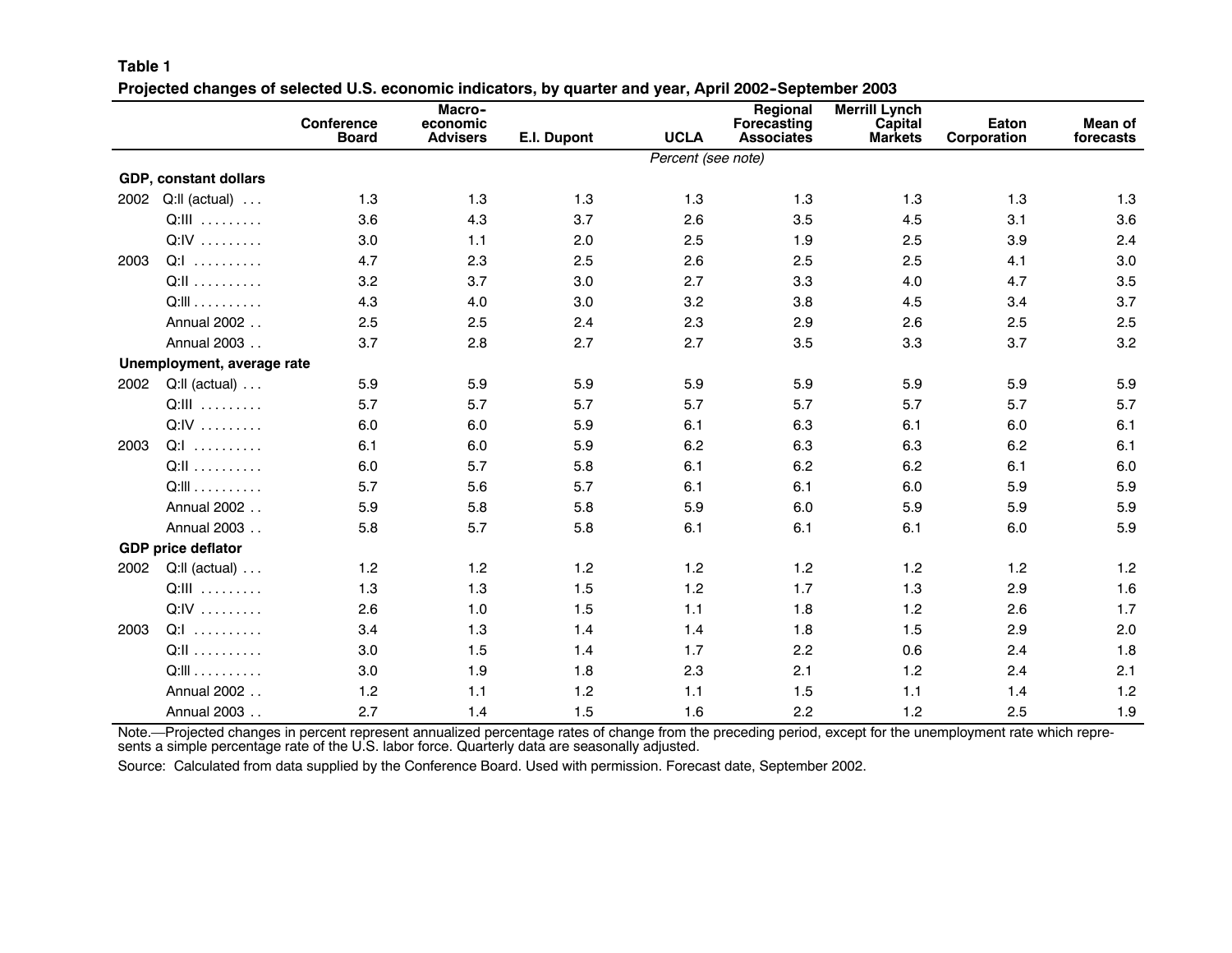**Table 1**

**Projected changes of selected U.S. economic indicators, by quarter and year, April 2002–September 2003**

| | | Conference Board | Macro-economic Advisers | E.I. Dupont | UCLA | Regional Forecasting Associates | Merrill Lynch Capital Markets | Eaton Corporation | Mean of forecasts |
|---|---|---|---|---|---|---|---|---|---|
| | | | | | Percent (see note) | | | | |
| **GDP, constant dollars** | | | | | | | | | |
| 2002 | Q:II (actual) . . . | 1.3 | 1.3 | 1.3 | 1.3 | 1.3 | 1.3 | 1.3 | 1.3 |
| | Q:III . . . . . . . . . | 3.6 | 4.3 | 3.7 | 2.6 | 3.5 | 4.5 | 3.1 | 3.6 |
| | Q:IV . . . . . . . . . | 3.0 | 1.1 | 2.0 | 2.5 | 1.9 | 2.5 | 3.9 | 2.4 |
| 2003 | Q:I . . . . . . . . . . | 4.7 | 2.3 | 2.5 | 2.6 | 2.5 | 2.5 | 4.1 | 3.0 |
| | Q:II . . . . . . . . . . | 3.2 | 3.7 | 3.0 | 2.7 | 3.3 | 4.0 | 4.7 | 3.5 |
| | Q:III . . . . . . . . . . | 4.3 | 4.0 | 3.0 | 3.2 | 3.8 | 4.5 | 3.4 | 3.7 |
| | Annual 2002 . . | 2.5 | 2.5 | 2.4 | 2.3 | 2.9 | 2.6 | 2.5 | 2.5 |
| | Annual 2003 . . | 3.7 | 2.8 | 2.7 | 2.7 | 3.5 | 3.3 | 3.7 | 3.2 |
| **Unemployment, average rate** | | | | | | | | | |
| 2002 | Q:II (actual) . . . | 5.9 | 5.9 | 5.9 | 5.9 | 5.9 | 5.9 | 5.9 | 5.9 |
| | Q:III . . . . . . . . . | 5.7 | 5.7 | 5.7 | 5.7 | 5.7 | 5.7 | 5.7 | 5.7 |
| | Q:IV . . . . . . . . . | 6.0 | 6.0 | 5.9 | 6.1 | 6.3 | 6.1 | 6.0 | 6.1 |
| 2003 | Q:I . . . . . . . . . . | 6.1 | 6.0 | 5.9 | 6.2 | 6.3 | 6.3 | 6.2 | 6.1 |
| | Q:II . . . . . . . . . . | 6.0 | 5.7 | 5.8 | 6.1 | 6.2 | 6.2 | 6.1 | 6.0 |
| | Q:III . . . . . . . . . . | 5.7 | 5.6 | 5.7 | 6.1 | 6.1 | 6.0 | 5.9 | 5.9 |
| | Annual 2002 . . | 5.9 | 5.8 | 5.8 | 5.9 | 6.0 | 5.9 | 5.9 | 5.9 |
| | Annual 2003 . . | 5.8 | 5.7 | 5.8 | 6.1 | 6.1 | 6.1 | 6.0 | 5.9 |
| **GDP price deflator** | | | | | | | | | |
| 2002 | Q:II (actual) . . . | 1.2 | 1.2 | 1.2 | 1.2 | 1.2 | 1.2 | 1.2 | 1.2 |
| | Q:III . . . . . . . . . | 1.3 | 1.3 | 1.5 | 1.2 | 1.7 | 1.3 | 2.9 | 1.6 |
| | Q:IV . . . . . . . . . | 2.6 | 1.0 | 1.5 | 1.1 | 1.8 | 1.2 | 2.6 | 1.7 |
| 2003 | Q:I . . . . . . . . . . | 3.4 | 1.3 | 1.4 | 1.4 | 1.8 | 1.5 | 2.9 | 2.0 |
| | Q:II . . . . . . . . . . | 3.0 | 1.5 | 1.4 | 1.7 | 2.2 | 0.6 | 2.4 | 1.8 |
| | Q:III . . . . . . . . . . | 3.0 | 1.9 | 1.8 | 2.3 | 2.1 | 1.2 | 2.4 | 2.1 |
| | Annual 2002 . . | 1.2 | 1.1 | 1.2 | 1.1 | 1.5 | 1.1 | 1.4 | 1.2 |
| | Annual 2003 . . | 2.7 | 1.4 | 1.5 | 1.6 | 2.2 | 1.2 | 2.5 | 1.9 |

Note.—Projected changes in percent represent annualized percentage rates of change from the preceding period, except for the unemployment rate which represents a simple percentage rate of the U.S. labor force. Quarterly data are seasonally adjusted.

Source: Calculated from data supplied by the Conference Board. Used with permission. Forecast date, September 2002.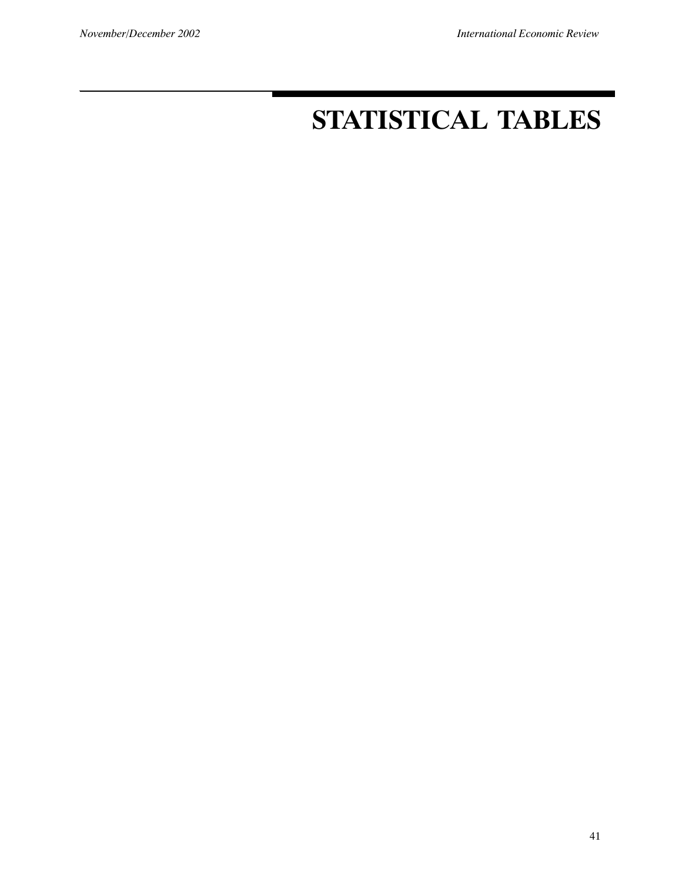# STATISTICAL TABLES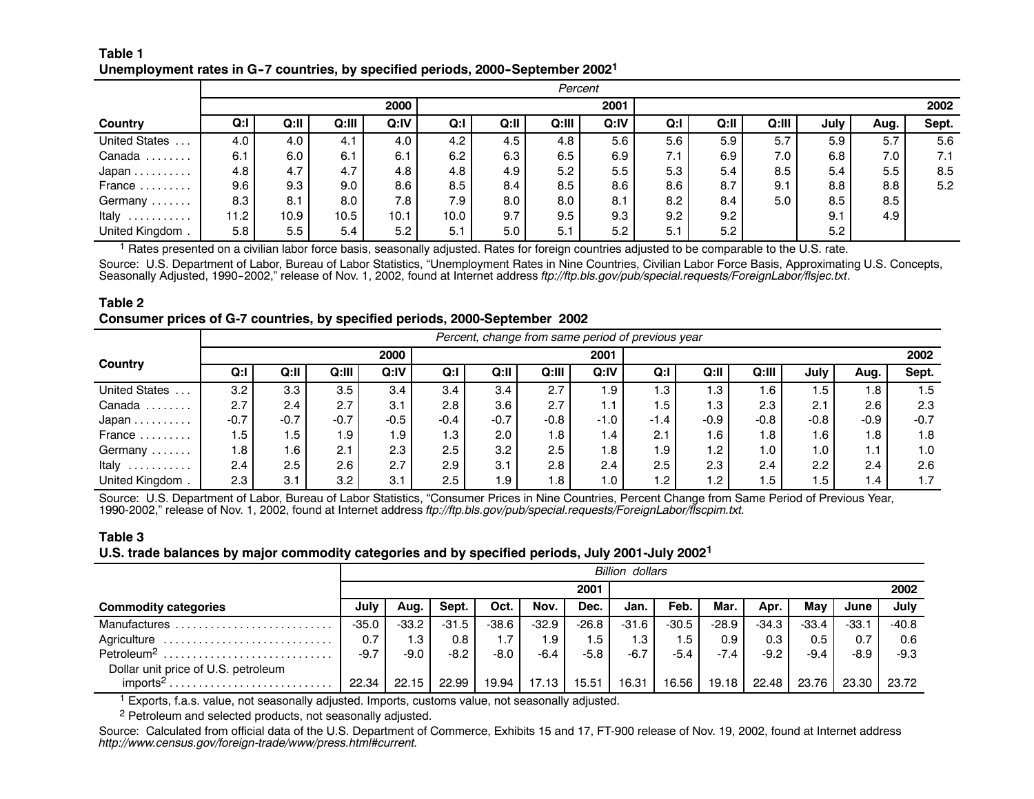**Table 1**
**Unemployment rates in G-7 countries, by specified periods, 2000-September 2002[1]**

| Country | Percent | | | | | | | | | | | | | |
|---|---|---|---|---|---|---|---|---|---|---|---|---|---|---|
| | 2000 | | | | 2001 | | | | 2002 | | | | | |
| | Q:I | Q:II | Q:III | Q:IV | Q:I | Q:II | Q:III | Q:IV | Q:I | Q:II | Q:III | July | Aug. | Sept. |
| United States | 4.0 | 4.0 | 4.1 | 4.0 | 4.2 | 4.5 | 4.8 | 5.6 | 5.6 | 5.9 | 5.7 | 5.9 | 5.7 | 5.6 |
| Canada | 6.1 | 6.0 | 6.1 | 6.1 | 6.2 | 6.3 | 6.5 | 6.9 | 7.1 | 6.9 | 7.0 | 6.8 | 7.0 | 7.1 |
| Japan | 4.8 | 4.7 | 4.7 | 4.8 | 4.8 | 4.9 | 5.2 | 5.5 | 5.3 | 5.4 | 8.5 | 5.4 | 5.5 | 8.5 |
| France | 9.6 | 9.3 | 9.0 | 8.6 | 8.5 | 8.4 | 8.5 | 8.6 | 8.6 | 8.7 | 9.1 | 8.8 | 8.8 | 5.2 |
| Germany | 8.3 | 8.1 | 8.0 | 7.8 | 7.9 | 8.0 | 8.0 | 8.1 | 8.2 | 8.4 | 5.0 | 8.5 | 8.5 | |
| Italy | 11.2 | 10.9 | 10.5 | 10.1 | 10.0 | 9.7 | 9.5 | 9.3 | 9.2 | 9.2 | | 9.1 | 4.9 | |
| United Kingdom | 5.8 | 5.5 | 5.4 | 5.2 | 5.1 | 5.0 | 5.1 | 5.2 | 5.1 | 5.2 | | 5.2 | | |

[1] Rates presented on a civilian labor force basis, seasonally adjusted. Rates for foreign countries adjusted to be comparable to the U.S. rate.

Source: U.S. Department of Labor, Bureau of Labor Statistics, "Unemployment Rates in Nine Countries, Civilian Labor Force Basis, Approximating U.S. Concepts, Seasonally Adjusted, 1990-2002," release of Nov. 1, 2002, found at Internet address *ftp://ftp.bls.gov/pub/special.requests/ForeignLabor/flsjec.txt*.

**Table 2**
**Consumer prices of G-7 countries, by specified periods, 2000-September 2002**

| Country | Percent, change from same period of previous year | | | | | | | | | | | | | |
|---|---|---|---|---|---|---|---|---|---|---|---|---|---|---|
| | 2000 | | | | 2001 | | | | 2002 | | | | | |
| | Q:I | Q:II | Q:III | Q:IV | Q:I | Q:II | Q:III | Q:IV | Q:I | Q:II | Q:III | July | Aug. | Sept. |
| United States | 3.2 | 3.3 | 3.5 | 3.4 | 3.4 | 3.4 | 2.7 | 1.9 | 1.3 | 1.3 | 1.6 | 1.5 | 1.8 | 1.5 |
| Canada | 2.7 | 2.4 | 2.7 | 3.1 | 2.8 | 3.6 | 2.7 | 1.1 | 1.5 | 1.3 | 2.3 | 2.1 | 2.6 | 2.3 |
| Japan | -0.7 | -0.7 | -0.7 | -0.5 | -0.4 | -0.7 | -0.8 | -1.0 | -1.4 | -0.9 | -0.8 | -0.8 | -0.9 | -0.7 |
| France | 1.5 | 1.5 | 1.9 | 1.9 | 1.3 | 2.0 | 1.8 | 1.4 | 2.1 | 1.6 | 1.8 | 1.6 | 1.8 | 1.8 |
| Germany | 1.8 | 1.6 | 2.1 | 2.3 | 2.5 | 3.2 | 2.5 | 1.8 | 1.9 | 1.2 | 1.0 | 1.0 | 1.1 | 1.0 |
| Italy | 2.4 | 2.5 | 2.6 | 2.7 | 2.9 | 3.1 | 2.8 | 2.4 | 2.5 | 2.3 | 2.4 | 2.2 | 2.4 | 2.6 |
| United Kingdom | 2.3 | 3.1 | 3.2 | 3.1 | 2.5 | 1.9 | 1.8 | 1.0 | 1.2 | 1.2 | 1.5 | 1.5 | 1.4 | 1.7 |

Source: U.S. Department of Labor, Bureau of Labor Statistics, "Consumer Prices in Nine Countries, Percent Change from Same Period of Previous Year, 1990-2002," release of Nov. 1, 2002, found at Internet address *ftp://ftp.bls.gov/pub/special.requests/ForeignLabor/flscpim.txt.*

**Table 3**
**U.S. trade balances by major commodity categories and by specified periods, July 2001-July 2002[1]**

| Commodity categories | Billion dollars | | | | | | | | | | | | |
|---|---|---|---|---|---|---|---|---|---|---|---|---|---|
| | 2001 | | | | | | 2002 | | | | | | |
| | July | Aug. | Sept. | Oct. | Nov. | Dec. | Jan. | Feb. | Mar. | Apr. | May | June | July |
| Manufactures | -35.0 | -33.2 | -31.5 | -38.6 | -32.9 | -26.8 | -31.6 | -30.5 | -28.9 | -34.3 | -33.4 | -33.1 | -40.8 |
| Agriculture | 0.7 | 1.3 | 0.8 | 1.7 | 1.9 | 1.5 | 1.3 | 1.5 | 0.9 | 0.3 | 0.5 | 0.7 | 0.6 |
| Petroleum[2] | -9.7 | -9.0 | -8.2 | -8.0 | -6.4 | -5.8 | -6.7 | -5.4 | -7.4 | -9.2 | -9.4 | -8.9 | -9.3 |
| Dollar unit price of U.S. petroleum imports[2] | 22.34 | 22.15 | 22.99 | 19.94 | 17.13 | 15.51 | 16.31 | 16.56 | 19.18 | 22.48 | 23.76 | 23.30 | 23.72 |

[1] Exports, f.a.s. value, not seasonally adjusted. Imports, customs value, not seasonally adjusted.

[2] Petroleum and selected products, not seasonally adjusted.

Source: Calculated from official data of the U.S. Department of Commerce, Exhibits 15 and 17, FT-900 release of Nov. 19, 2002, found at Internet address *http://www.census.gov/foreign-trade/www/press.html#current.*